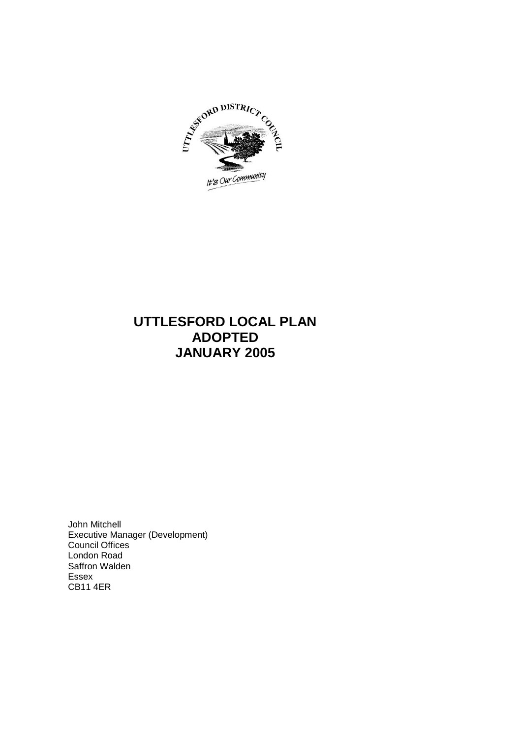# UTTLESFORD LOCAL PLAN
# ADOPTED
# JANUARY 2005

John Mitchell
Executive Manager (Development)
Council Offices
London Road
Saffron Walden
Essex
CB11 4ER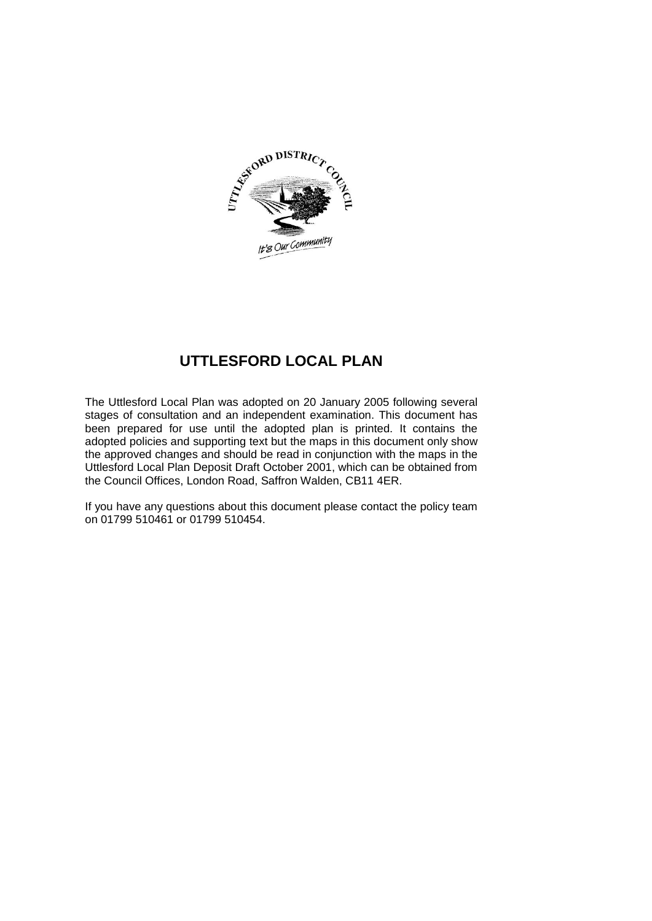# UTTLESFORD LOCAL PLAN

The Uttlesford Local Plan was adopted on 20 January 2005 following several stages of consultation and an independent examination. This document has been prepared for use until the adopted plan is printed. It contains the adopted policies and supporting text but the maps in this document only show the approved changes and should be read in conjunction with the maps in the Uttlesford Local Plan Deposit Draft October 2001, which can be obtained from the Council Offices, London Road, Saffron Walden, CB11 4ER.

If you have any questions about this document please contact the policy team on 01799 510461 or 01799 510454.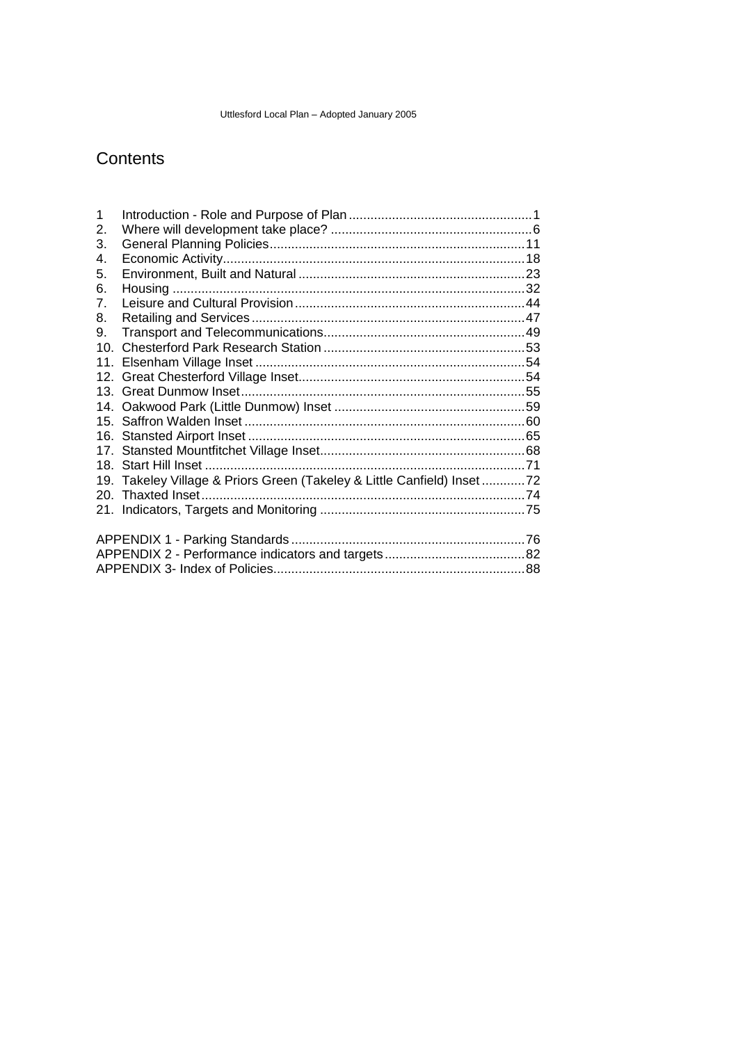# Contents

1 Introduction - Role and Purpose of Plan ........................................ 1
2. Where will development take place? ........................................ 6
3. General Planning Policies ........................................ 11
4. Economic Activity ........................................ 18
5. Environment, Built and Natural ........................................ 23
6. Housing ........................................ 32
7. Leisure and Cultural Provision ........................................ 44
8. Retailing and Services ........................................ 47
9. Transport and Telecommunications ........................................ 49
10. Chesterford Park Research Station ........................................ 53
11. Elsenham Village Inset ........................................ 54
12. Great Chesterford Village Inset ........................................ 54
13. Great Dunmow Inset ........................................ 55
14. Oakwood Park (Little Dunmow) Inset ........................................ 59
15. Saffron Walden Inset ........................................ 60
16. Stansted Airport Inset ........................................ 65
17. Stansted Mountfitchet Village Inset ........................................ 68
18. Start Hill Inset ........................................ 71
19. Takeley Village & Priors Green (Takeley & Little Canfield) Inset ............ 72
20. Thaxted Inset ........................................ 74
21. Indicators, Targets and Monitoring ........................................ 75

APPENDIX 1 - Parking Standards ........................................ 76
APPENDIX 2 - Performance indicators and targets ........................................ 82
APPENDIX 3- Index of Policies ........................................ 88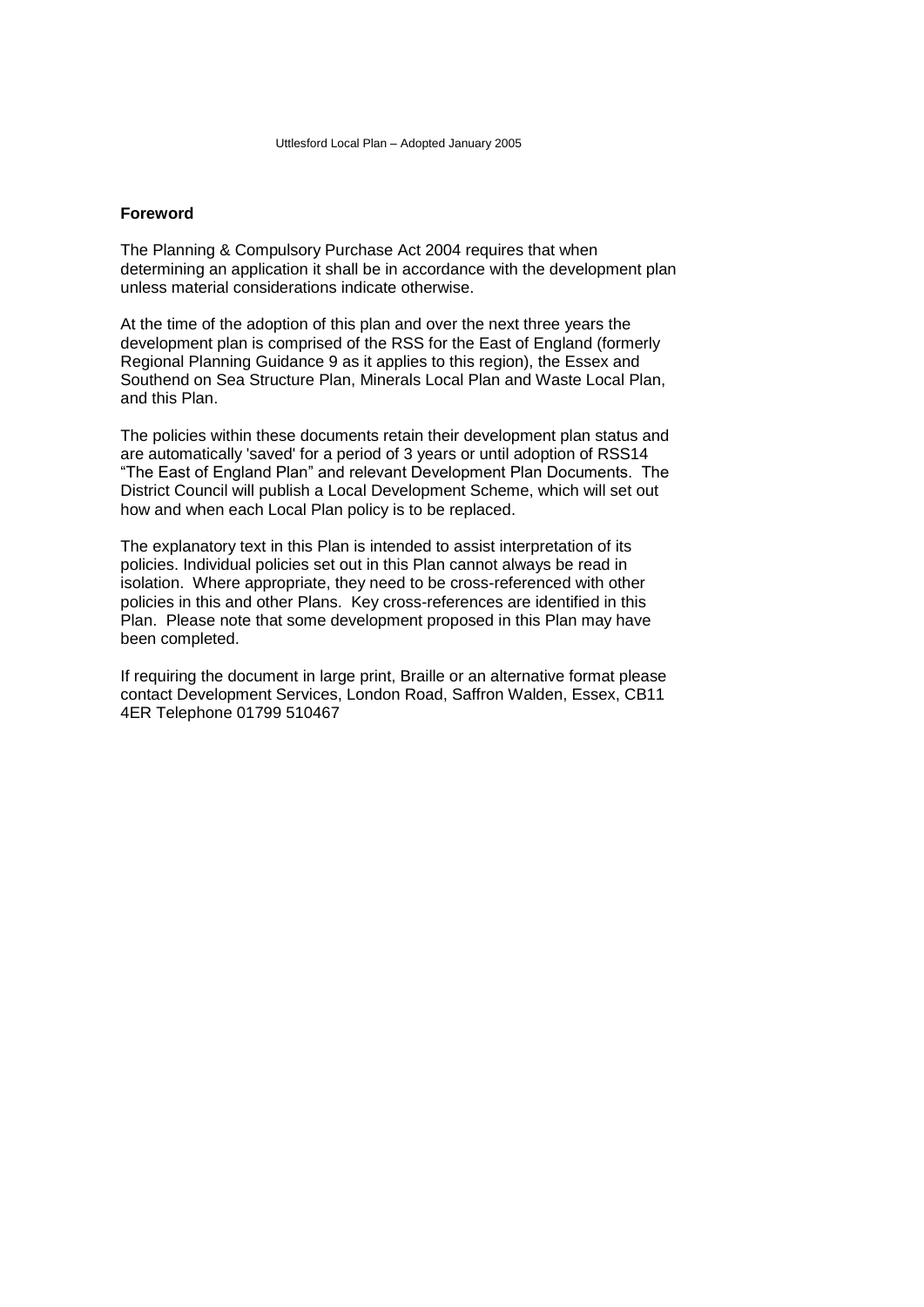## Foreword

The Planning & Compulsory Purchase Act 2004 requires that when determining an application it shall be in accordance with the development plan unless material considerations indicate otherwise.

At the time of the adoption of this plan and over the next three years the development plan is comprised of the RSS for the East of England (formerly Regional Planning Guidance 9 as it applies to this region), the Essex and Southend on Sea Structure Plan, Minerals Local Plan and Waste Local Plan, and this Plan.

The policies within these documents retain their development plan status and are automatically 'saved' for a period of 3 years or until adoption of RSS14 "The East of England Plan" and relevant Development Plan Documents. The District Council will publish a Local Development Scheme, which will set out how and when each Local Plan policy is to be replaced.

The explanatory text in this Plan is intended to assist interpretation of its policies. Individual policies set out in this Plan cannot always be read in isolation. Where appropriate, they need to be cross-referenced with other policies in this and other Plans. Key cross-references are identified in this Plan. Please note that some development proposed in this Plan may have been completed.

If requiring the document in large print, Braille or an alternative format please contact Development Services, London Road, Saffron Walden, Essex, CB11 4ER Telephone 01799 510467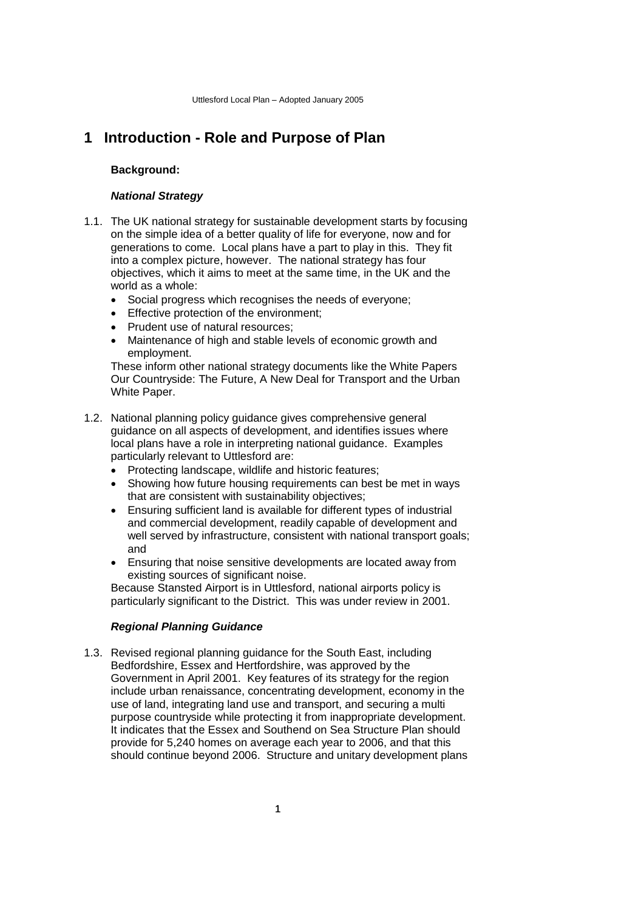# 1 Introduction - Role and Purpose of Plan

**Background:**

***National Strategy***

1.1. The UK national strategy for sustainable development starts by focusing on the simple idea of a better quality of life for everyone, now and for generations to come. Local plans have a part to play in this. They fit into a complex picture, however. The national strategy has four objectives, which it aims to meet at the same time, in the UK and the world as a whole:

- Social progress which recognises the needs of everyone;
- Effective protection of the environment;
- Prudent use of natural resources;
- Maintenance of high and stable levels of economic growth and employment.

These inform other national strategy documents like the White Papers Our Countryside: The Future, A New Deal for Transport and the Urban White Paper.

1.2. National planning policy guidance gives comprehensive general guidance on all aspects of development, and identifies issues where local plans have a role in interpreting national guidance. Examples particularly relevant to Uttlesford are:

- Protecting landscape, wildlife and historic features;
- Showing how future housing requirements can best be met in ways that are consistent with sustainability objectives;
- Ensuring sufficient land is available for different types of industrial and commercial development, readily capable of development and well served by infrastructure, consistent with national transport goals; and
- Ensuring that noise sensitive developments are located away from existing sources of significant noise.

Because Stansted Airport is in Uttlesford, national airports policy is particularly significant to the District. This was under review in 2001.

***Regional Planning Guidance***

1.3. Revised regional planning guidance for the South East, including Bedfordshire, Essex and Hertfordshire, was approved by the Government in April 2001. Key features of its strategy for the region include urban renaissance, concentrating development, economy in the use of land, integrating land use and transport, and securing a multi purpose countryside while protecting it from inappropriate development. It indicates that the Essex and Southend on Sea Structure Plan should provide for 5,240 homes on average each year to 2006, and that this should continue beyond 2006. Structure and unitary development plans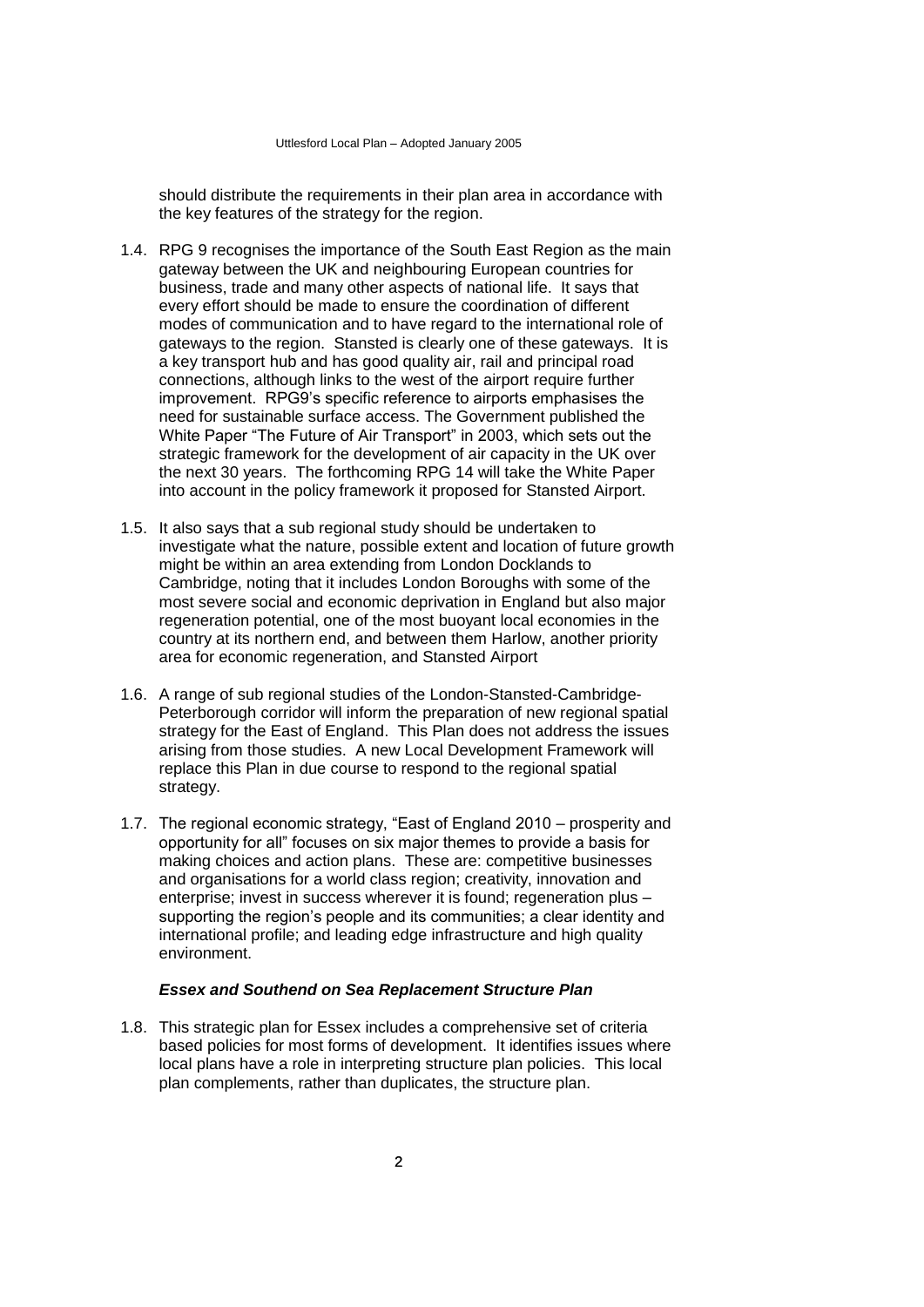should distribute the requirements in their plan area in accordance with the key features of the strategy for the region.

1.4. RPG 9 recognises the importance of the South East Region as the main gateway between the UK and neighbouring European countries for business, trade and many other aspects of national life. It says that every effort should be made to ensure the coordination of different modes of communication and to have regard to the international role of gateways to the region. Stansted is clearly one of these gateways. It is a key transport hub and has good quality air, rail and principal road connections, although links to the west of the airport require further improvement. RPG9's specific reference to airports emphasises the need for sustainable surface access. The Government published the White Paper "The Future of Air Transport" in 2003, which sets out the strategic framework for the development of air capacity in the UK over the next 30 years. The forthcoming RPG 14 will take the White Paper into account in the policy framework it proposed for Stansted Airport.

1.5. It also says that a sub regional study should be undertaken to investigate what the nature, possible extent and location of future growth might be within an area extending from London Docklands to Cambridge, noting that it includes London Boroughs with some of the most severe social and economic deprivation in England but also major regeneration potential, one of the most buoyant local economies in the country at its northern end, and between them Harlow, another priority area for economic regeneration, and Stansted Airport

1.6. A range of sub regional studies of the London-Stansted-Cambridge-Peterborough corridor will inform the preparation of new regional spatial strategy for the East of England. This Plan does not address the issues arising from those studies. A new Local Development Framework will replace this Plan in due course to respond to the regional spatial strategy.

1.7. The regional economic strategy, "East of England 2010 – prosperity and opportunity for all" focuses on six major themes to provide a basis for making choices and action plans. These are: competitive businesses and organisations for a world class region; creativity, innovation and enterprise; invest in success wherever it is found; regeneration plus – supporting the region's people and its communities; a clear identity and international profile; and leading edge infrastructure and high quality environment.

***Essex and Southend on Sea Replacement Structure Plan***

1.8. This strategic plan for Essex includes a comprehensive set of criteria based policies for most forms of development. It identifies issues where local plans have a role in interpreting structure plan policies. This local plan complements, rather than duplicates, the structure plan.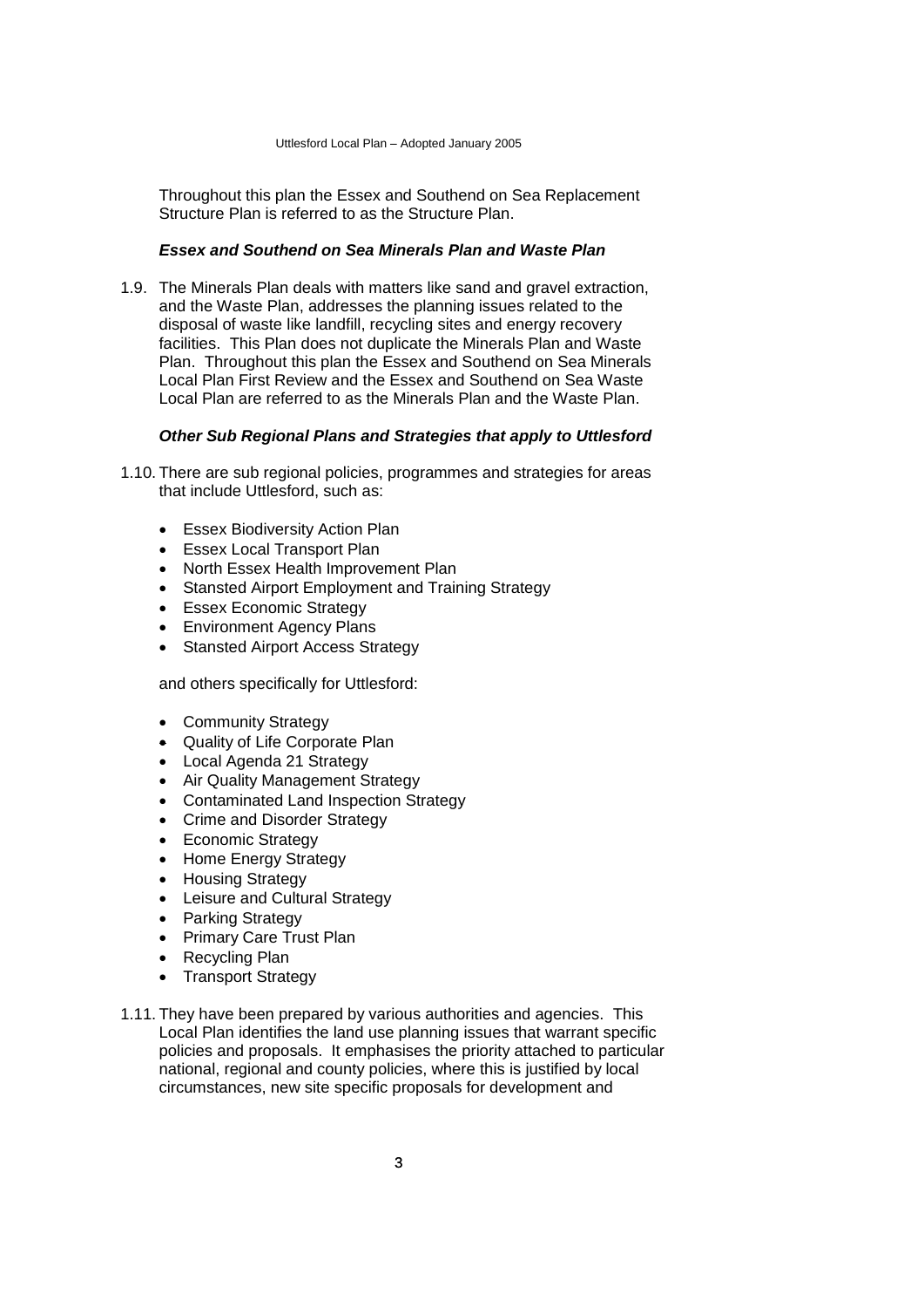Throughout this plan the Essex and Southend on Sea Replacement Structure Plan is referred to as the Structure Plan.

### *Essex and Southend on Sea Minerals Plan and Waste Plan*

1.9. The Minerals Plan deals with matters like sand and gravel extraction, and the Waste Plan, addresses the planning issues related to the disposal of waste like landfill, recycling sites and energy recovery facilities. This Plan does not duplicate the Minerals Plan and Waste Plan. Throughout this plan the Essex and Southend on Sea Minerals Local Plan First Review and the Essex and Southend on Sea Waste Local Plan are referred to as the Minerals Plan and the Waste Plan.

### *Other Sub Regional Plans and Strategies that apply to Uttlesford*

1.10. There are sub regional policies, programmes and strategies for areas that include Uttlesford, such as:

- Essex Biodiversity Action Plan
- Essex Local Transport Plan
- North Essex Health Improvement Plan
- Stansted Airport Employment and Training Strategy
- Essex Economic Strategy
- Environment Agency Plans
- Stansted Airport Access Strategy

and others specifically for Uttlesford:

- Community Strategy
- Quality of Life Corporate Plan
- Local Agenda 21 Strategy
- Air Quality Management Strategy
- Contaminated Land Inspection Strategy
- Crime and Disorder Strategy
- Economic Strategy
- Home Energy Strategy
- Housing Strategy
- Leisure and Cultural Strategy
- Parking Strategy
- Primary Care Trust Plan
- Recycling Plan
- Transport Strategy

1.11. They have been prepared by various authorities and agencies. This Local Plan identifies the land use planning issues that warrant specific policies and proposals. It emphasises the priority attached to particular national, regional and county policies, where this is justified by local circumstances, new site specific proposals for development and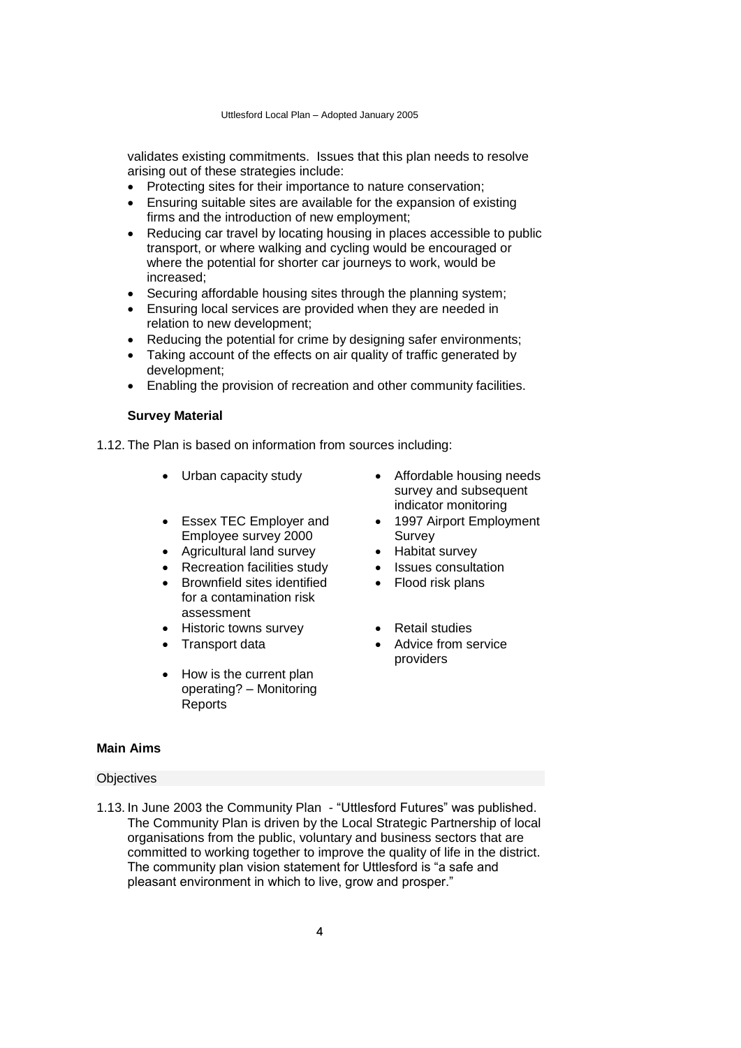validates existing commitments. Issues that this plan needs to resolve arising out of these strategies include:

- Protecting sites for their importance to nature conservation;
- Ensuring suitable sites are available for the expansion of existing firms and the introduction of new employment;
- Reducing car travel by locating housing in places accessible to public transport, or where walking and cycling would be encouraged or where the potential for shorter car journeys to work, would be increased;
- Securing affordable housing sites through the planning system;
- Ensuring local services are provided when they are needed in relation to new development;
- Reducing the potential for crime by designing safer environments;
- Taking account of the effects on air quality of traffic generated by development;
- Enabling the provision of recreation and other community facilities.

**Survey Material**

1.12. The Plan is based on information from sources including:

- Urban capacity study
- Essex TEC Employer and Employee survey 2000
- Agricultural land survey
- Recreation facilities study
- Brownfield sites identified for a contamination risk assessment
- Historic towns survey
- Transport data
- How is the current plan operating? – Monitoring Reports
- Affordable housing needs survey and subsequent indicator monitoring
- 1997 Airport Employment Survey
- Habitat survey
- Issues consultation
- Flood risk plans
- Retail studies
- Advice from service providers

## Main Aims

### Objectives

1.13. In June 2003 the Community Plan - "Uttlesford Futures" was published. The Community Plan is driven by the Local Strategic Partnership of local organisations from the public, voluntary and business sectors that are committed to working together to improve the quality of life in the district. The community plan vision statement for Uttlesford is "a safe and pleasant environment in which to live, grow and prosper."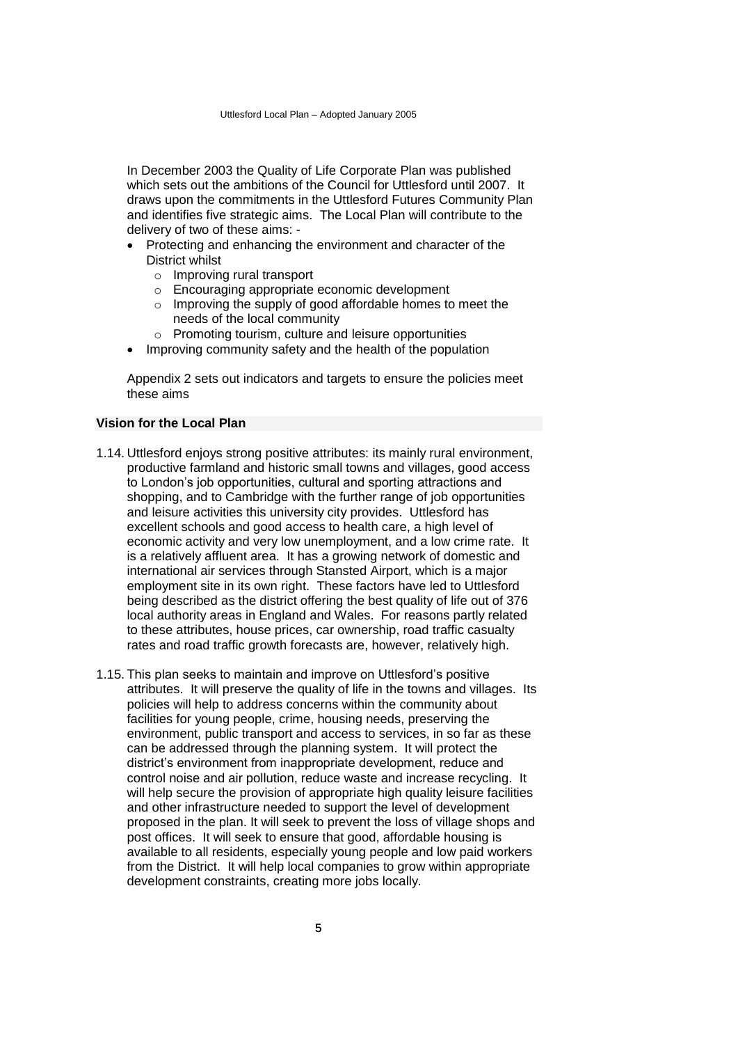In December 2003 the Quality of Life Corporate Plan was published which sets out the ambitions of the Council for Uttlesford until 2007. It draws upon the commitments in the Uttlesford Futures Community Plan and identifies five strategic aims. The Local Plan will contribute to the delivery of two of these aims: -

- Protecting and enhancing the environment and character of the District whilst
  - Improving rural transport
  - Encouraging appropriate economic development
  - Improving the supply of good affordable homes to meet the needs of the local community
  - Promoting tourism, culture and leisure opportunities
- Improving community safety and the health of the population

Appendix 2 sets out indicators and targets to ensure the policies meet these aims

### Vision for the Local Plan

1.14. Uttlesford enjoys strong positive attributes: its mainly rural environment, productive farmland and historic small towns and villages, good access to London's job opportunities, cultural and sporting attractions and shopping, and to Cambridge with the further range of job opportunities and leisure activities this university city provides. Uttlesford has excellent schools and good access to health care, a high level of economic activity and very low unemployment, and a low crime rate. It is a relatively affluent area. It has a growing network of domestic and international air services through Stansted Airport, which is a major employment site in its own right. These factors have led to Uttlesford being described as the district offering the best quality of life out of 376 local authority areas in England and Wales. For reasons partly related to these attributes, house prices, car ownership, road traffic casualty rates and road traffic growth forecasts are, however, relatively high.

1.15. This plan seeks to maintain and improve on Uttlesford's positive attributes. It will preserve the quality of life in the towns and villages. Its policies will help to address concerns within the community about facilities for young people, crime, housing needs, preserving the environment, public transport and access to services, in so far as these can be addressed through the planning system. It will protect the district's environment from inappropriate development, reduce and control noise and air pollution, reduce waste and increase recycling. It will help secure the provision of appropriate high quality leisure facilities and other infrastructure needed to support the level of development proposed in the plan. It will seek to prevent the loss of village shops and post offices. It will seek to ensure that good, affordable housing is available to all residents, especially young people and low paid workers from the District. It will help local companies to grow within appropriate development constraints, creating more jobs locally.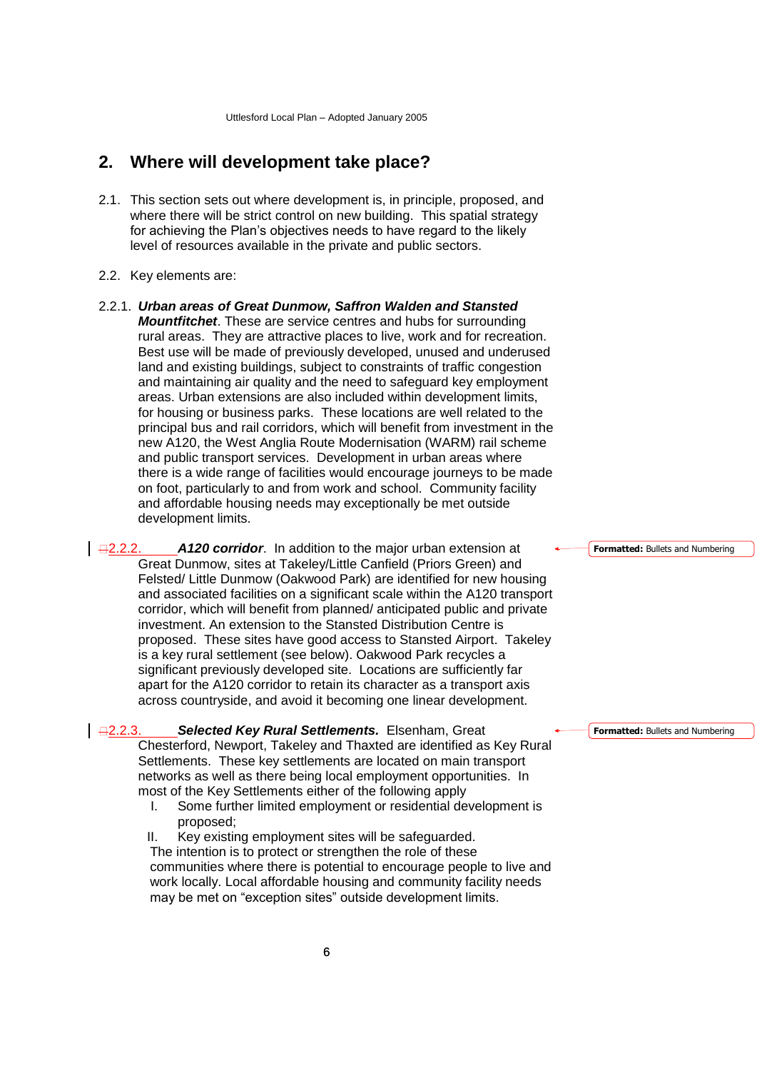## 2. Where will development take place?

2.1. This section sets out where development is, in principle, proposed, and where there will be strict control on new building. This spatial strategy for achieving the Plan's objectives needs to have regard to the likely level of resources available in the private and public sectors.

2.2. Key elements are:

2.2.1. ***Urban areas of Great Dunmow, Saffron Walden and Stansted Mountfitchet***. These are service centres and hubs for surrounding rural areas. They are attractive places to live, work and for recreation. Best use will be made of previously developed, unused and underused land and existing buildings, subject to constraints of traffic congestion and maintaining air quality and the need to safeguard key employment areas. Urban extensions are also included within development limits, for housing or business parks. These locations are well related to the principal bus and rail corridors, which will benefit from investment in the new A120, the West Anglia Route Modernisation (WARM) rail scheme and public transport services. Development in urban areas where there is a wide range of facilities would encourage journeys to be made on foot, particularly to and from work and school. Community facility and affordable housing needs may exceptionally be met outside development limits.

2.2.2. ***A120 corridor***. In addition to the major urban extension at Great Dunmow, sites at Takeley/Little Canfield (Priors Green) and Felsted/ Little Dunmow (Oakwood Park) are identified for new housing and associated facilities on a significant scale within the A120 transport corridor, which will benefit from planned/ anticipated public and private investment. An extension to the Stansted Distribution Centre is proposed. These sites have good access to Stansted Airport. Takeley is a key rural settlement (see below). Oakwood Park recycles a significant previously developed site. Locations are sufficiently far apart for the A120 corridor to retain its character as a transport axis across countryside, and avoid it becoming one linear development.

2.2.3. ***Selected Key Rural Settlements.*** Elsenham, Great Chesterford, Newport, Takeley and Thaxted are identified as Key Rural Settlements. These key settlements are located on main transport networks as well as there being local employment opportunities. In most of the Key Settlements either of the following apply

I. Some further limited employment or residential development is proposed;
II. Key existing employment sites will be safeguarded.

The intention is to protect or strengthen the role of these communities where there is potential to encourage people to live and work locally. Local affordable housing and community facility needs may be met on "exception sites" outside development limits.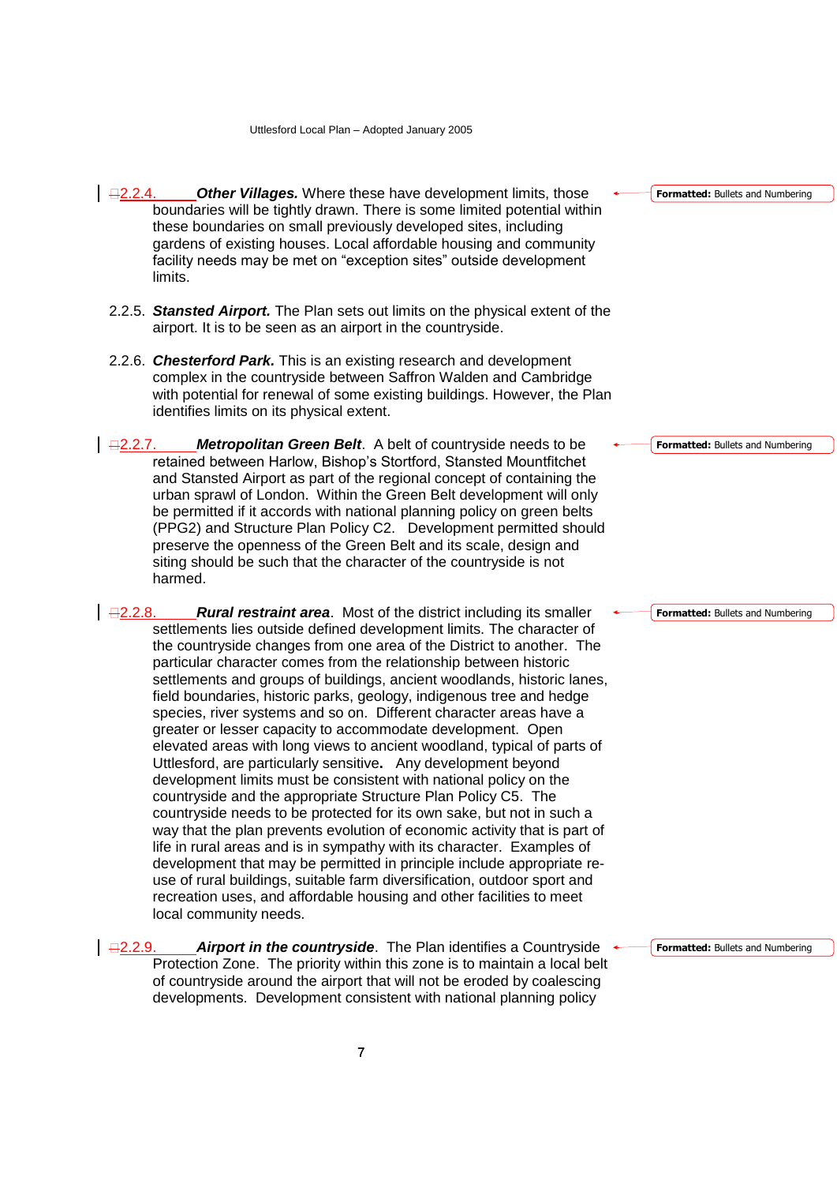2.2.4. ***Other Villages.*** Where these have development limits, those boundaries will be tightly drawn. There is some limited potential within these boundaries on small previously developed sites, including gardens of existing houses. Local affordable housing and community facility needs may be met on "exception sites" outside development limits.

2.2.5. ***Stansted Airport.*** The Plan sets out limits on the physical extent of the airport. It is to be seen as an airport in the countryside.

2.2.6. ***Chesterford Park.*** This is an existing research and development complex in the countryside between Saffron Walden and Cambridge with potential for renewal of some existing buildings. However, the Plan identifies limits on its physical extent.

2.2.7. ***Metropolitan Green Belt***. A belt of countryside needs to be retained between Harlow, Bishop's Stortford, Stansted Mountfitchet and Stansted Airport as part of the regional concept of containing the urban sprawl of London. Within the Green Belt development will only be permitted if it accords with national planning policy on green belts (PPG2) and Structure Plan Policy C2. Development permitted should preserve the openness of the Green Belt and its scale, design and siting should be such that the character of the countryside is not harmed.

2.2.8. ***Rural restraint area***. Most of the district including its smaller settlements lies outside defined development limits. The character of the countryside changes from one area of the District to another. The particular character comes from the relationship between historic settlements and groups of buildings, ancient woodlands, historic lanes, field boundaries, historic parks, geology, indigenous tree and hedge species, river systems and so on. Different character areas have a greater or lesser capacity to accommodate development. Open elevated areas with long views to ancient woodland, typical of parts of Uttlesford, are particularly sensitive**.** Any development beyond development limits must be consistent with national policy on the countryside and the appropriate Structure Plan Policy C5. The countryside needs to be protected for its own sake, but not in such a way that the plan prevents evolution of economic activity that is part of life in rural areas and is in sympathy with its character. Examples of development that may be permitted in principle include appropriate re-use of rural buildings, suitable farm diversification, outdoor sport and recreation uses, and affordable housing and other facilities to meet local community needs.

2.2.9. ***Airport in the countryside***. The Plan identifies a Countryside Protection Zone. The priority within this zone is to maintain a local belt of countryside around the airport that will not be eroded by coalescing developments. Development consistent with national planning policy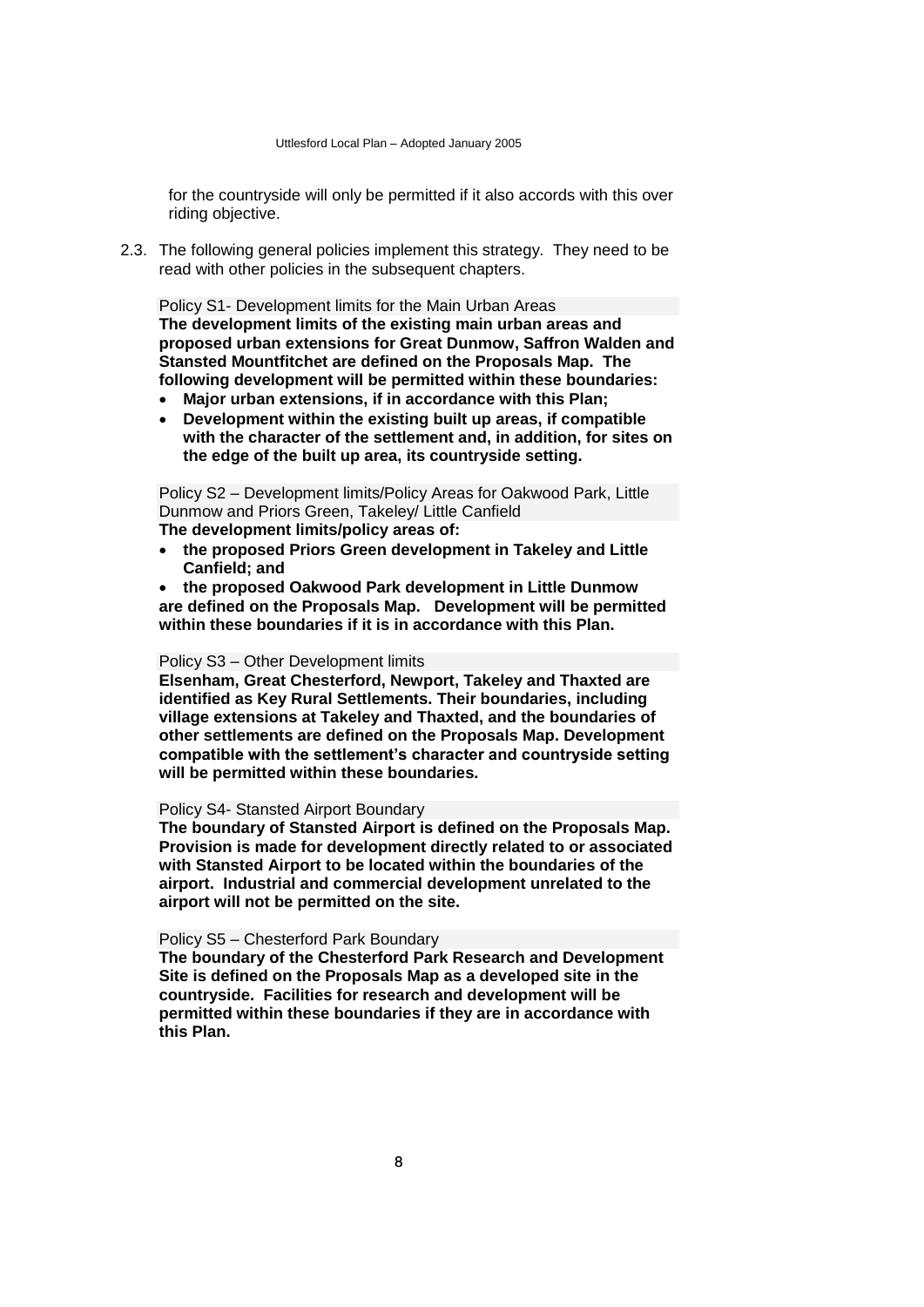for the countryside will only be permitted if it also accords with this over riding objective.

2.3. The following general policies implement this strategy. They need to be read with other policies in the subsequent chapters.

Policy S1- Development limits for the Main Urban Areas

**The development limits of the existing main urban areas and proposed urban extensions for Great Dunmow, Saffron Walden and Stansted Mountfitchet are defined on the Proposals Map. The following development will be permitted within these boundaries:**

- **Major urban extensions, if in accordance with this Plan;**
- **Development within the existing built up areas, if compatible with the character of the settlement and, in addition, for sites on the edge of the built up area, its countryside setting.**

Policy S2 – Development limits/Policy Areas for Oakwood Park, Little Dunmow and Priors Green, Takeley/ Little Canfield

**The development limits/policy areas of:**

- **the proposed Priors Green development in Takeley and Little Canfield; and**
- **the proposed Oakwood Park development in Little Dunmow**

**are defined on the Proposals Map. Development will be permitted within these boundaries if it is in accordance with this Plan.**

Policy S3 – Other Development limits

**Elsenham, Great Chesterford, Newport, Takeley and Thaxted are identified as Key Rural Settlements. Their boundaries, including village extensions at Takeley and Thaxted, and the boundaries of other settlements are defined on the Proposals Map. Development compatible with the settlement's character and countryside setting will be permitted within these boundaries.**

Policy S4- Stansted Airport Boundary

**The boundary of Stansted Airport is defined on the Proposals Map. Provision is made for development directly related to or associated with Stansted Airport to be located within the boundaries of the airport. Industrial and commercial development unrelated to the airport will not be permitted on the site.**

Policy S5 – Chesterford Park Boundary

**The boundary of the Chesterford Park Research and Development Site is defined on the Proposals Map as a developed site in the countryside. Facilities for research and development will be permitted within these boundaries if they are in accordance with this Plan.**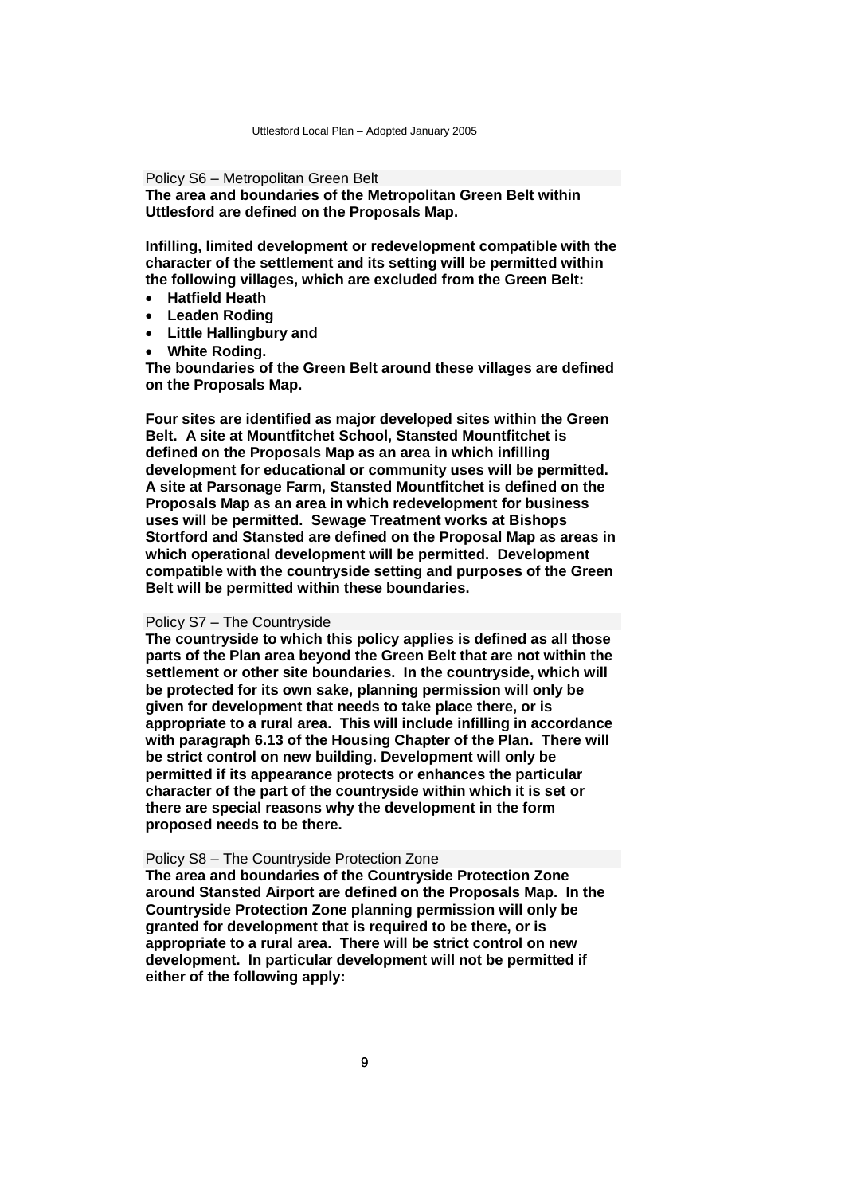### Policy S6 – Metropolitan Green Belt

**The area and boundaries of the Metropolitan Green Belt within Uttlesford are defined on the Proposals Map.**

**Infilling, limited development or redevelopment compatible with the character of the settlement and its setting will be permitted within the following villages, which are excluded from the Green Belt:**

- **Hatfield Heath**
- **Leaden Roding**
- **Little Hallingbury and**
- **White Roding.**

**The boundaries of the Green Belt around these villages are defined on the Proposals Map.**

**Four sites are identified as major developed sites within the Green Belt. A site at Mountfitchet School, Stansted Mountfitchet is defined on the Proposals Map as an area in which infilling development for educational or community uses will be permitted. A site at Parsonage Farm, Stansted Mountfitchet is defined on the Proposals Map as an area in which redevelopment for business uses will be permitted. Sewage Treatment works at Bishops Stortford and Stansted are defined on the Proposal Map as areas in which operational development will be permitted. Development compatible with the countryside setting and purposes of the Green Belt will be permitted within these boundaries.**

### Policy S7 – The Countryside

**The countryside to which this policy applies is defined as all those parts of the Plan area beyond the Green Belt that are not within the settlement or other site boundaries. In the countryside, which will be protected for its own sake, planning permission will only be given for development that needs to take place there, or is appropriate to a rural area. This will include infilling in accordance with paragraph 6.13 of the Housing Chapter of the Plan. There will be strict control on new building. Development will only be permitted if its appearance protects or enhances the particular character of the part of the countryside within which it is set or there are special reasons why the development in the form proposed needs to be there.**

### Policy S8 – The Countryside Protection Zone

**The area and boundaries of the Countryside Protection Zone around Stansted Airport are defined on the Proposals Map. In the Countryside Protection Zone planning permission will only be granted for development that is required to be there, or is appropriate to a rural area. There will be strict control on new development. In particular development will not be permitted if either of the following apply:**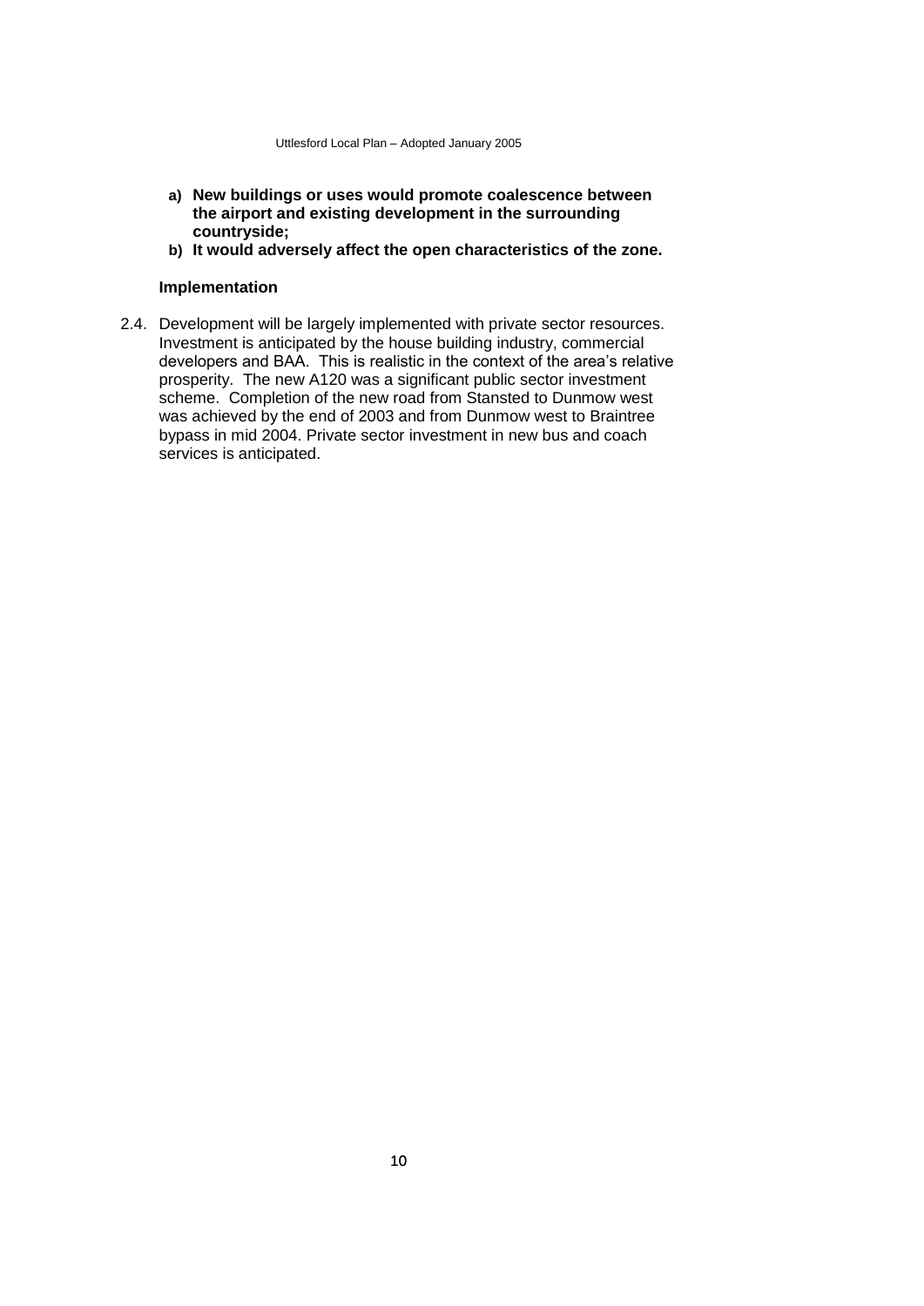- **a) New buildings or uses would promote coalescence between the airport and existing development in the surrounding countryside;**
- **b) It would adversely affect the open characteristics of the zone.**

**Implementation**

2.4. Development will be largely implemented with private sector resources. Investment is anticipated by the house building industry, commercial developers and BAA. This is realistic in the context of the area's relative prosperity. The new A120 was a significant public sector investment scheme. Completion of the new road from Stansted to Dunmow west was achieved by the end of 2003 and from Dunmow west to Braintree bypass in mid 2004. Private sector investment in new bus and coach services is anticipated.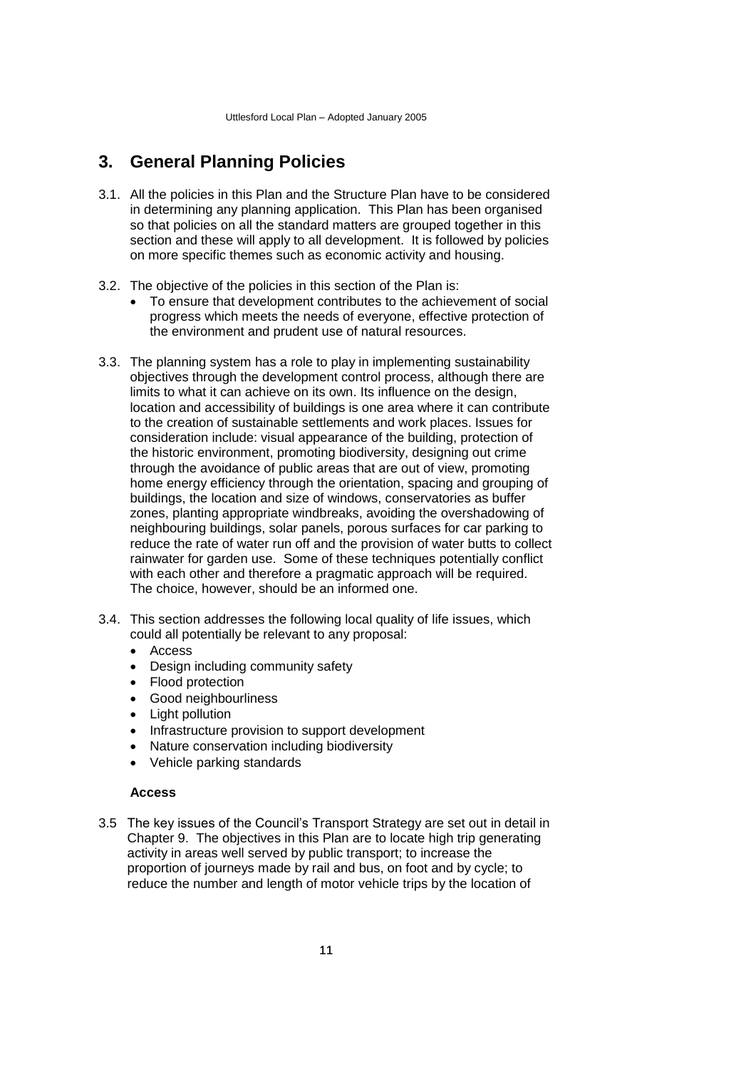# 3. General Planning Policies

3.1. All the policies in this Plan and the Structure Plan have to be considered in determining any planning application. This Plan has been organised so that policies on all the standard matters are grouped together in this section and these will apply to all development. It is followed by policies on more specific themes such as economic activity and housing.

3.2. The objective of the policies in this section of the Plan is:

- To ensure that development contributes to the achievement of social progress which meets the needs of everyone, effective protection of the environment and prudent use of natural resources.

3.3. The planning system has a role to play in implementing sustainability objectives through the development control process, although there are limits to what it can achieve on its own. Its influence on the design, location and accessibility of buildings is one area where it can contribute to the creation of sustainable settlements and work places. Issues for consideration include: visual appearance of the building, protection of the historic environment, promoting biodiversity, designing out crime through the avoidance of public areas that are out of view, promoting home energy efficiency through the orientation, spacing and grouping of buildings, the location and size of windows, conservatories as buffer zones, planting appropriate windbreaks, avoiding the overshadowing of neighbouring buildings, solar panels, porous surfaces for car parking to reduce the rate of water run off and the provision of water butts to collect rainwater for garden use. Some of these techniques potentially conflict with each other and therefore a pragmatic approach will be required. The choice, however, should be an informed one.

3.4. This section addresses the following local quality of life issues, which could all potentially be relevant to any proposal:

- Access
- Design including community safety
- Flood protection
- Good neighbourliness
- Light pollution
- Infrastructure provision to support development
- Nature conservation including biodiversity
- Vehicle parking standards

### Access

3.5 The key issues of the Council's Transport Strategy are set out in detail in Chapter 9. The objectives in this Plan are to locate high trip generating activity in areas well served by public transport; to increase the proportion of journeys made by rail and bus, on foot and by cycle; to reduce the number and length of motor vehicle trips by the location of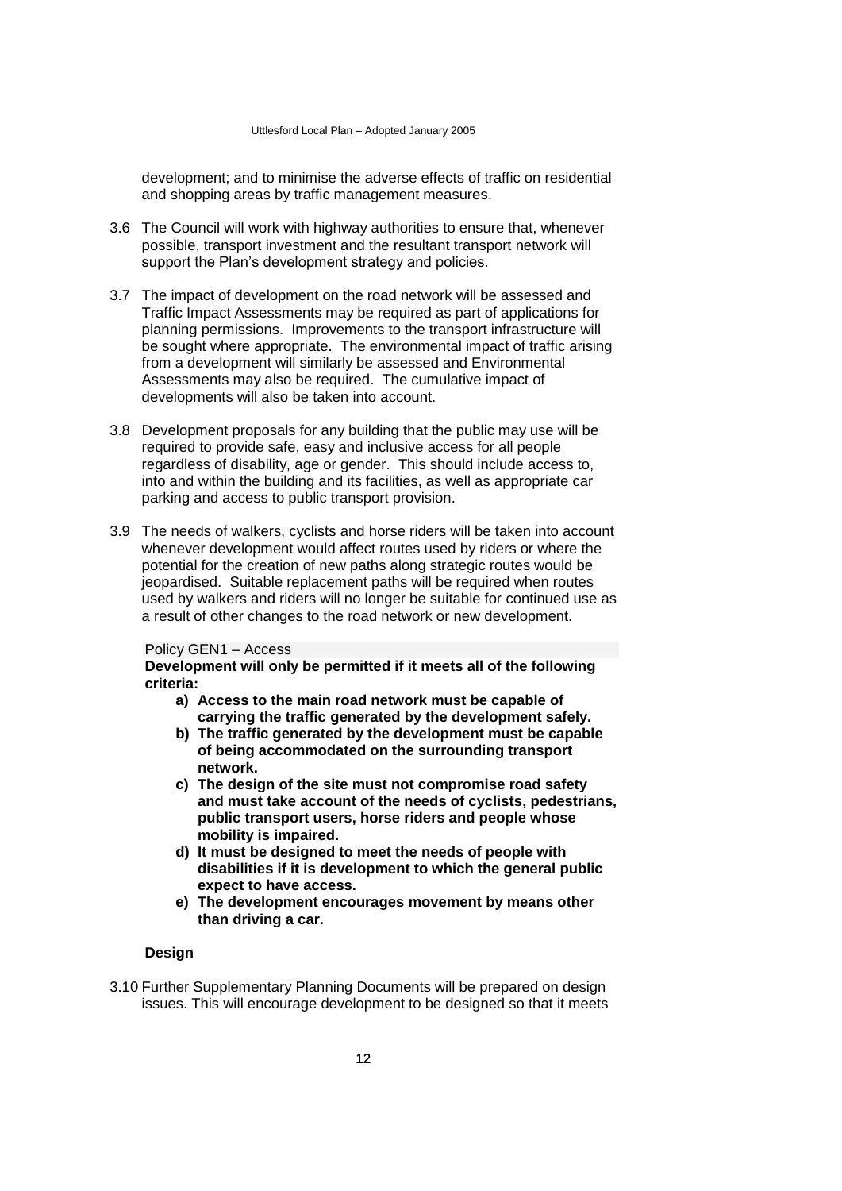development; and to minimise the adverse effects of traffic on residential and shopping areas by traffic management measures.

3.6 The Council will work with highway authorities to ensure that, whenever possible, transport investment and the resultant transport network will support the Plan's development strategy and policies.

3.7 The impact of development on the road network will be assessed and Traffic Impact Assessments may be required as part of applications for planning permissions. Improvements to the transport infrastructure will be sought where appropriate. The environmental impact of traffic arising from a development will similarly be assessed and Environmental Assessments may also be required. The cumulative impact of developments will also be taken into account.

3.8 Development proposals for any building that the public may use will be required to provide safe, easy and inclusive access for all people regardless of disability, age or gender. This should include access to, into and within the building and its facilities, as well as appropriate car parking and access to public transport provision.

3.9 The needs of walkers, cyclists and horse riders will be taken into account whenever development would affect routes used by riders or where the potential for the creation of new paths along strategic routes would be jeopardised. Suitable replacement paths will be required when routes used by walkers and riders will no longer be suitable for continued use as a result of other changes to the road network or new development.

Policy GEN1 – Access

**Development will only be permitted if it meets all of the following criteria:**

- **a) Access to the main road network must be capable of carrying the traffic generated by the development safely.**
- **b) The traffic generated by the development must be capable of being accommodated on the surrounding transport network.**
- **c) The design of the site must not compromise road safety and must take account of the needs of cyclists, pedestrians, public transport users, horse riders and people whose mobility is impaired.**
- **d) It must be designed to meet the needs of people with disabilities if it is development to which the general public expect to have access.**
- **e) The development encourages movement by means other than driving a car.**

### Design

3.10 Further Supplementary Planning Documents will be prepared on design issues. This will encourage development to be designed so that it meets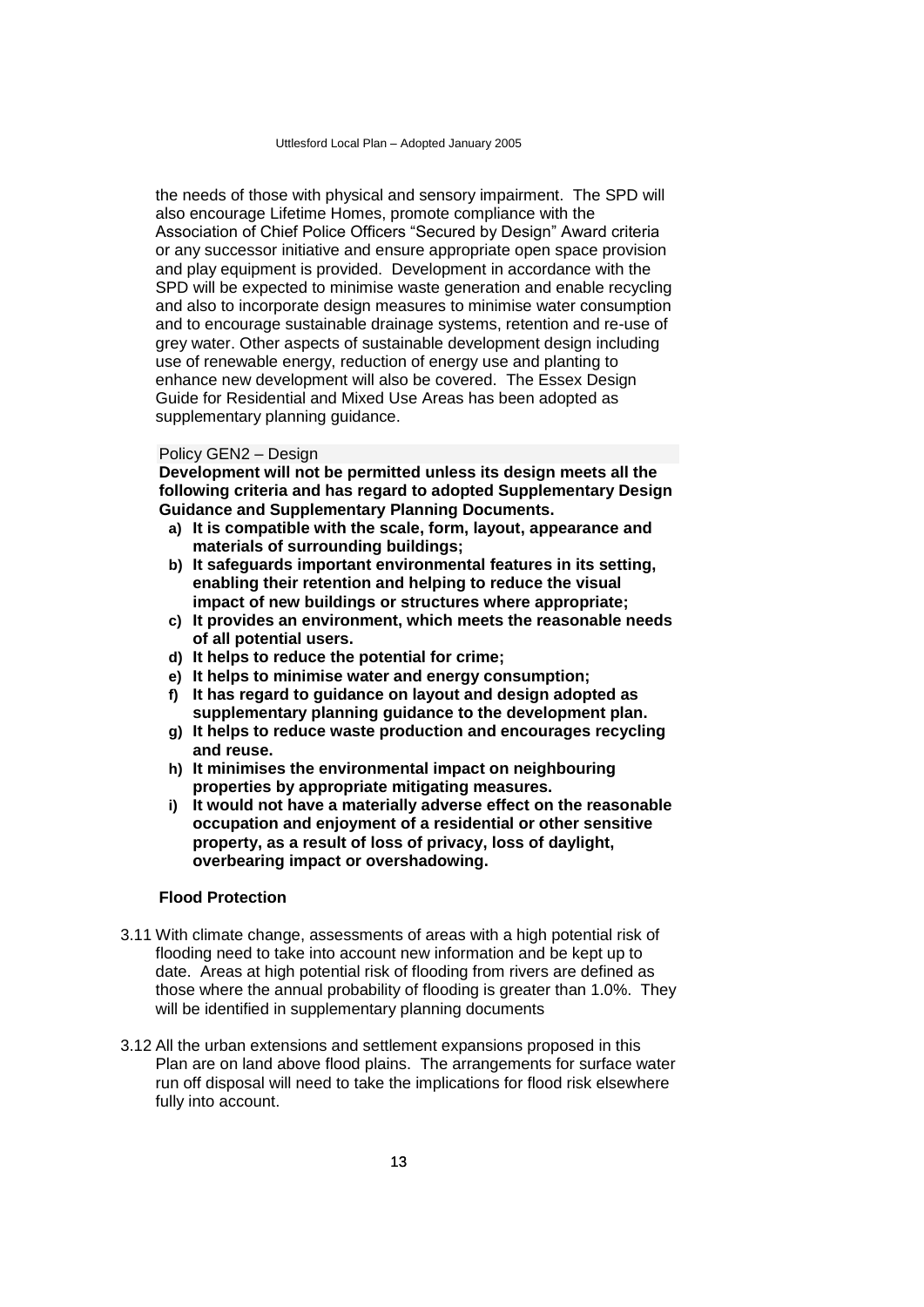the needs of those with physical and sensory impairment. The SPD will also encourage Lifetime Homes, promote compliance with the Association of Chief Police Officers "Secured by Design" Award criteria or any successor initiative and ensure appropriate open space provision and play equipment is provided. Development in accordance with the SPD will be expected to minimise waste generation and enable recycling and also to incorporate design measures to minimise water consumption and to encourage sustainable drainage systems, retention and re-use of grey water. Other aspects of sustainable development design including use of renewable energy, reduction of energy use and planting to enhance new development will also be covered. The Essex Design Guide for Residential and Mixed Use Areas has been adopted as supplementary planning guidance.

Policy GEN2 – Design

**Development will not be permitted unless its design meets all the following criteria and has regard to adopted Supplementary Design Guidance and Supplementary Planning Documents.**

- **a) It is compatible with the scale, form, layout, appearance and materials of surrounding buildings;**
- **b) It safeguards important environmental features in its setting, enabling their retention and helping to reduce the visual impact of new buildings or structures where appropriate;**
- **c) It provides an environment, which meets the reasonable needs of all potential users.**
- **d) It helps to reduce the potential for crime;**
- **e) It helps to minimise water and energy consumption;**
- **f) It has regard to guidance on layout and design adopted as supplementary planning guidance to the development plan.**
- **g) It helps to reduce waste production and encourages recycling and reuse.**
- **h) It minimises the environmental impact on neighbouring properties by appropriate mitigating measures.**
- **i) It would not have a materially adverse effect on the reasonable occupation and enjoyment of a residential or other sensitive property, as a result of loss of privacy, loss of daylight, overbearing impact or overshadowing.**

**Flood Protection**

3.11 With climate change, assessments of areas with a high potential risk of flooding need to take into account new information and be kept up to date. Areas at high potential risk of flooding from rivers are defined as those where the annual probability of flooding is greater than 1.0%. They will be identified in supplementary planning documents

3.12 All the urban extensions and settlement expansions proposed in this Plan are on land above flood plains. The arrangements for surface water run off disposal will need to take the implications for flood risk elsewhere fully into account.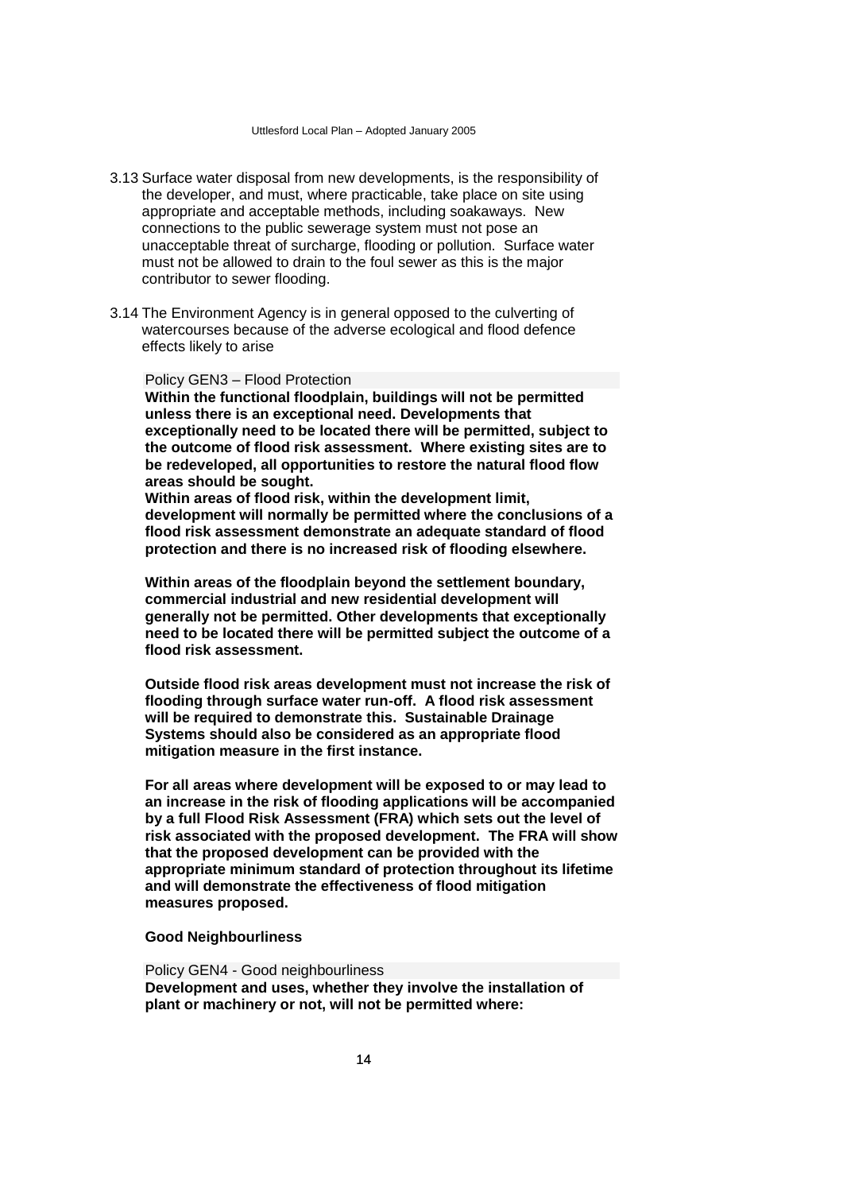3.13 Surface water disposal from new developments, is the responsibility of the developer, and must, where practicable, take place on site using appropriate and acceptable methods, including soakaways. New connections to the public sewerage system must not pose an unacceptable threat of surcharge, flooding or pollution. Surface water must not be allowed to drain to the foul sewer as this is the major contributor to sewer flooding.

3.14 The Environment Agency is in general opposed to the culverting of watercourses because of the adverse ecological and flood defence effects likely to arise

Policy GEN3 – Flood Protection

**Within the functional floodplain, buildings will not be permitted unless there is an exceptional need. Developments that exceptionally need to be located there will be permitted, subject to the outcome of flood risk assessment. Where existing sites are to be redeveloped, all opportunities to restore the natural flood flow areas should be sought.**

**Within areas of flood risk, within the development limit, development will normally be permitted where the conclusions of a flood risk assessment demonstrate an adequate standard of flood protection and there is no increased risk of flooding elsewhere.**

**Within areas of the floodplain beyond the settlement boundary, commercial industrial and new residential development will generally not be permitted. Other developments that exceptionally need to be located there will be permitted subject the outcome of a flood risk assessment.**

**Outside flood risk areas development must not increase the risk of flooding through surface water run-off. A flood risk assessment will be required to demonstrate this. Sustainable Drainage Systems should also be considered as an appropriate flood mitigation measure in the first instance.**

**For all areas where development will be exposed to or may lead to an increase in the risk of flooding applications will be accompanied by a full Flood Risk Assessment (FRA) which sets out the level of risk associated with the proposed development. The FRA will show that the proposed development can be provided with the appropriate minimum standard of protection throughout its lifetime and will demonstrate the effectiveness of flood mitigation measures proposed.**

### Good Neighbourliness

Policy GEN4 - Good neighbourliness

**Development and uses, whether they involve the installation of plant or machinery or not, will not be permitted where:**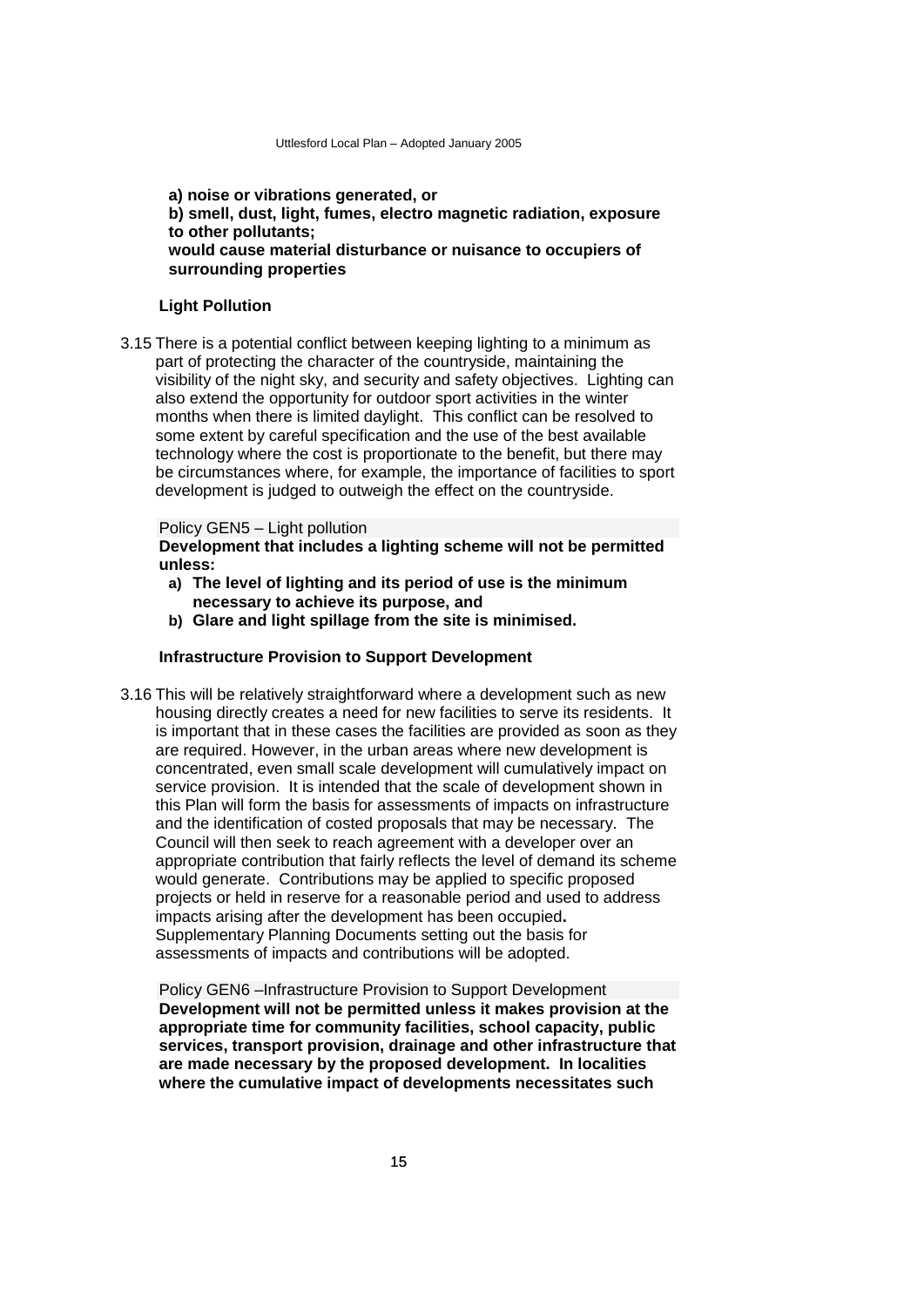**a) noise or vibrations generated, or**
**b) smell, dust, light, fumes, electro magnetic radiation, exposure to other pollutants;**
**would cause material disturbance or nuisance to occupiers of surrounding properties**

### Light Pollution

3.15 There is a potential conflict between keeping lighting to a minimum as part of protecting the character of the countryside, maintaining the visibility of the night sky, and security and safety objectives. Lighting can also extend the opportunity for outdoor sport activities in the winter months when there is limited daylight. This conflict can be resolved to some extent by careful specification and the use of the best available technology where the cost is proportionate to the benefit, but there may be circumstances where, for example, the importance of facilities to sport development is judged to outweigh the effect on the countryside.

Policy GEN5 – Light pollution

**Development that includes a lighting scheme will not be permitted unless:**

a) **The level of lighting and its period of use is the minimum necessary to achieve its purpose, and**
b) **Glare and light spillage from the site is minimised.**

### Infrastructure Provision to Support Development

3.16 This will be relatively straightforward where a development such as new housing directly creates a need for new facilities to serve its residents. It is important that in these cases the facilities are provided as soon as they are required. However, in the urban areas where new development is concentrated, even small scale development will cumulatively impact on service provision. It is intended that the scale of development shown in this Plan will form the basis for assessments of impacts on infrastructure and the identification of costed proposals that may be necessary. The Council will then seek to reach agreement with a developer over an appropriate contribution that fairly reflects the level of demand its scheme would generate. Contributions may be applied to specific proposed projects or held in reserve for a reasonable period and used to address impacts arising after the development has been occupied**.** Supplementary Planning Documents setting out the basis for assessments of impacts and contributions will be adopted.

Policy GEN6 –Infrastructure Provision to Support Development

**Development will not be permitted unless it makes provision at the appropriate time for community facilities, school capacity, public services, transport provision, drainage and other infrastructure that are made necessary by the proposed development. In localities where the cumulative impact of developments necessitates such**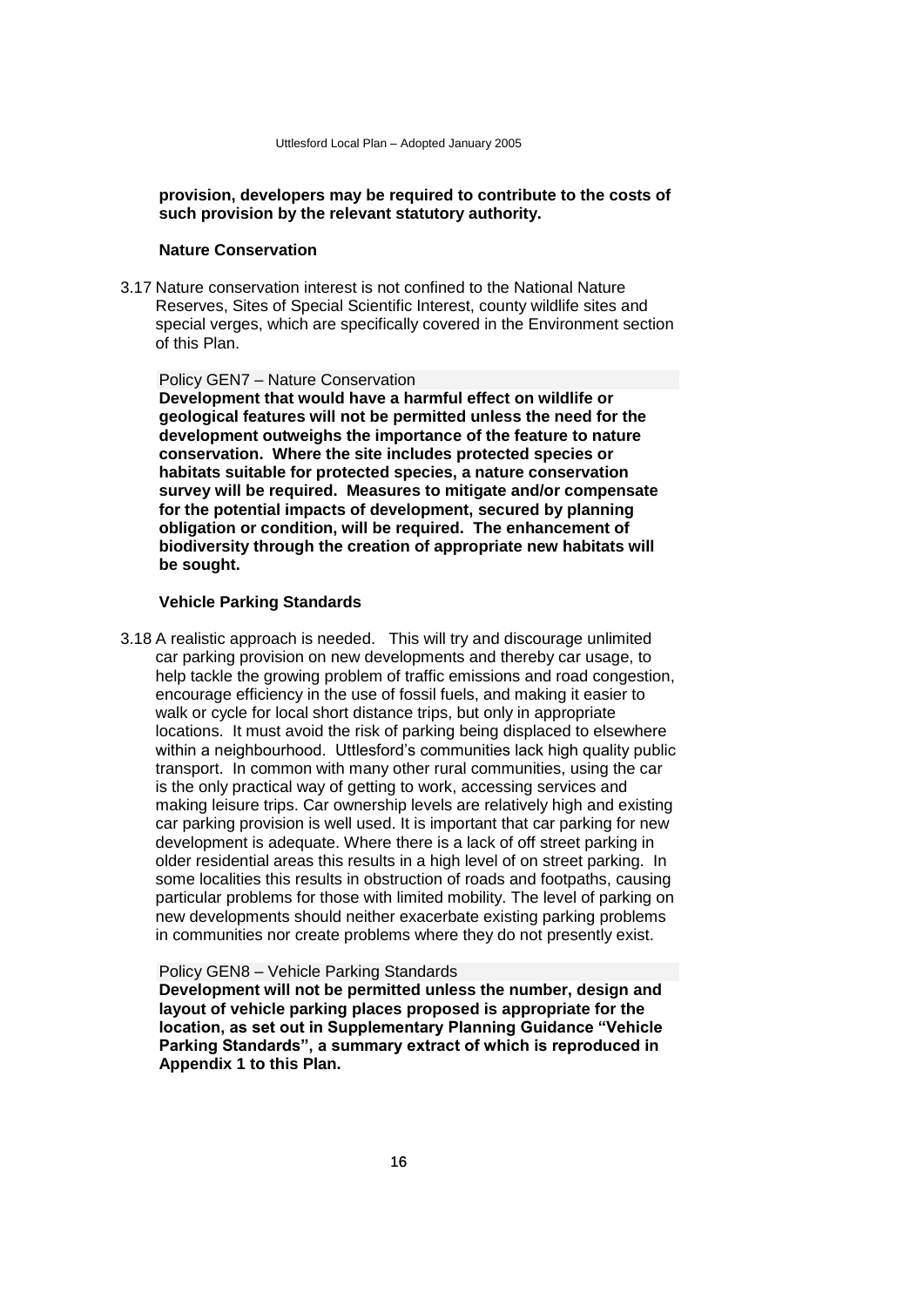**provision, developers may be required to contribute to the costs of such provision by the relevant statutory authority.**

### Nature Conservation

3.17 Nature conservation interest is not confined to the National Nature Reserves, Sites of Special Scientific Interest, county wildlife sites and special verges, which are specifically covered in the Environment section of this Plan.

Policy GEN7 – Nature Conservation

**Development that would have a harmful effect on wildlife or geological features will not be permitted unless the need for the development outweighs the importance of the feature to nature conservation. Where the site includes protected species or habitats suitable for protected species, a nature conservation survey will be required. Measures to mitigate and/or compensate for the potential impacts of development, secured by planning obligation or condition, will be required. The enhancement of biodiversity through the creation of appropriate new habitats will be sought.**

### Vehicle Parking Standards

3.18 A realistic approach is needed. This will try and discourage unlimited car parking provision on new developments and thereby car usage, to help tackle the growing problem of traffic emissions and road congestion, encourage efficiency in the use of fossil fuels, and making it easier to walk or cycle for local short distance trips, but only in appropriate locations. It must avoid the risk of parking being displaced to elsewhere within a neighbourhood. Uttlesford's communities lack high quality public transport. In common with many other rural communities, using the car is the only practical way of getting to work, accessing services and making leisure trips. Car ownership levels are relatively high and existing car parking provision is well used. It is important that car parking for new development is adequate. Where there is a lack of off street parking in older residential areas this results in a high level of on street parking. In some localities this results in obstruction of roads and footpaths, causing particular problems for those with limited mobility. The level of parking on new developments should neither exacerbate existing parking problems in communities nor create problems where they do not presently exist.

Policy GEN8 – Vehicle Parking Standards

**Development will not be permitted unless the number, design and layout of vehicle parking places proposed is appropriate for the location, as set out in Supplementary Planning Guidance "Vehicle Parking Standards", a summary extract of which is reproduced in Appendix 1 to this Plan.**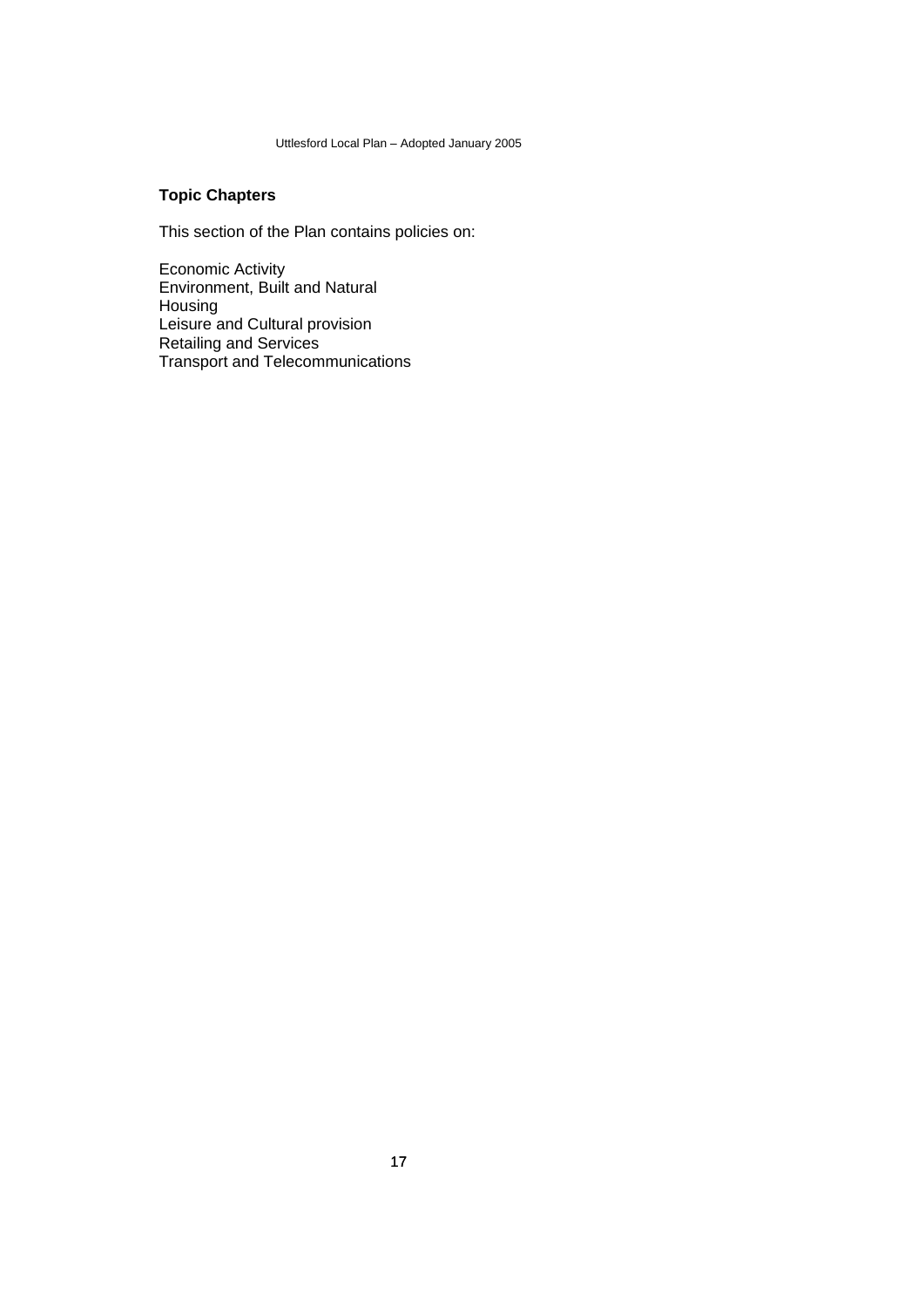## Topic Chapters

This section of the Plan contains policies on:

Economic Activity
Environment, Built and Natural
Housing
Leisure and Cultural provision
Retailing and Services
Transport and Telecommunications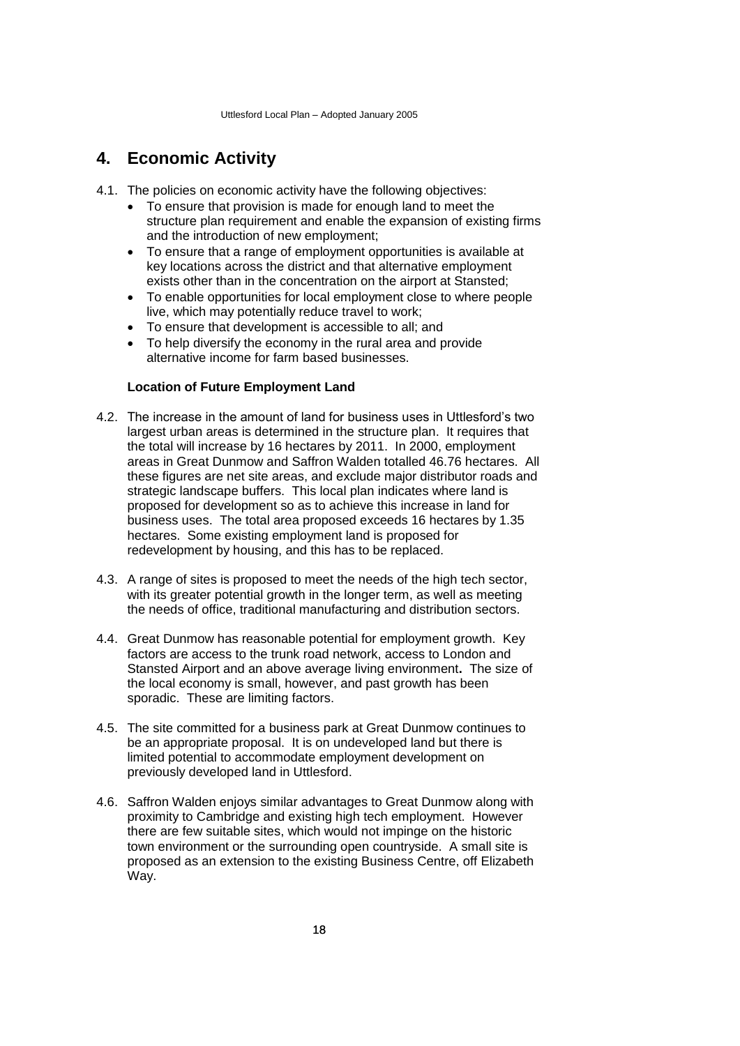# 4. Economic Activity

4.1. The policies on economic activity have the following objectives:

- To ensure that provision is made for enough land to meet the structure plan requirement and enable the expansion of existing firms and the introduction of new employment;
- To ensure that a range of employment opportunities is available at key locations across the district and that alternative employment exists other than in the concentration on the airport at Stansted;
- To enable opportunities for local employment close to where people live, which may potentially reduce travel to work;
- To ensure that development is accessible to all; and
- To help diversify the economy in the rural area and provide alternative income for farm based businesses.

**Location of Future Employment Land**

4.2. The increase in the amount of land for business uses in Uttlesford's two largest urban areas is determined in the structure plan. It requires that the total will increase by 16 hectares by 2011. In 2000, employment areas in Great Dunmow and Saffron Walden totalled 46.76 hectares. All these figures are net site areas, and exclude major distributor roads and strategic landscape buffers. This local plan indicates where land is proposed for development so as to achieve this increase in land for business uses. The total area proposed exceeds 16 hectares by 1.35 hectares. Some existing employment land is proposed for redevelopment by housing, and this has to be replaced.

4.3. A range of sites is proposed to meet the needs of the high tech sector, with its greater potential growth in the longer term, as well as meeting the needs of office, traditional manufacturing and distribution sectors.

4.4. Great Dunmow has reasonable potential for employment growth. Key factors are access to the trunk road network, access to London and Stansted Airport and an above average living environment**.** The size of the local economy is small, however, and past growth has been sporadic. These are limiting factors.

4.5. The site committed for a business park at Great Dunmow continues to be an appropriate proposal. It is on undeveloped land but there is limited potential to accommodate employment development on previously developed land in Uttlesford.

4.6. Saffron Walden enjoys similar advantages to Great Dunmow along with proximity to Cambridge and existing high tech employment. However there are few suitable sites, which would not impinge on the historic town environment or the surrounding open countryside. A small site is proposed as an extension to the existing Business Centre, off Elizabeth Way.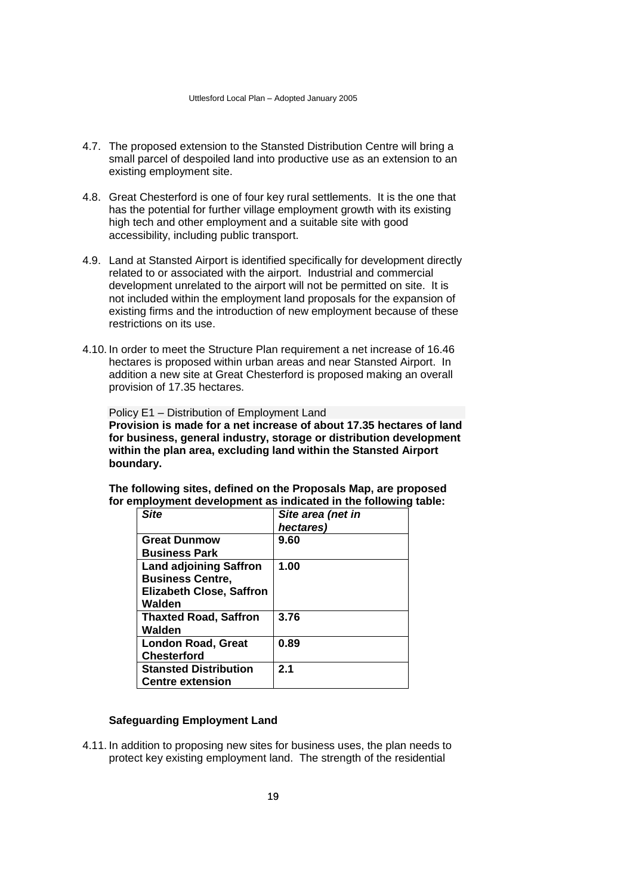4.7. The proposed extension to the Stansted Distribution Centre will bring a small parcel of despoiled land into productive use as an extension to an existing employment site.

4.8. Great Chesterford is one of four key rural settlements. It is the one that has the potential for further village employment growth with its existing high tech and other employment and a suitable site with good accessibility, including public transport.

4.9. Land at Stansted Airport is identified specifically for development directly related to or associated with the airport. Industrial and commercial development unrelated to the airport will not be permitted on site. It is not included within the employment land proposals for the expansion of existing firms and the introduction of new employment because of these restrictions on its use.

4.10. In order to meet the Structure Plan requirement a net increase of 16.46 hectares is proposed within urban areas and near Stansted Airport. In addition a new site at Great Chesterford is proposed making an overall provision of 17.35 hectares.

Policy E1 – Distribution of Employment Land

**Provision is made for a net increase of about 17.35 hectares of land for business, general industry, storage or distribution development within the plan area, excluding land within the Stansted Airport boundary.**

**The following sites, defined on the Proposals Map, are proposed for employment development as indicated in the following table:**

| ***Site*** | ***Site area (net in hectares)*** |
|---|---|
| **Great Dunmow Business Park** | **9.60** |
| **Land adjoining Saffron Business Centre, Elizabeth Close, Saffron Walden** | **1.00** |
| **Thaxted Road, Saffron Walden** | **3.76** |
| **London Road, Great Chesterford** | **0.89** |
| **Stansted Distribution Centre extension** | **2.1** |

### Safeguarding Employment Land

4.11. In addition to proposing new sites for business uses, the plan needs to protect key existing employment land. The strength of the residential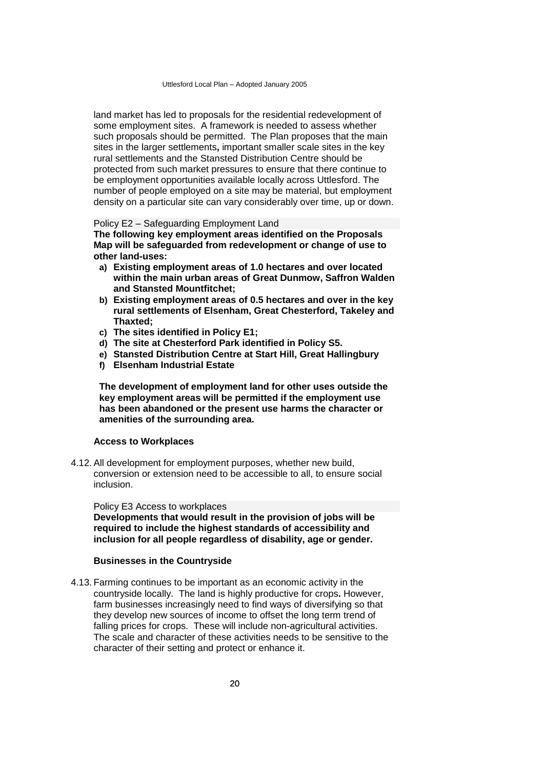land market has led to proposals for the residential redevelopment of some employment sites. A framework is needed to assess whether such proposals should be permitted. The Plan proposes that the main sites in the larger settlements**,** important smaller scale sites in the key rural settlements and the Stansted Distribution Centre should be protected from such market pressures to ensure that there continue to be employment opportunities available locally across Uttlesford. The number of people employed on a site may be material, but employment density on a particular site can vary considerably over time, up or down.

Policy E2 – Safeguarding Employment Land

**The following key employment areas identified on the Proposals Map will be safeguarded from redevelopment or change of use to other land-uses:**

- **a) Existing employment areas of 1.0 hectares and over located within the main urban areas of Great Dunmow, Saffron Walden and Stansted Mountfitchet;**
- **b) Existing employment areas of 0.5 hectares and over in the key rural settlements of Elsenham, Great Chesterford, Takeley and Thaxted;**
- **c) The sites identified in Policy E1;**
- **d) The site at Chesterford Park identified in Policy S5.**
- **e) Stansted Distribution Centre at Start Hill, Great Hallingbury**
- **f) Elsenham Industrial Estate**

**The development of employment land for other uses outside the key employment areas will be permitted if the employment use has been abandoned or the present use harms the character or amenities of the surrounding area.**

### Access to Workplaces

4.12. All development for employment purposes, whether new build, conversion or extension need to be accessible to all, to ensure social inclusion.

Policy E3 Access to workplaces

**Developments that would result in the provision of jobs will be required to include the highest standards of accessibility and inclusion for all people regardless of disability, age or gender.**

### Businesses in the Countryside

4.13. Farming continues to be important as an economic activity in the countryside locally. The land is highly productive for crops**.** However, farm businesses increasingly need to find ways of diversifying so that they develop new sources of income to offset the long term trend of falling prices for crops. These will include non-agricultural activities. The scale and character of these activities needs to be sensitive to the character of their setting and protect or enhance it.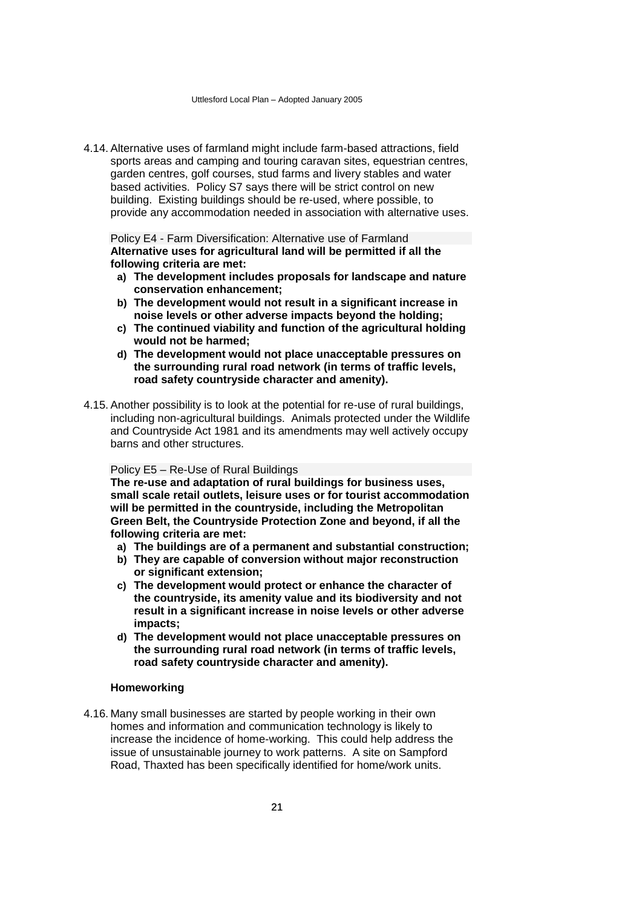4.14. Alternative uses of farmland might include farm-based attractions, field sports areas and camping and touring caravan sites, equestrian centres, garden centres, golf courses, stud farms and livery stables and water based activities. Policy S7 says there will be strict control on new building. Existing buildings should be re-used, where possible, to provide any accommodation needed in association with alternative uses.

Policy E4 - Farm Diversification: Alternative use of Farmland

**Alternative uses for agricultural land will be permitted if all the following criteria are met:**

- **a) The development includes proposals for landscape and nature conservation enhancement;**
- **b) The development would not result in a significant increase in noise levels or other adverse impacts beyond the holding;**
- **c) The continued viability and function of the agricultural holding would not be harmed;**
- **d) The development would not place unacceptable pressures on the surrounding rural road network (in terms of traffic levels, road safety countryside character and amenity).**

4.15. Another possibility is to look at the potential for re-use of rural buildings, including non-agricultural buildings. Animals protected under the Wildlife and Countryside Act 1981 and its amendments may well actively occupy barns and other structures.

Policy E5 – Re-Use of Rural Buildings

**The re-use and adaptation of rural buildings for business uses, small scale retail outlets, leisure uses or for tourist accommodation will be permitted in the countryside, including the Metropolitan Green Belt, the Countryside Protection Zone and beyond, if all the following criteria are met:**

- **a) The buildings are of a permanent and substantial construction;**
- **b) They are capable of conversion without major reconstruction or significant extension;**
- **c) The development would protect or enhance the character of the countryside, its amenity value and its biodiversity and not result in a significant increase in noise levels or other adverse impacts;**
- **d) The development would not place unacceptable pressures on the surrounding rural road network (in terms of traffic levels, road safety countryside character and amenity).**

### Homeworking

4.16. Many small businesses are started by people working in their own homes and information and communication technology is likely to increase the incidence of home-working. This could help address the issue of unsustainable journey to work patterns. A site on Sampford Road, Thaxted has been specifically identified for home/work units.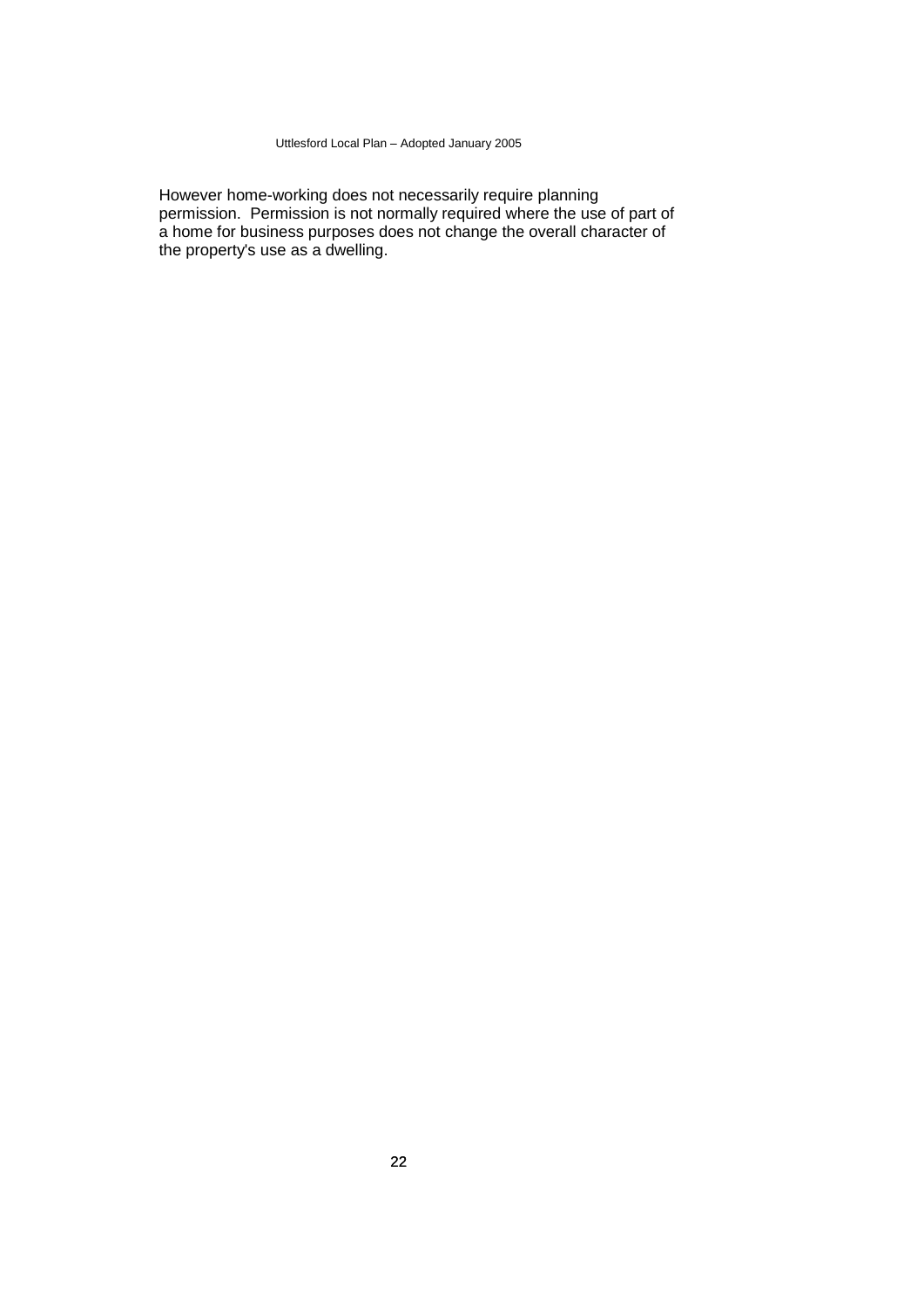However home-working does not necessarily require planning permission. Permission is not normally required where the use of part of a home for business purposes does not change the overall character of the property's use as a dwelling.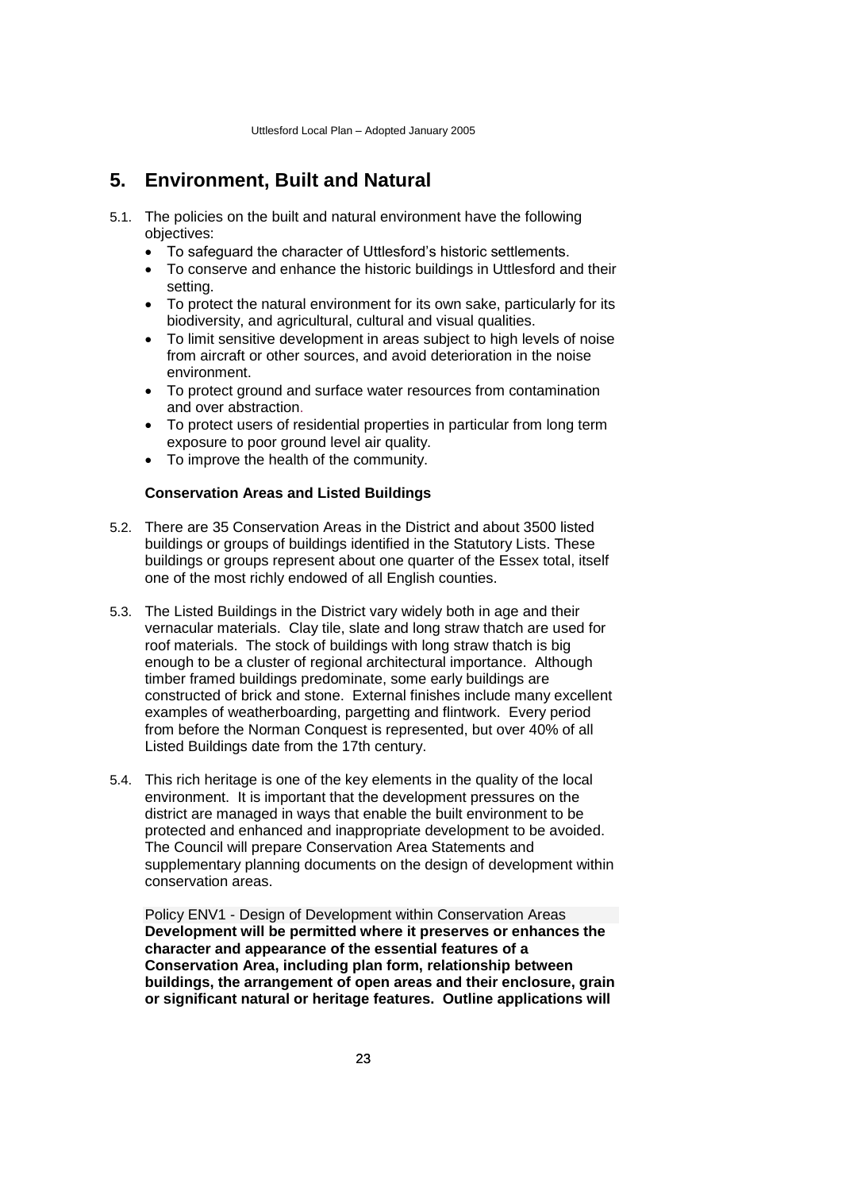# 5. Environment, Built and Natural

5.1. The policies on the built and natural environment have the following objectives:

- To safeguard the character of Uttlesford's historic settlements.
- To conserve and enhance the historic buildings in Uttlesford and their setting.
- To protect the natural environment for its own sake, particularly for its biodiversity, and agricultural, cultural and visual qualities.
- To limit sensitive development in areas subject to high levels of noise from aircraft or other sources, and avoid deterioration in the noise environment.
- To protect ground and surface water resources from contamination and over abstraction.
- To protect users of residential properties in particular from long term exposure to poor ground level air quality.
- To improve the health of the community.

### Conservation Areas and Listed Buildings

5.2. There are 35 Conservation Areas in the District and about 3500 listed buildings or groups of buildings identified in the Statutory Lists. These buildings or groups represent about one quarter of the Essex total, itself one of the most richly endowed of all English counties.

5.3. The Listed Buildings in the District vary widely both in age and their vernacular materials. Clay tile, slate and long straw thatch are used for roof materials. The stock of buildings with long straw thatch is big enough to be a cluster of regional architectural importance. Although timber framed buildings predominate, some early buildings are constructed of brick and stone. External finishes include many excellent examples of weatherboarding, pargetting and flintwork. Every period from before the Norman Conquest is represented, but over 40% of all Listed Buildings date from the 17th century.

5.4. This rich heritage is one of the key elements in the quality of the local environment. It is important that the development pressures on the district are managed in ways that enable the built environment to be protected and enhanced and inappropriate development to be avoided. The Council will prepare Conservation Area Statements and supplementary planning documents on the design of development within conservation areas.

Policy ENV1 - Design of Development within Conservation Areas
**Development will be permitted where it preserves or enhances the character and appearance of the essential features of a Conservation Area, including plan form, relationship between buildings, the arrangement of open areas and their enclosure, grain or significant natural or heritage features. Outline applications will**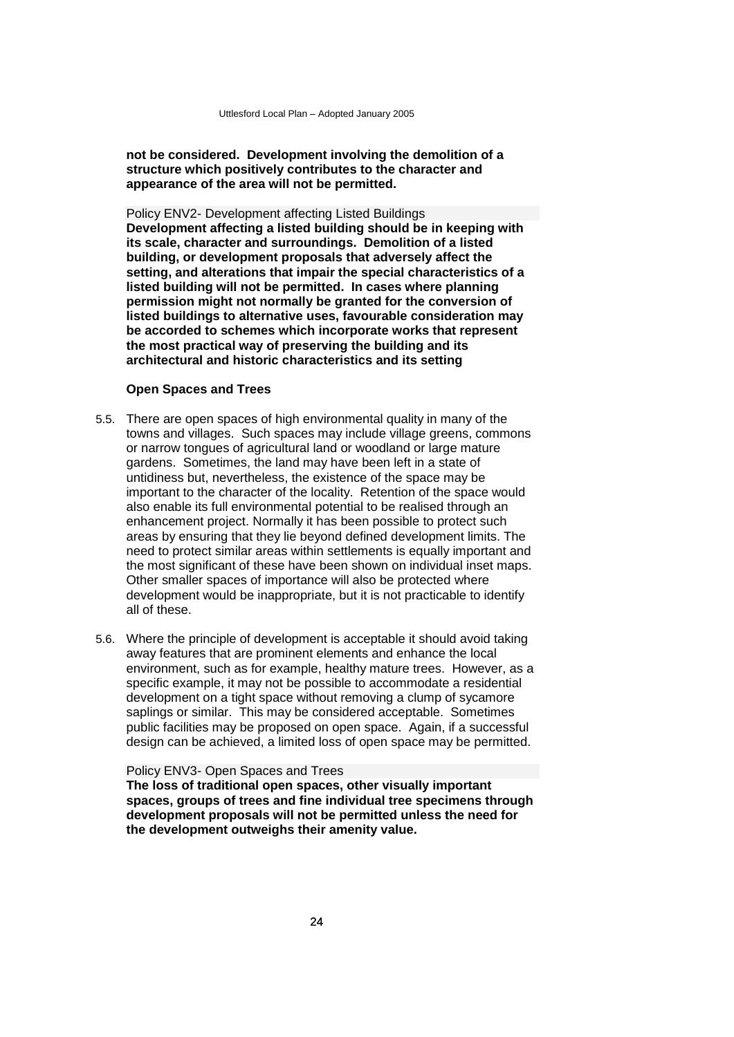**not be considered. Development involving the demolition of a structure which positively contributes to the character and appearance of the area will not be permitted.**

Policy ENV2- Development affecting Listed Buildings

**Development affecting a listed building should be in keeping with its scale, character and surroundings. Demolition of a listed building, or development proposals that adversely affect the setting, and alterations that impair the special characteristics of a listed building will not be permitted. In cases where planning permission might not normally be granted for the conversion of listed buildings to alternative uses, favourable consideration may be accorded to schemes which incorporate works that represent the most practical way of preserving the building and its architectural and historic characteristics and its setting**

### Open Spaces and Trees

5.5. There are open spaces of high environmental quality in many of the towns and villages. Such spaces may include village greens, commons or narrow tongues of agricultural land or woodland or large mature gardens. Sometimes, the land may have been left in a state of untidiness but, nevertheless, the existence of the space may be important to the character of the locality. Retention of the space would also enable its full environmental potential to be realised through an enhancement project. Normally it has been possible to protect such areas by ensuring that they lie beyond defined development limits. The need to protect similar areas within settlements is equally important and the most significant of these have been shown on individual inset maps. Other smaller spaces of importance will also be protected where development would be inappropriate, but it is not practicable to identify all of these.

5.6. Where the principle of development is acceptable it should avoid taking away features that are prominent elements and enhance the local environment, such as for example, healthy mature trees. However, as a specific example, it may not be possible to accommodate a residential development on a tight space without removing a clump of sycamore saplings or similar. This may be considered acceptable. Sometimes public facilities may be proposed on open space. Again, if a successful design can be achieved, a limited loss of open space may be permitted.

Policy ENV3- Open Spaces and Trees

**The loss of traditional open spaces, other visually important spaces, groups of trees and fine individual tree specimens through development proposals will not be permitted unless the need for the development outweighs their amenity value.**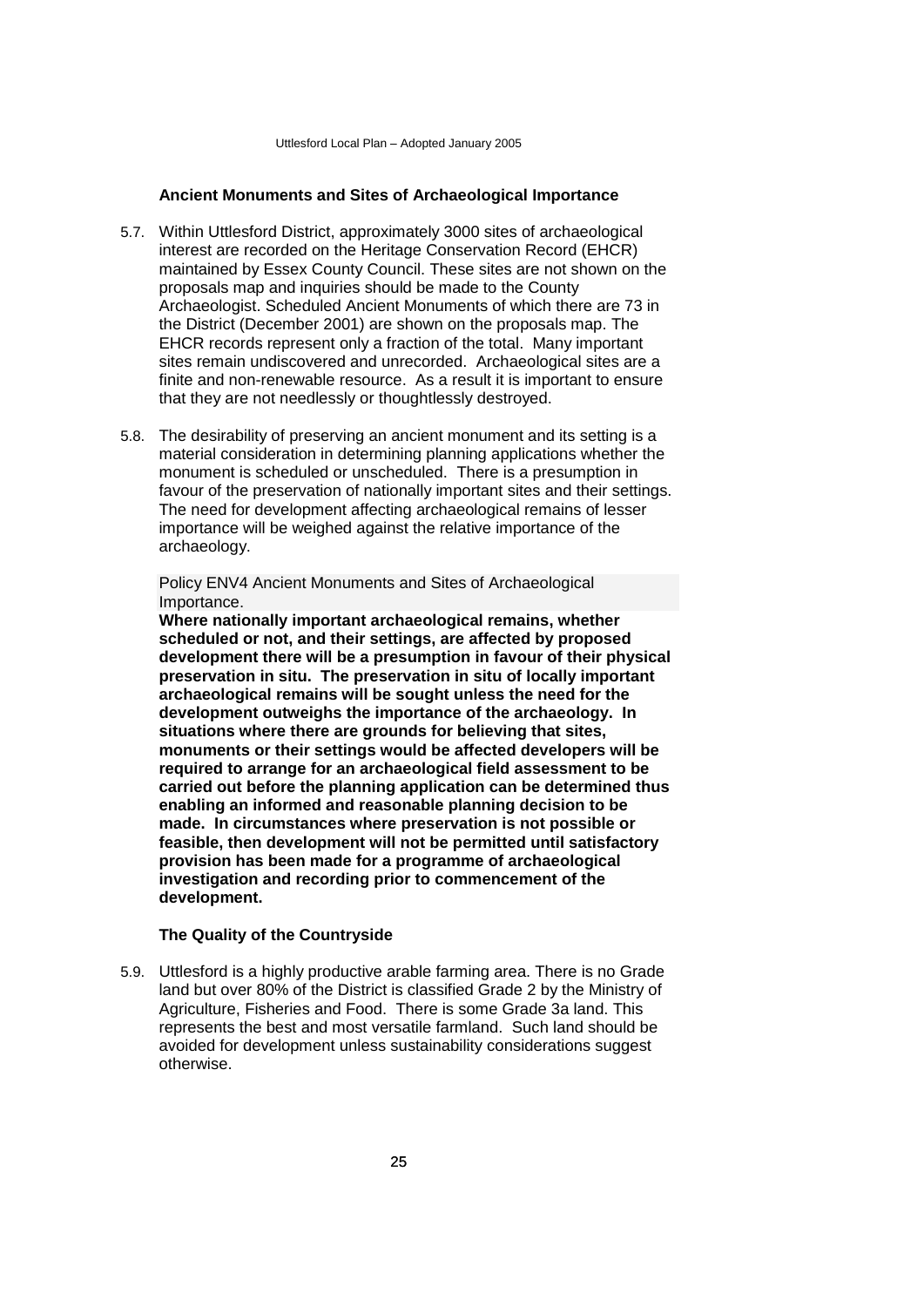### Ancient Monuments and Sites of Archaeological Importance

5.7. Within Uttlesford District, approximately 3000 sites of archaeological interest are recorded on the Heritage Conservation Record (EHCR) maintained by Essex County Council. These sites are not shown on the proposals map and inquiries should be made to the County Archaeologist. Scheduled Ancient Monuments of which there are 73 in the District (December 2001) are shown on the proposals map. The EHCR records represent only a fraction of the total. Many important sites remain undiscovered and unrecorded. Archaeological sites are a finite and non-renewable resource. As a result it is important to ensure that they are not needlessly or thoughtlessly destroyed.

5.8. The desirability of preserving an ancient monument and its setting is a material consideration in determining planning applications whether the monument is scheduled or unscheduled. There is a presumption in favour of the preservation of nationally important sites and their settings. The need for development affecting archaeological remains of lesser importance will be weighed against the relative importance of the archaeology.

Policy ENV4 Ancient Monuments and Sites of Archaeological Importance.

**Where nationally important archaeological remains, whether scheduled or not, and their settings, are affected by proposed development there will be a presumption in favour of their physical preservation in situ. The preservation in situ of locally important archaeological remains will be sought unless the need for the development outweighs the importance of the archaeology. In situations where there are grounds for believing that sites, monuments or their settings would be affected developers will be required to arrange for an archaeological field assessment to be carried out before the planning application can be determined thus enabling an informed and reasonable planning decision to be made. In circumstances where preservation is not possible or feasible, then development will not be permitted until satisfactory provision has been made for a programme of archaeological investigation and recording prior to commencement of the development.**

### The Quality of the Countryside

5.9. Uttlesford is a highly productive arable farming area. There is no Grade land but over 80% of the District is classified Grade 2 by the Ministry of Agriculture, Fisheries and Food. There is some Grade 3a land. This represents the best and most versatile farmland. Such land should be avoided for development unless sustainability considerations suggest otherwise.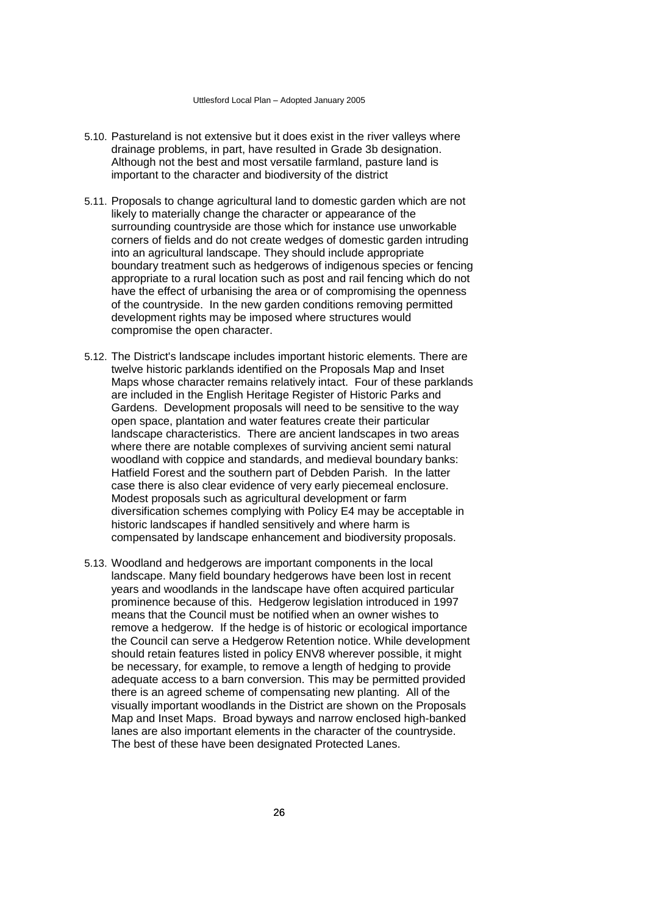5.10. Pastureland is not extensive but it does exist in the river valleys where drainage problems, in part, have resulted in Grade 3b designation. Although not the best and most versatile farmland, pasture land is important to the character and biodiversity of the district

5.11. Proposals to change agricultural land to domestic garden which are not likely to materially change the character or appearance of the surrounding countryside are those which for instance use unworkable corners of fields and do not create wedges of domestic garden intruding into an agricultural landscape. They should include appropriate boundary treatment such as hedgerows of indigenous species or fencing appropriate to a rural location such as post and rail fencing which do not have the effect of urbanising the area or of compromising the openness of the countryside. In the new garden conditions removing permitted development rights may be imposed where structures would compromise the open character.

5.12. The District's landscape includes important historic elements. There are twelve historic parklands identified on the Proposals Map and Inset Maps whose character remains relatively intact. Four of these parklands are included in the English Heritage Register of Historic Parks and Gardens. Development proposals will need to be sensitive to the way open space, plantation and water features create their particular landscape characteristics. There are ancient landscapes in two areas where there are notable complexes of surviving ancient semi natural woodland with coppice and standards, and medieval boundary banks: Hatfield Forest and the southern part of Debden Parish. In the latter case there is also clear evidence of very early piecemeal enclosure. Modest proposals such as agricultural development or farm diversification schemes complying with Policy E4 may be acceptable in historic landscapes if handled sensitively and where harm is compensated by landscape enhancement and biodiversity proposals.

5.13. Woodland and hedgerows are important components in the local landscape. Many field boundary hedgerows have been lost in recent years and woodlands in the landscape have often acquired particular prominence because of this. Hedgerow legislation introduced in 1997 means that the Council must be notified when an owner wishes to remove a hedgerow. If the hedge is of historic or ecological importance the Council can serve a Hedgerow Retention notice. While development should retain features listed in policy ENV8 wherever possible, it might be necessary, for example, to remove a length of hedging to provide adequate access to a barn conversion. This may be permitted provided there is an agreed scheme of compensating new planting. All of the visually important woodlands in the District are shown on the Proposals Map and Inset Maps. Broad byways and narrow enclosed high-banked lanes are also important elements in the character of the countryside. The best of these have been designated Protected Lanes.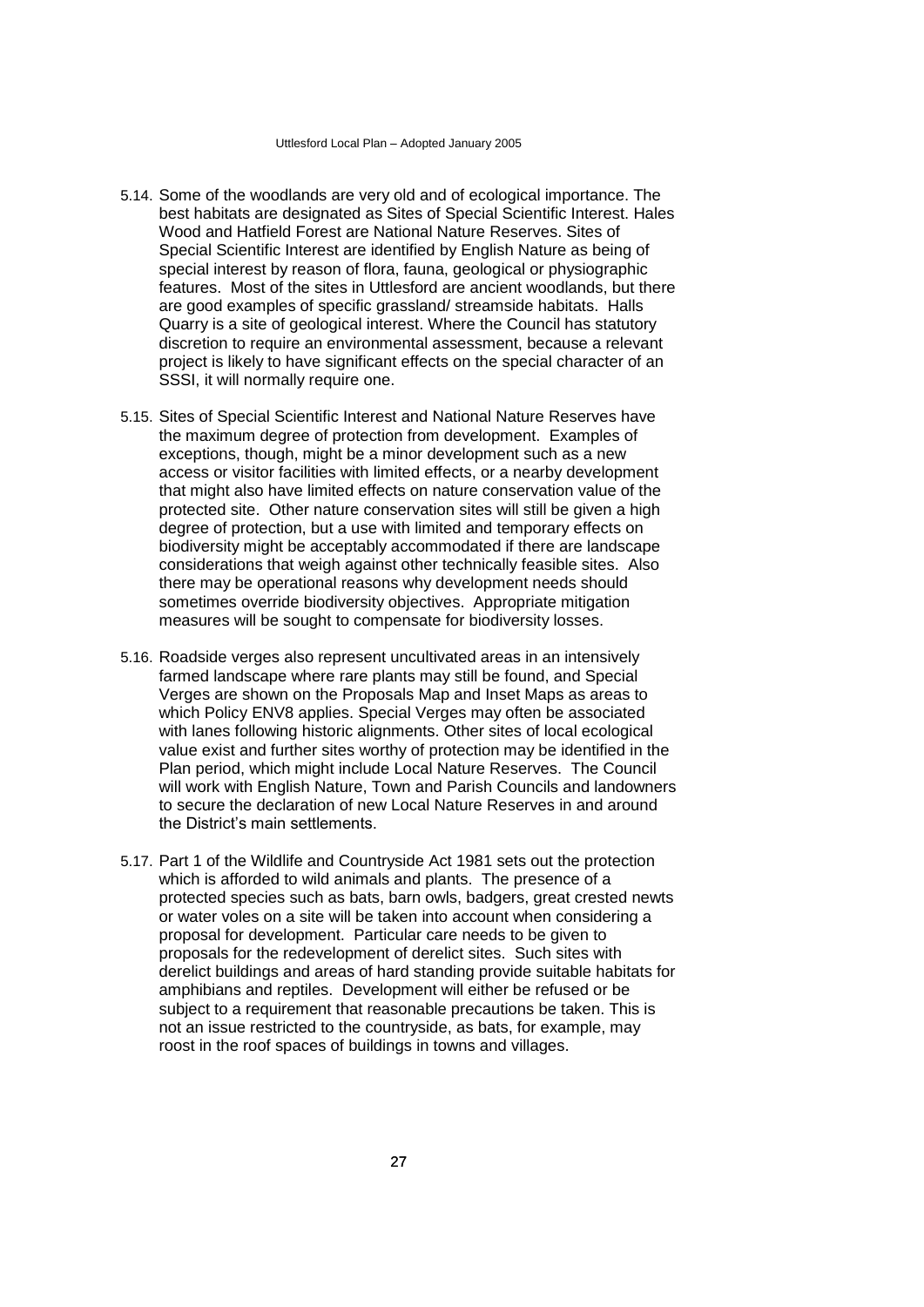5.14. Some of the woodlands are very old and of ecological importance. The best habitats are designated as Sites of Special Scientific Interest. Hales Wood and Hatfield Forest are National Nature Reserves. Sites of Special Scientific Interest are identified by English Nature as being of special interest by reason of flora, fauna, geological or physiographic features. Most of the sites in Uttlesford are ancient woodlands, but there are good examples of specific grassland/ streamside habitats. Halls Quarry is a site of geological interest. Where the Council has statutory discretion to require an environmental assessment, because a relevant project is likely to have significant effects on the special character of an SSSI, it will normally require one.

5.15. Sites of Special Scientific Interest and National Nature Reserves have the maximum degree of protection from development. Examples of exceptions, though, might be a minor development such as a new access or visitor facilities with limited effects, or a nearby development that might also have limited effects on nature conservation value of the protected site. Other nature conservation sites will still be given a high degree of protection, but a use with limited and temporary effects on biodiversity might be acceptably accommodated if there are landscape considerations that weigh against other technically feasible sites. Also there may be operational reasons why development needs should sometimes override biodiversity objectives. Appropriate mitigation measures will be sought to compensate for biodiversity losses.

5.16. Roadside verges also represent uncultivated areas in an intensively farmed landscape where rare plants may still be found, and Special Verges are shown on the Proposals Map and Inset Maps as areas to which Policy ENV8 applies. Special Verges may often be associated with lanes following historic alignments. Other sites of local ecological value exist and further sites worthy of protection may be identified in the Plan period, which might include Local Nature Reserves. The Council will work with English Nature, Town and Parish Councils and landowners to secure the declaration of new Local Nature Reserves in and around the District's main settlements.

5.17. Part 1 of the Wildlife and Countryside Act 1981 sets out the protection which is afforded to wild animals and plants. The presence of a protected species such as bats, barn owls, badgers, great crested newts or water voles on a site will be taken into account when considering a proposal for development. Particular care needs to be given to proposals for the redevelopment of derelict sites. Such sites with derelict buildings and areas of hard standing provide suitable habitats for amphibians and reptiles. Development will either be refused or be subject to a requirement that reasonable precautions be taken. This is not an issue restricted to the countryside, as bats, for example, may roost in the roof spaces of buildings in towns and villages.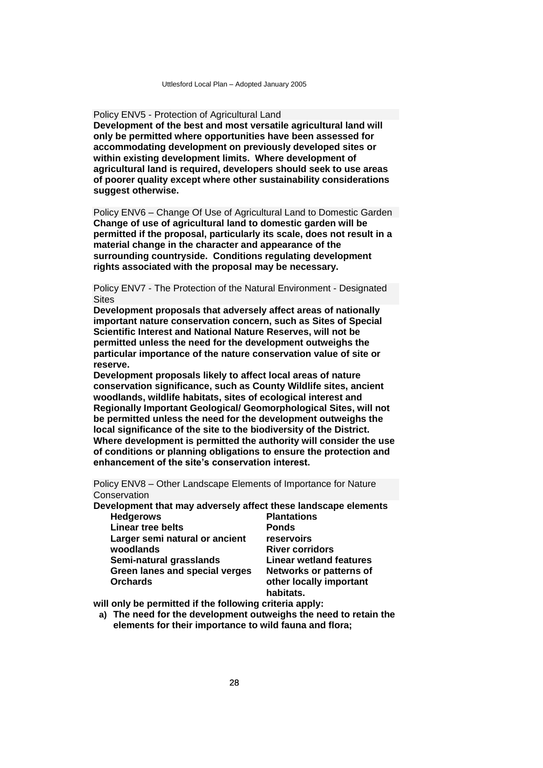Policy ENV5 - Protection of Agricultural Land

**Development of the best and most versatile agricultural land will only be permitted where opportunities have been assessed for accommodating development on previously developed sites or within existing development limits. Where development of agricultural land is required, developers should seek to use areas of poorer quality except where other sustainability considerations suggest otherwise.**

Policy ENV6 – Change Of Use of Agricultural Land to Domestic Garden

**Change of use of agricultural land to domestic garden will be permitted if the proposal, particularly its scale, does not result in a material change in the character and appearance of the surrounding countryside. Conditions regulating development rights associated with the proposal may be necessary.**

Policy ENV7 - The Protection of the Natural Environment - Designated Sites

**Development proposals that adversely affect areas of nationally important nature conservation concern, such as Sites of Special Scientific Interest and National Nature Reserves, will not be permitted unless the need for the development outweighs the particular importance of the nature conservation value of site or reserve.**

**Development proposals likely to affect local areas of nature conservation significance, such as County Wildlife sites, ancient woodlands, wildlife habitats, sites of ecological interest and Regionally Important Geological/ Geomorphological Sites, will not be permitted unless the need for the development outweighs the local significance of the site to the biodiversity of the District. Where development is permitted the authority will consider the use of conditions or planning obligations to ensure the protection and enhancement of the site's conservation interest.**

Policy ENV8 – Other Landscape Elements of Importance for Nature Conservation

**Development that may adversely affect these landscape elements**

- **Hedgerows**
- **Linear tree belts**
- **Larger semi natural or ancient woodlands**
- **Semi-natural grasslands**
- **Green lanes and special verges**
- **Orchards**
- **Plantations**
- **Ponds**
- **reservoirs**
- **River corridors**
- **Linear wetland features**
- **Networks or patterns of other locally important habitats.**

**will only be permitted if the following criteria apply:**

**a) The need for the development outweighs the need to retain the elements for their importance to wild fauna and flora;**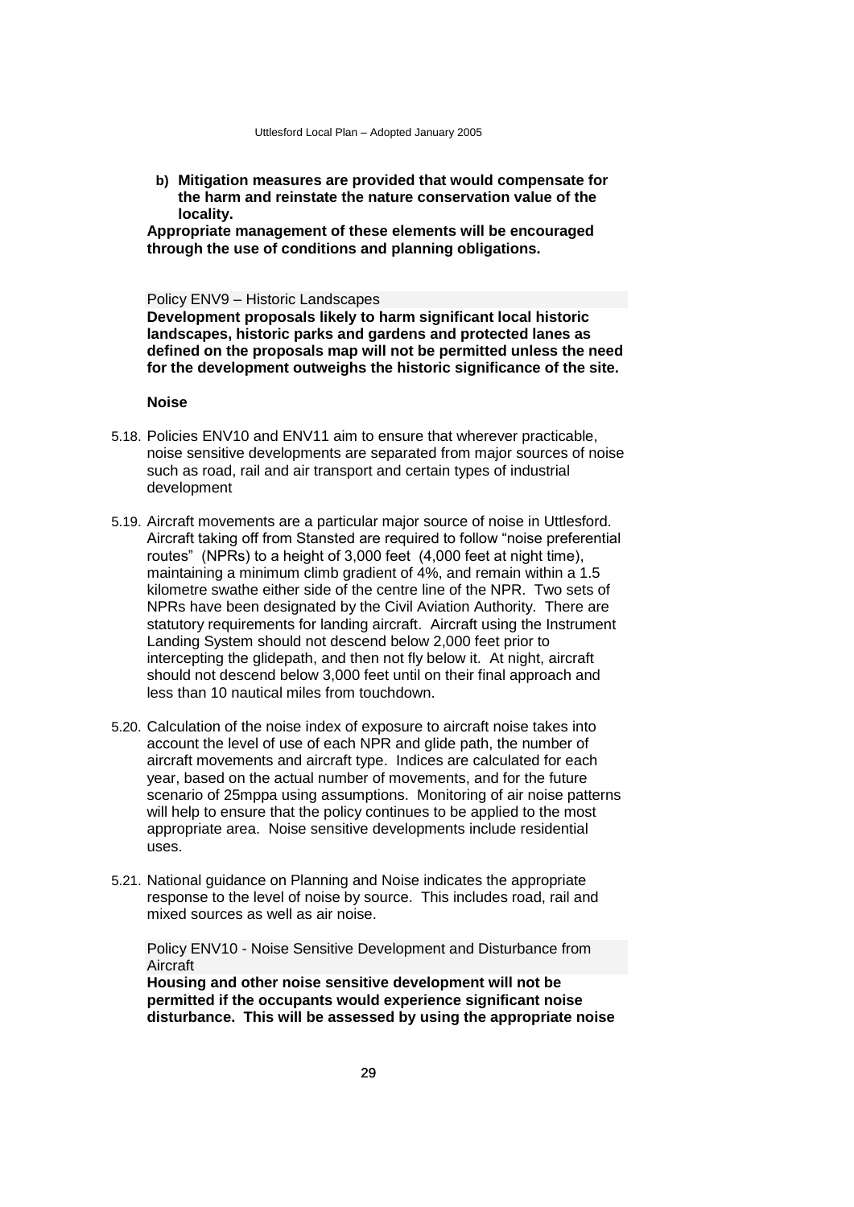**b) Mitigation measures are provided that would compensate for the harm and reinstate the nature conservation value of the locality.**

**Appropriate management of these elements will be encouraged through the use of conditions and planning obligations.**

Policy ENV9 – Historic Landscapes

**Development proposals likely to harm significant local historic landscapes, historic parks and gardens and protected lanes as defined on the proposals map will not be permitted unless the need for the development outweighs the historic significance of the site.**

### Noise

5.18. Policies ENV10 and ENV11 aim to ensure that wherever practicable, noise sensitive developments are separated from major sources of noise such as road, rail and air transport and certain types of industrial development

5.19. Aircraft movements are a particular major source of noise in Uttlesford. Aircraft taking off from Stansted are required to follow "noise preferential routes" (NPRs) to a height of 3,000 feet (4,000 feet at night time), maintaining a minimum climb gradient of 4%, and remain within a 1.5 kilometre swathe either side of the centre line of the NPR. Two sets of NPRs have been designated by the Civil Aviation Authority. There are statutory requirements for landing aircraft. Aircraft using the Instrument Landing System should not descend below 2,000 feet prior to intercepting the glidepath, and then not fly below it. At night, aircraft should not descend below 3,000 feet until on their final approach and less than 10 nautical miles from touchdown.

5.20. Calculation of the noise index of exposure to aircraft noise takes into account the level of use of each NPR and glide path, the number of aircraft movements and aircraft type. Indices are calculated for each year, based on the actual number of movements, and for the future scenario of 25mppa using assumptions. Monitoring of air noise patterns will help to ensure that the policy continues to be applied to the most appropriate area. Noise sensitive developments include residential uses.

5.21. National guidance on Planning and Noise indicates the appropriate response to the level of noise by source. This includes road, rail and mixed sources as well as air noise.

Policy ENV10 - Noise Sensitive Development and Disturbance from Aircraft

**Housing and other noise sensitive development will not be permitted if the occupants would experience significant noise disturbance. This will be assessed by using the appropriate noise**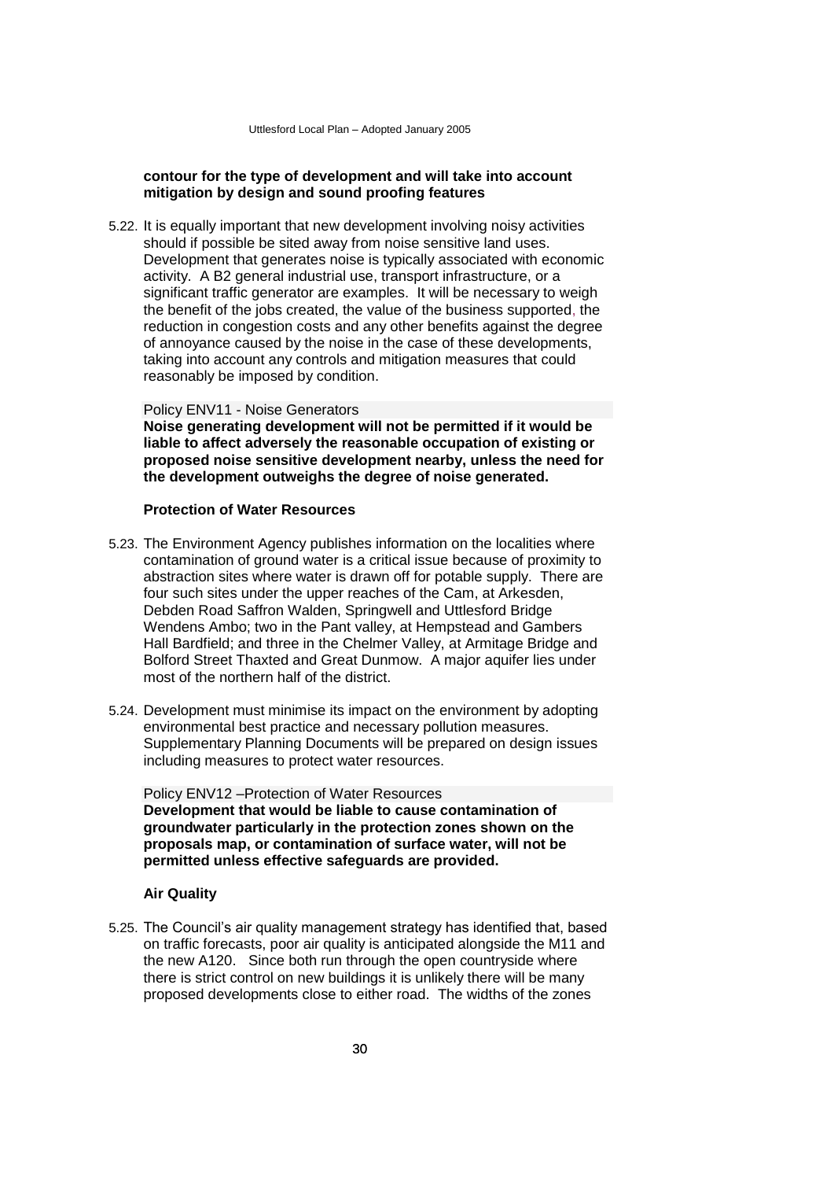**contour for the type of development and will take into account mitigation by design and sound proofing features**

5.22. It is equally important that new development involving noisy activities should if possible be sited away from noise sensitive land uses. Development that generates noise is typically associated with economic activity. A B2 general industrial use, transport infrastructure, or a significant traffic generator are examples. It will be necessary to weigh the benefit of the jobs created, the value of the business supported, the reduction in congestion costs and any other benefits against the degree of annoyance caused by the noise in the case of these developments, taking into account any controls and mitigation measures that could reasonably be imposed by condition.

Policy ENV11 - Noise Generators

**Noise generating development will not be permitted if it would be liable to affect adversely the reasonable occupation of existing or proposed noise sensitive development nearby, unless the need for the development outweighs the degree of noise generated.**

### Protection of Water Resources

5.23. The Environment Agency publishes information on the localities where contamination of ground water is a critical issue because of proximity to abstraction sites where water is drawn off for potable supply. There are four such sites under the upper reaches of the Cam, at Arkesden, Debden Road Saffron Walden, Springwell and Uttlesford Bridge Wendens Ambo; two in the Pant valley, at Hempstead and Gambers Hall Bardfield; and three in the Chelmer Valley, at Armitage Bridge and Bolford Street Thaxted and Great Dunmow. A major aquifer lies under most of the northern half of the district.

5.24. Development must minimise its impact on the environment by adopting environmental best practice and necessary pollution measures. Supplementary Planning Documents will be prepared on design issues including measures to protect water resources.

Policy ENV12 –Protection of Water Resources

**Development that would be liable to cause contamination of groundwater particularly in the protection zones shown on the proposals map, or contamination of surface water, will not be permitted unless effective safeguards are provided.**

### Air Quality

5.25. The Council's air quality management strategy has identified that, based on traffic forecasts, poor air quality is anticipated alongside the M11 and the new A120. Since both run through the open countryside where there is strict control on new buildings it is unlikely there will be many proposed developments close to either road. The widths of the zones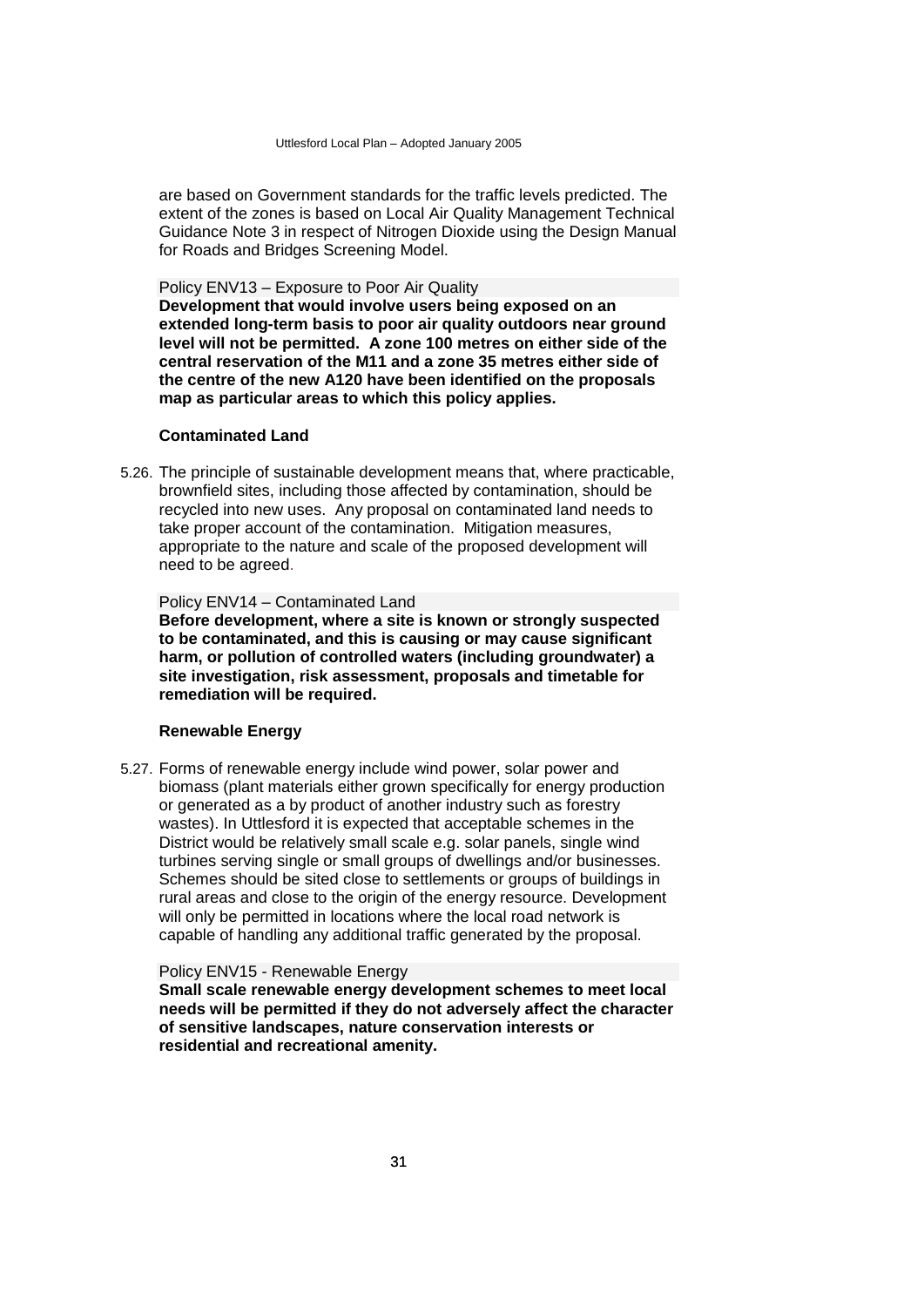are based on Government standards for the traffic levels predicted. The extent of the zones is based on Local Air Quality Management Technical Guidance Note 3 in respect of Nitrogen Dioxide using the Design Manual for Roads and Bridges Screening Model.

Policy ENV13 – Exposure to Poor Air Quality

**Development that would involve users being exposed on an extended long-term basis to poor air quality outdoors near ground level will not be permitted. A zone 100 metres on either side of the central reservation of the M11 and a zone 35 metres either side of the centre of the new A120 have been identified on the proposals map as particular areas to which this policy applies.**

### Contaminated Land

5.26. The principle of sustainable development means that, where practicable, brownfield sites, including those affected by contamination, should be recycled into new uses. Any proposal on contaminated land needs to take proper account of the contamination. Mitigation measures, appropriate to the nature and scale of the proposed development will need to be agreed.

Policy ENV14 – Contaminated Land

**Before development, where a site is known or strongly suspected to be contaminated, and this is causing or may cause significant harm, or pollution of controlled waters (including groundwater) a site investigation, risk assessment, proposals and timetable for remediation will be required.**

### Renewable Energy

5.27. Forms of renewable energy include wind power, solar power and biomass (plant materials either grown specifically for energy production or generated as a by product of another industry such as forestry wastes). In Uttlesford it is expected that acceptable schemes in the District would be relatively small scale e.g. solar panels, single wind turbines serving single or small groups of dwellings and/or businesses. Schemes should be sited close to settlements or groups of buildings in rural areas and close to the origin of the energy resource. Development will only be permitted in locations where the local road network is capable of handling any additional traffic generated by the proposal.

Policy ENV15 - Renewable Energy

**Small scale renewable energy development schemes to meet local needs will be permitted if they do not adversely affect the character of sensitive landscapes, nature conservation interests or residential and recreational amenity.**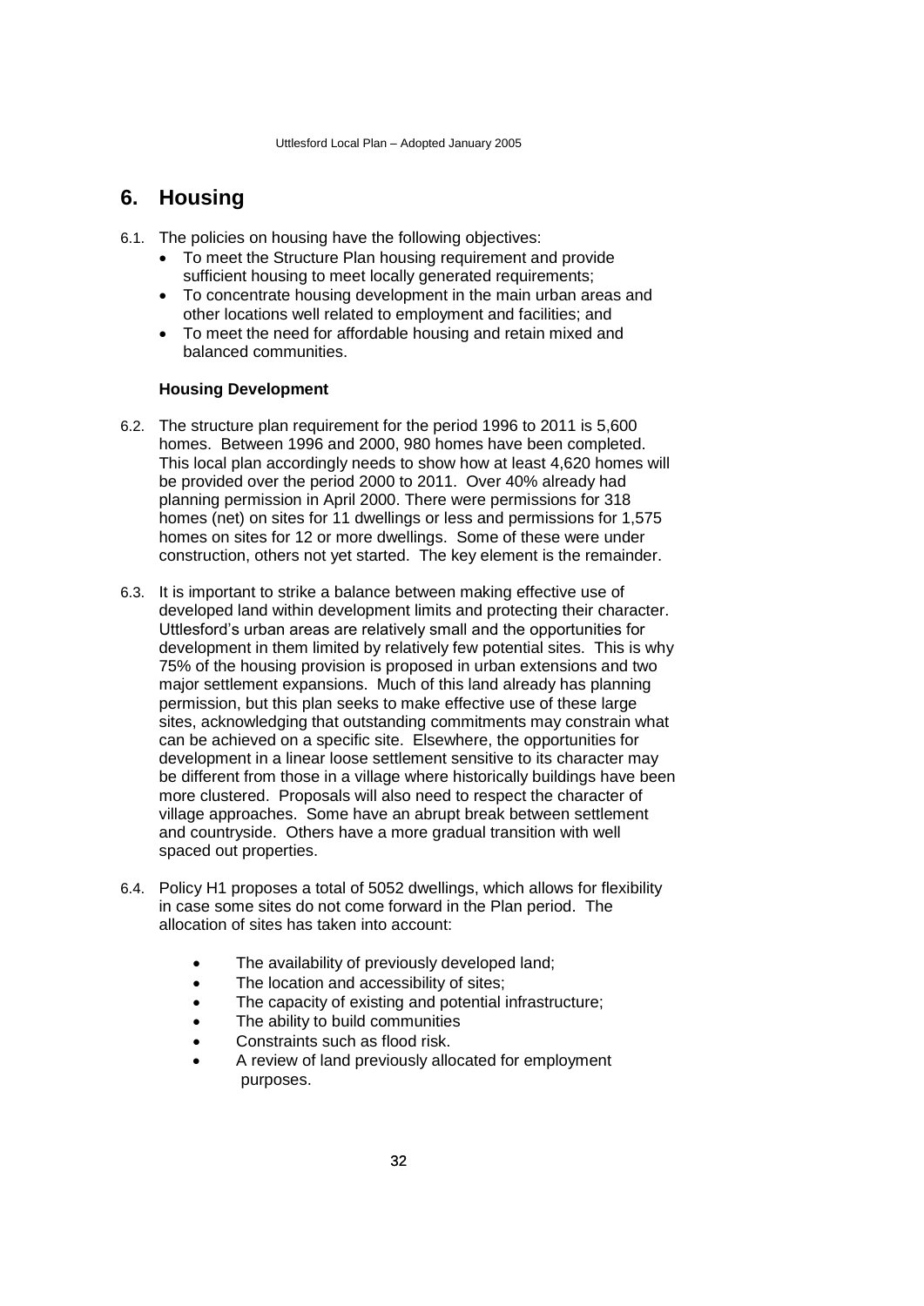# 6. Housing

6.1. The policies on housing have the following objectives:

- To meet the Structure Plan housing requirement and provide sufficient housing to meet locally generated requirements;
- To concentrate housing development in the main urban areas and other locations well related to employment and facilities; and
- To meet the need for affordable housing and retain mixed and balanced communities.

### Housing Development

6.2. The structure plan requirement for the period 1996 to 2011 is 5,600 homes. Between 1996 and 2000, 980 homes have been completed. This local plan accordingly needs to show how at least 4,620 homes will be provided over the period 2000 to 2011. Over 40% already had planning permission in April 2000. There were permissions for 318 homes (net) on sites for 11 dwellings or less and permissions for 1,575 homes on sites for 12 or more dwellings. Some of these were under construction, others not yet started. The key element is the remainder.

6.3. It is important to strike a balance between making effective use of developed land within development limits and protecting their character. Uttlesford's urban areas are relatively small and the opportunities for development in them limited by relatively few potential sites. This is why 75% of the housing provision is proposed in urban extensions and two major settlement expansions. Much of this land already has planning permission, but this plan seeks to make effective use of these large sites, acknowledging that outstanding commitments may constrain what can be achieved on a specific site. Elsewhere, the opportunities for development in a linear loose settlement sensitive to its character may be different from those in a village where historically buildings have been more clustered. Proposals will also need to respect the character of village approaches. Some have an abrupt break between settlement and countryside. Others have a more gradual transition with well spaced out properties.

6.4. Policy H1 proposes a total of 5052 dwellings, which allows for flexibility in case some sites do not come forward in the Plan period. The allocation of sites has taken into account:

- The availability of previously developed land;
- The location and accessibility of sites;
- The capacity of existing and potential infrastructure;
- The ability to build communities
- Constraints such as flood risk.
- A review of land previously allocated for employment purposes.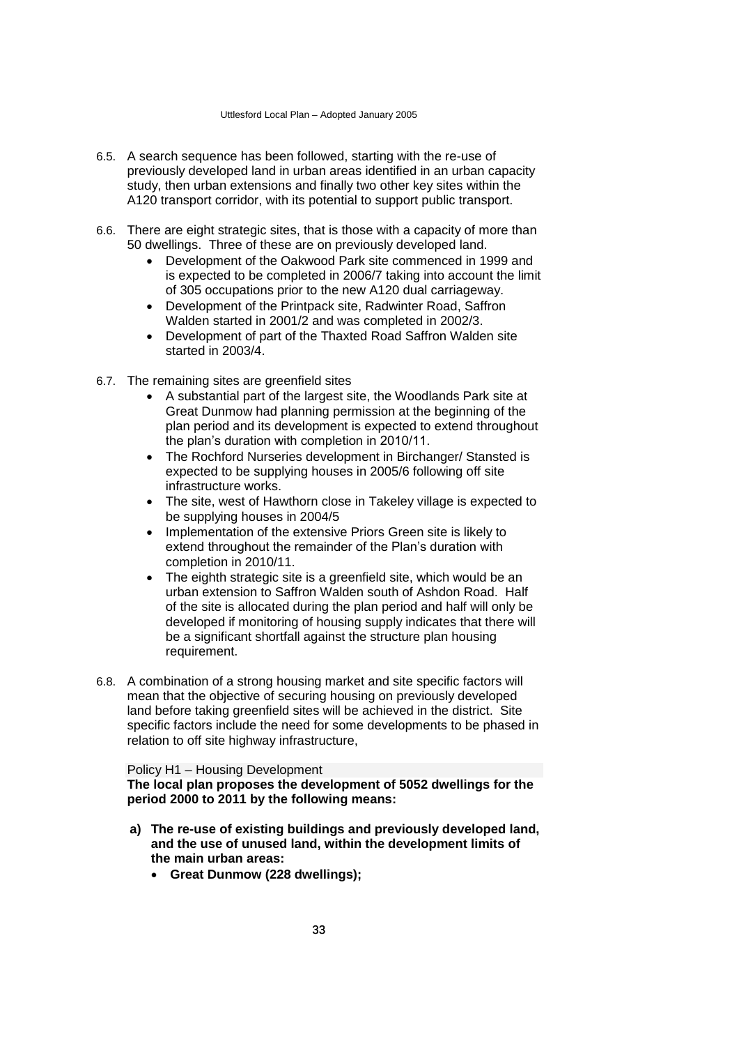6.5. A search sequence has been followed, starting with the re-use of previously developed land in urban areas identified in an urban capacity study, then urban extensions and finally two other key sites within the A120 transport corridor, with its potential to support public transport.

6.6. There are eight strategic sites, that is those with a capacity of more than 50 dwellings. Three of these are on previously developed land.

- Development of the Oakwood Park site commenced in 1999 and is expected to be completed in 2006/7 taking into account the limit of 305 occupations prior to the new A120 dual carriageway.
- Development of the Printpack site, Radwinter Road, Saffron Walden started in 2001/2 and was completed in 2002/3.
- Development of part of the Thaxted Road Saffron Walden site started in 2003/4.

6.7. The remaining sites are greenfield sites

- A substantial part of the largest site, the Woodlands Park site at Great Dunmow had planning permission at the beginning of the plan period and its development is expected to extend throughout the plan's duration with completion in 2010/11.
- The Rochford Nurseries development in Birchanger/ Stansted is expected to be supplying houses in 2005/6 following off site infrastructure works.
- The site, west of Hawthorn close in Takeley village is expected to be supplying houses in 2004/5
- Implementation of the extensive Priors Green site is likely to extend throughout the remainder of the Plan's duration with completion in 2010/11.
- The eighth strategic site is a greenfield site, which would be an urban extension to Saffron Walden south of Ashdon Road. Half of the site is allocated during the plan period and half will only be developed if monitoring of housing supply indicates that there will be a significant shortfall against the structure plan housing requirement.

6.8. A combination of a strong housing market and site specific factors will mean that the objective of securing housing on previously developed land before taking greenfield sites will be achieved in the district. Site specific factors include the need for some developments to be phased in relation to off site highway infrastructure,

Policy H1 – Housing Development

**The local plan proposes the development of 5052 dwellings for the period 2000 to 2011 by the following means:**

**a) The re-use of existing buildings and previously developed land, and the use of unused land, within the development limits of the main urban areas:**

- **Great Dunmow (228 dwellings);**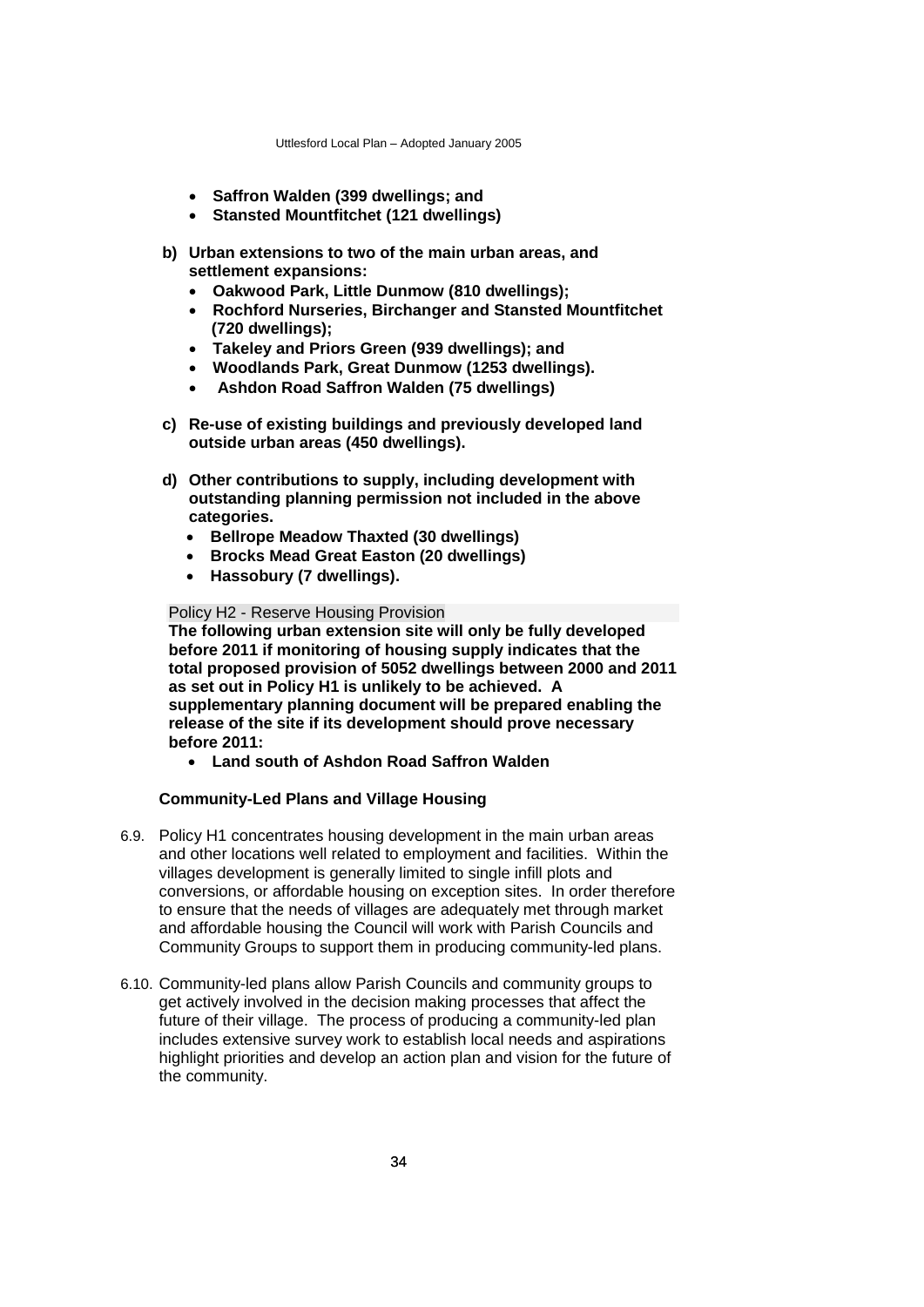- **Saffron Walden (399 dwellings; and**
- **Stansted Mountfitchet (121 dwellings)**

**b) Urban extensions to two of the main urban areas, and settlement expansions:**

- **Oakwood Park, Little Dunmow (810 dwellings);**
- **Rochford Nurseries, Birchanger and Stansted Mountfitchet (720 dwellings);**
- **Takeley and Priors Green (939 dwellings); and**
- **Woodlands Park, Great Dunmow (1253 dwellings).**
- **Ashdon Road Saffron Walden (75 dwellings)**

**c) Re-use of existing buildings and previously developed land outside urban areas (450 dwellings).**

**d) Other contributions to supply, including development with outstanding planning permission not included in the above categories.**

- **Bellrope Meadow Thaxted (30 dwellings)**
- **Brocks Mead Great Easton (20 dwellings)**
- **Hassobury (7 dwellings).**

Policy H2 - Reserve Housing Provision

**The following urban extension site will only be fully developed before 2011 if monitoring of housing supply indicates that the total proposed provision of 5052 dwellings between 2000 and 2011 as set out in Policy H1 is unlikely to be achieved. A supplementary planning document will be prepared enabling the release of the site if its development should prove necessary before 2011:**

- **Land south of Ashdon Road Saffron Walden**

### Community-Led Plans and Village Housing

6.9. Policy H1 concentrates housing development in the main urban areas and other locations well related to employment and facilities. Within the villages development is generally limited to single infill plots and conversions, or affordable housing on exception sites. In order therefore to ensure that the needs of villages are adequately met through market and affordable housing the Council will work with Parish Councils and Community Groups to support them in producing community-led plans.

6.10. Community-led plans allow Parish Councils and community groups to get actively involved in the decision making processes that affect the future of their village. The process of producing a community-led plan includes extensive survey work to establish local needs and aspirations highlight priorities and develop an action plan and vision for the future of the community.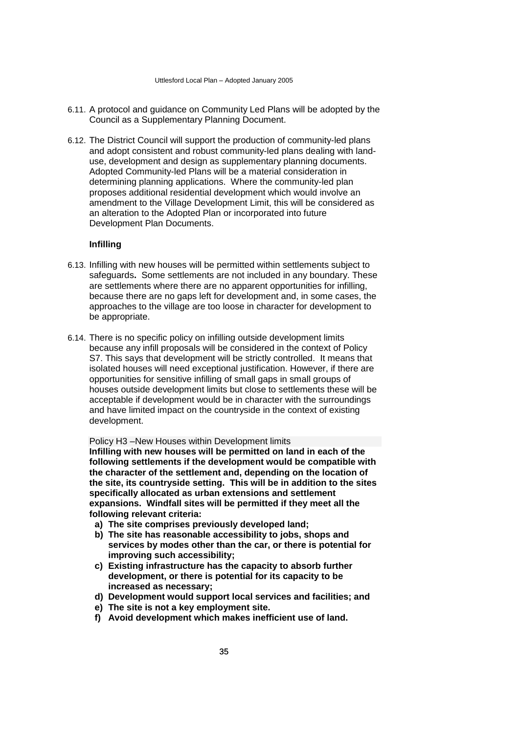6.11. A protocol and guidance on Community Led Plans will be adopted by the Council as a Supplementary Planning Document.

6.12. The District Council will support the production of community-led plans and adopt consistent and robust community-led plans dealing with land-use, development and design as supplementary planning documents. Adopted Community-led Plans will be a material consideration in determining planning applications. Where the community-led plan proposes additional residential development which would involve an amendment to the Village Development Limit, this will be considered as an alteration to the Adopted Plan or incorporated into future Development Plan Documents.

### Infilling

6.13. Infilling with new houses will be permitted within settlements subject to safeguards**.** Some settlements are not included in any boundary. These are settlements where there are no apparent opportunities for infilling, because there are no gaps left for development and, in some cases, the approaches to the village are too loose in character for development to be appropriate.

6.14. There is no specific policy on infilling outside development limits because any infill proposals will be considered in the context of Policy S7. This says that development will be strictly controlled. It means that isolated houses will need exceptional justification. However, if there are opportunities for sensitive infilling of small gaps in small groups of houses outside development limits but close to settlements these will be acceptable if development would be in character with the surroundings and have limited impact on the countryside in the context of existing development.

Policy H3 –New Houses within Development limits

**Infilling with new houses will be permitted on land in each of the following settlements if the development would be compatible with the character of the settlement and, depending on the location of the site, its countryside setting. This will be in addition to the sites specifically allocated as urban extensions and settlement expansions. Windfall sites will be permitted if they meet all the following relevant criteria:**

**a) The site comprises previously developed land;**
**b) The site has reasonable accessibility to jobs, shops and services by modes other than the car, or there is potential for improving such accessibility;**
**c) Existing infrastructure has the capacity to absorb further development, or there is potential for its capacity to be increased as necessary;**
**d) Development would support local services and facilities; and**
**e) The site is not a key employment site.**
**f) Avoid development which makes inefficient use of land.**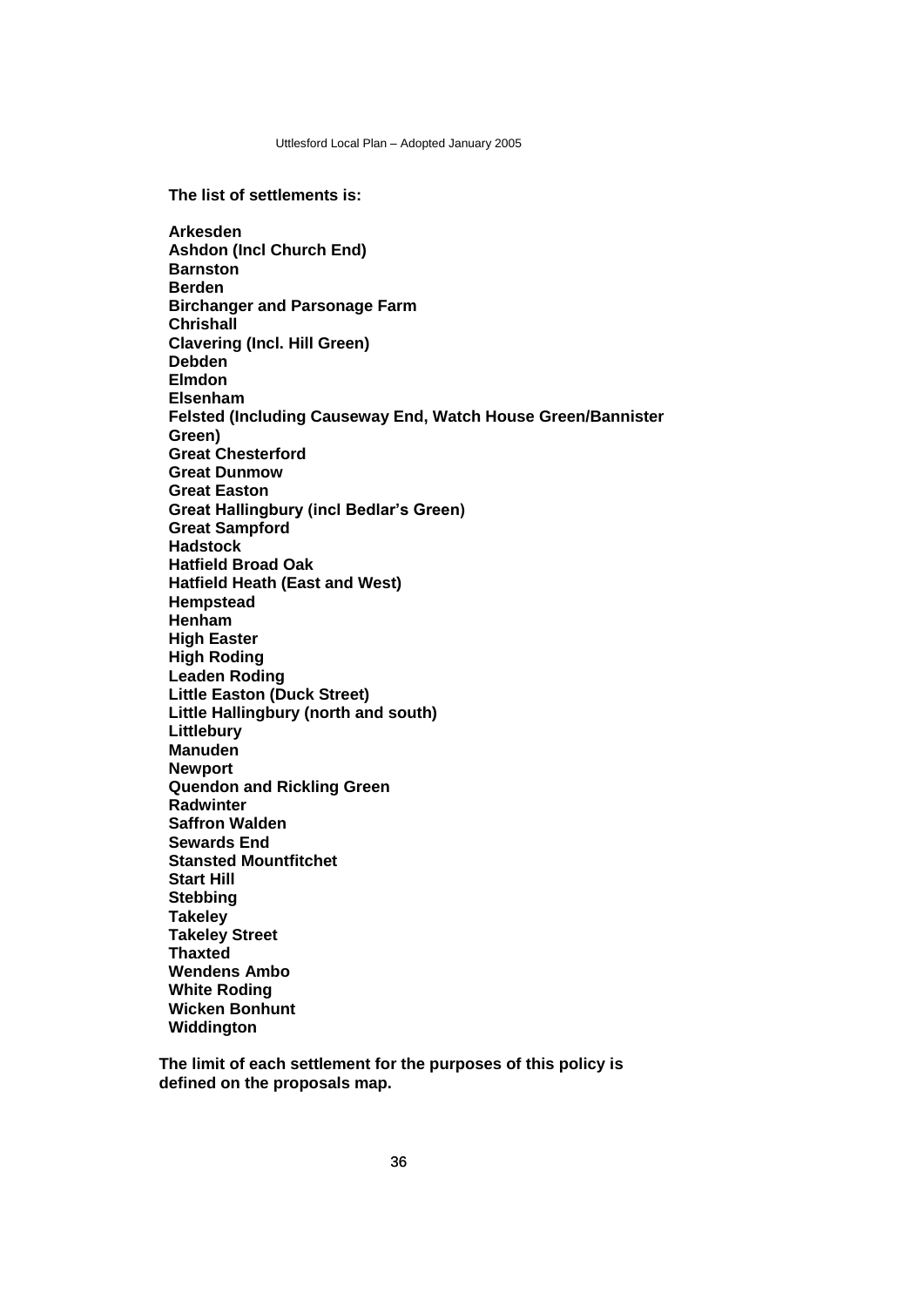**The list of settlements is:**

**Arkesden**
**Ashdon (Incl Church End)**
**Barnston**
**Berden**
**Birchanger and Parsonage Farm**
**Chrishall**
**Clavering (Incl. Hill Green)**
**Debden**
**Elmdon**
**Elsenham**
**Felsted (Including Causeway End, Watch House Green/Bannister Green)**
**Great Chesterford**
**Great Dunmow**
**Great Easton**
**Great Hallingbury (incl Bedlar's Green)**
**Great Sampford**
**Hadstock**
**Hatfield Broad Oak**
**Hatfield Heath (East and West)**
**Hempstead**
**Henham**
**High Easter**
**High Roding**
**Leaden Roding**
**Little Easton (Duck Street)**
**Little Hallingbury (north and south)**
**Littlebury**
**Manuden**
**Newport**
**Quendon and Rickling Green**
**Radwinter**
**Saffron Walden**
**Sewards End**
**Stansted Mountfitchet**
**Start Hill**
**Stebbing**
**Takeley**
**Takeley Street**
**Thaxted**
**Wendens Ambo**
**White Roding**
**Wicken Bonhunt**
**Widdington**

**The limit of each settlement for the purposes of this policy is defined on the proposals map.**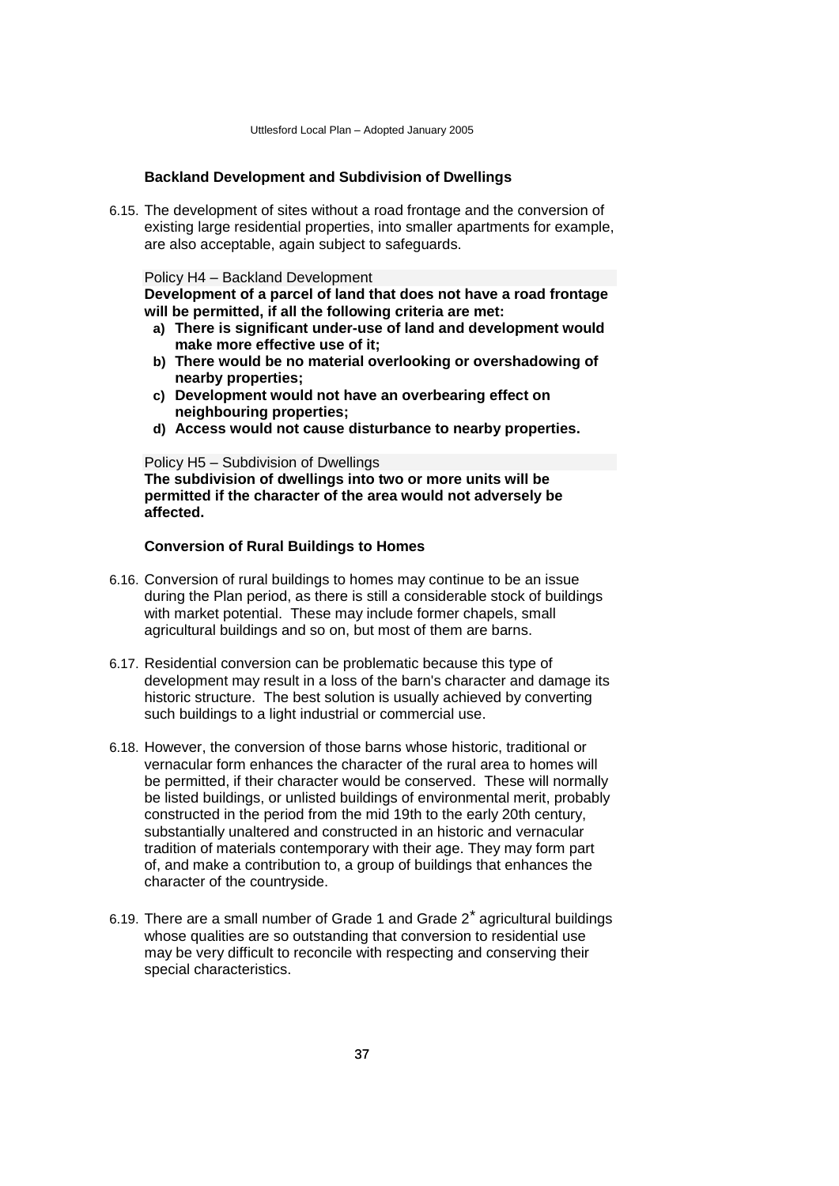### Backland Development and Subdivision of Dwellings

6.15. The development of sites without a road frontage and the conversion of existing large residential properties, into smaller apartments for example, are also acceptable, again subject to safeguards.

Policy H4 – Backland Development

**Development of a parcel of land that does not have a road frontage will be permitted, if all the following criteria are met:**

- **a) There is significant under-use of land and development would make more effective use of it;**
- **b) There would be no material overlooking or overshadowing of nearby properties;**
- **c) Development would not have an overbearing effect on neighbouring properties;**
- **d) Access would not cause disturbance to nearby properties.**

Policy H5 – Subdivision of Dwellings

**The subdivision of dwellings into two or more units will be permitted if the character of the area would not adversely be affected.**

### Conversion of Rural Buildings to Homes

6.16. Conversion of rural buildings to homes may continue to be an issue during the Plan period, as there is still a considerable stock of buildings with market potential. These may include former chapels, small agricultural buildings and so on, but most of them are barns.

6.17. Residential conversion can be problematic because this type of development may result in a loss of the barn's character and damage its historic structure. The best solution is usually achieved by converting such buildings to a light industrial or commercial use.

6.18. However, the conversion of those barns whose historic, traditional or vernacular form enhances the character of the rural area to homes will be permitted, if their character would be conserved. These will normally be listed buildings, or unlisted buildings of environmental merit, probably constructed in the period from the mid 19th to the early 20th century, substantially unaltered and constructed in an historic and vernacular tradition of materials contemporary with their age. They may form part of, and make a contribution to, a group of buildings that enhances the character of the countryside.

6.19. There are a small number of Grade 1 and Grade 2* agricultural buildings whose qualities are so outstanding that conversion to residential use may be very difficult to reconcile with respecting and conserving their special characteristics.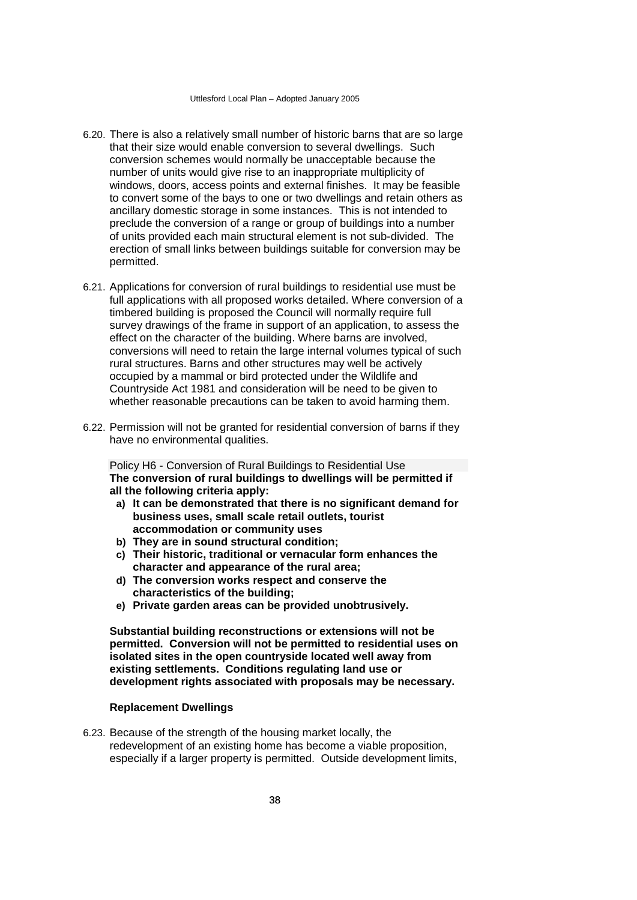6.20. There is also a relatively small number of historic barns that are so large that their size would enable conversion to several dwellings. Such conversion schemes would normally be unacceptable because the number of units would give rise to an inappropriate multiplicity of windows, doors, access points and external finishes. It may be feasible to convert some of the bays to one or two dwellings and retain others as ancillary domestic storage in some instances. This is not intended to preclude the conversion of a range or group of buildings into a number of units provided each main structural element is not sub-divided. The erection of small links between buildings suitable for conversion may be permitted.

6.21. Applications for conversion of rural buildings to residential use must be full applications with all proposed works detailed. Where conversion of a timbered building is proposed the Council will normally require full survey drawings of the frame in support of an application, to assess the effect on the character of the building. Where barns are involved, conversions will need to retain the large internal volumes typical of such rural structures. Barns and other structures may well be actively occupied by a mammal or bird protected under the Wildlife and Countryside Act 1981 and consideration will be need to be given to whether reasonable precautions can be taken to avoid harming them.

6.22. Permission will not be granted for residential conversion of barns if they have no environmental qualities.

Policy H6 - Conversion of Rural Buildings to Residential Use

**The conversion of rural buildings to dwellings will be permitted if all the following criteria apply:**

**a) It can be demonstrated that there is no significant demand for business uses, small scale retail outlets, tourist accommodation or community uses**

**b) They are in sound structural condition;**

**c) Their historic, traditional or vernacular form enhances the character and appearance of the rural area;**

**d) The conversion works respect and conserve the characteristics of the building;**

**e) Private garden areas can be provided unobtrusively.**

**Substantial building reconstructions or extensions will not be permitted. Conversion will not be permitted to residential uses on isolated sites in the open countryside located well away from existing settlements. Conditions regulating land use or development rights associated with proposals may be necessary.**

### Replacement Dwellings

6.23. Because of the strength of the housing market locally, the redevelopment of an existing home has become a viable proposition, especially if a larger property is permitted. Outside development limits,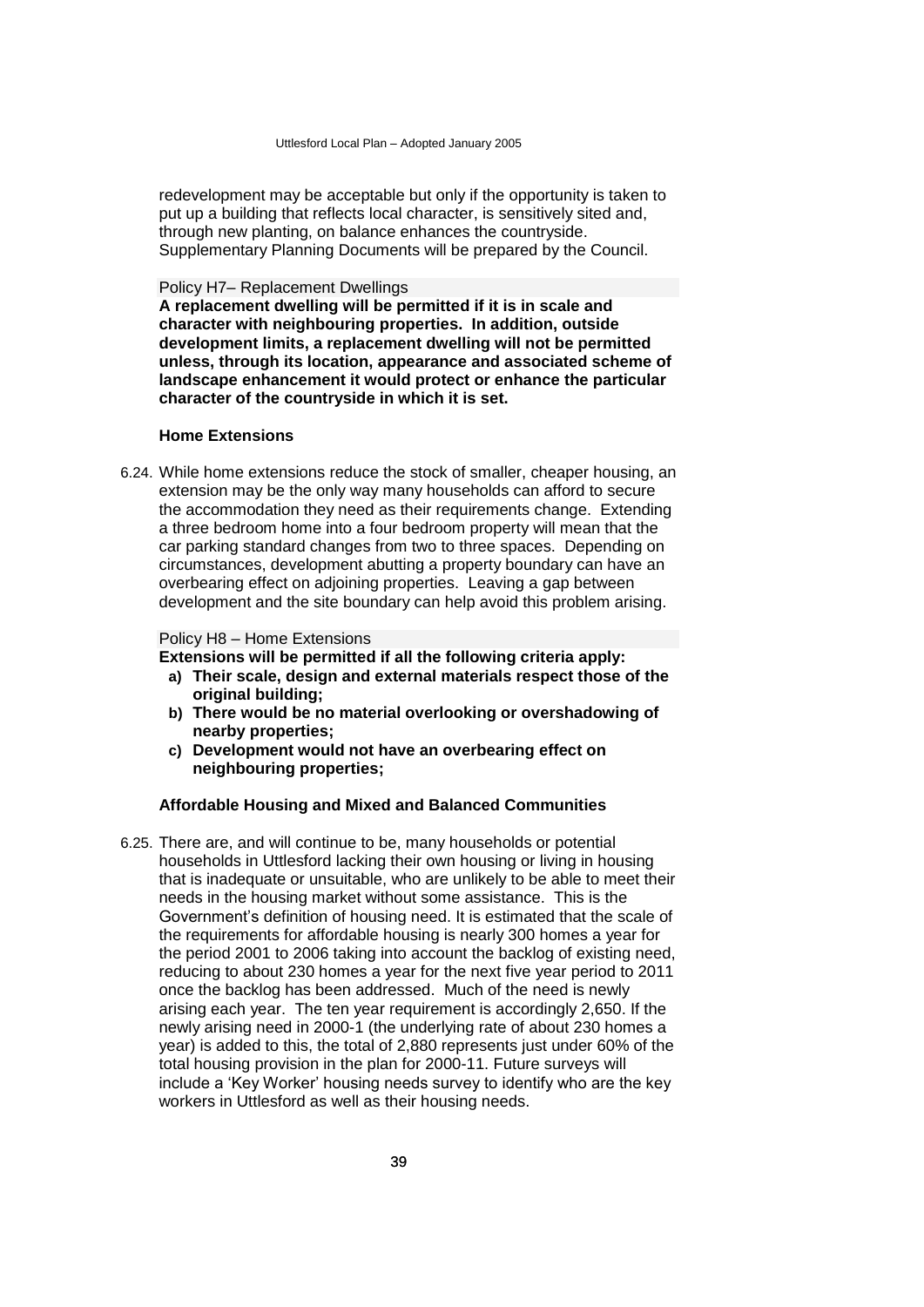redevelopment may be acceptable but only if the opportunity is taken to put up a building that reflects local character, is sensitively sited and, through new planting, on balance enhances the countryside. Supplementary Planning Documents will be prepared by the Council.

Policy H7– Replacement Dwellings

**A replacement dwelling will be permitted if it is in scale and character with neighbouring properties. In addition, outside development limits, a replacement dwelling will not be permitted unless, through its location, appearance and associated scheme of landscape enhancement it would protect or enhance the particular character of the countryside in which it is set.**

### Home Extensions

6.24. While home extensions reduce the stock of smaller, cheaper housing, an extension may be the only way many households can afford to secure the accommodation they need as their requirements change. Extending a three bedroom home into a four bedroom property will mean that the car parking standard changes from two to three spaces. Depending on circumstances, development abutting a property boundary can have an overbearing effect on adjoining properties. Leaving a gap between development and the site boundary can help avoid this problem arising.

Policy H8 – Home Extensions

**Extensions will be permitted if all the following criteria apply:**

- **a) Their scale, design and external materials respect those of the original building;**
- **b) There would be no material overlooking or overshadowing of nearby properties;**
- **c) Development would not have an overbearing effect on neighbouring properties;**

### Affordable Housing and Mixed and Balanced Communities

6.25. There are, and will continue to be, many households or potential households in Uttlesford lacking their own housing or living in housing that is inadequate or unsuitable, who are unlikely to be able to meet their needs in the housing market without some assistance. This is the Government's definition of housing need. It is estimated that the scale of the requirements for affordable housing is nearly 300 homes a year for the period 2001 to 2006 taking into account the backlog of existing need, reducing to about 230 homes a year for the next five year period to 2011 once the backlog has been addressed. Much of the need is newly arising each year. The ten year requirement is accordingly 2,650. If the newly arising need in 2000-1 (the underlying rate of about 230 homes a year) is added to this, the total of 2,880 represents just under 60% of the total housing provision in the plan for 2000-11. Future surveys will include a 'Key Worker' housing needs survey to identify who are the key workers in Uttlesford as well as their housing needs.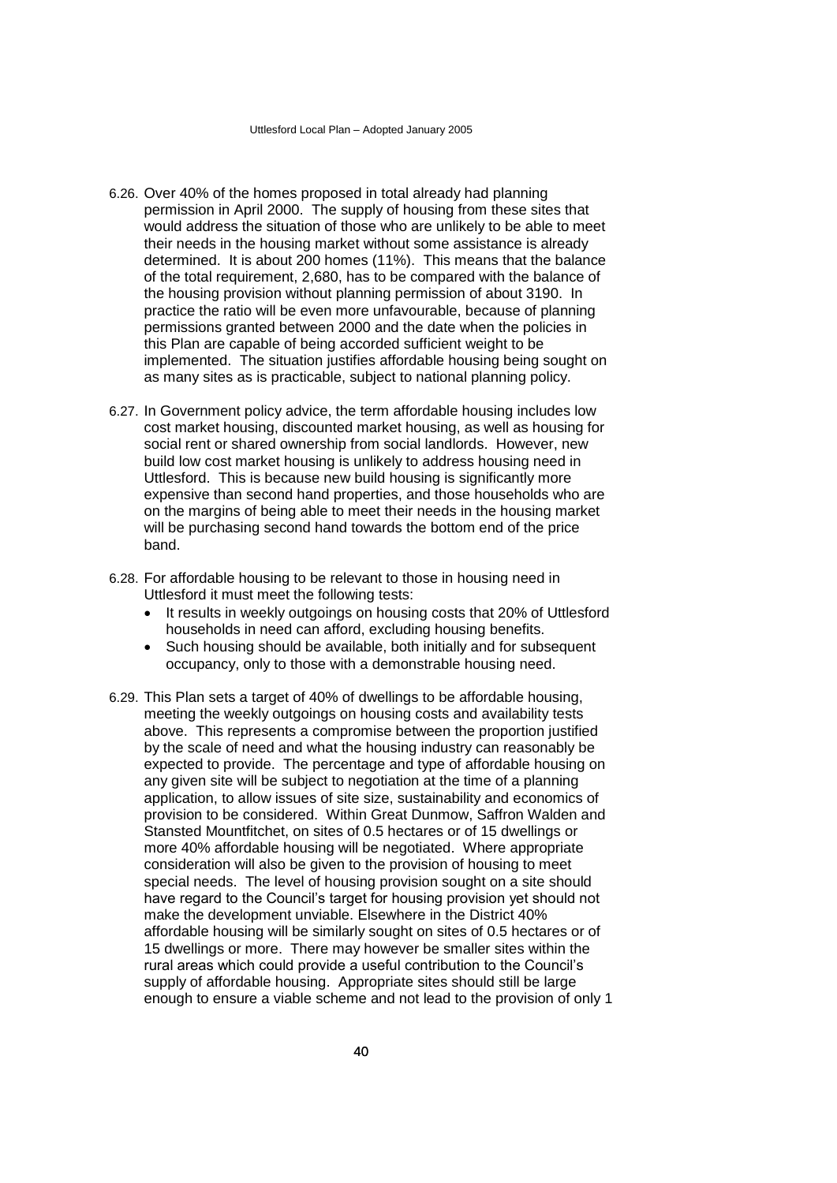6.26. Over 40% of the homes proposed in total already had planning permission in April 2000. The supply of housing from these sites that would address the situation of those who are unlikely to be able to meet their needs in the housing market without some assistance is already determined. It is about 200 homes (11%). This means that the balance of the total requirement, 2,680, has to be compared with the balance of the housing provision without planning permission of about 3190. In practice the ratio will be even more unfavourable, because of planning permissions granted between 2000 and the date when the policies in this Plan are capable of being accorded sufficient weight to be implemented. The situation justifies affordable housing being sought on as many sites as is practicable, subject to national planning policy.

6.27. In Government policy advice, the term affordable housing includes low cost market housing, discounted market housing, as well as housing for social rent or shared ownership from social landlords. However, new build low cost market housing is unlikely to address housing need in Uttlesford. This is because new build housing is significantly more expensive than second hand properties, and those households who are on the margins of being able to meet their needs in the housing market will be purchasing second hand towards the bottom end of the price band.

6.28. For affordable housing to be relevant to those in housing need in Uttlesford it must meet the following tests:

- It results in weekly outgoings on housing costs that 20% of Uttlesford households in need can afford, excluding housing benefits.
- Such housing should be available, both initially and for subsequent occupancy, only to those with a demonstrable housing need.

6.29. This Plan sets a target of 40% of dwellings to be affordable housing, meeting the weekly outgoings on housing costs and availability tests above. This represents a compromise between the proportion justified by the scale of need and what the housing industry can reasonably be expected to provide. The percentage and type of affordable housing on any given site will be subject to negotiation at the time of a planning application, to allow issues of site size, sustainability and economics of provision to be considered. Within Great Dunmow, Saffron Walden and Stansted Mountfitchet, on sites of 0.5 hectares or of 15 dwellings or more 40% affordable housing will be negotiated. Where appropriate consideration will also be given to the provision of housing to meet special needs. The level of housing provision sought on a site should have regard to the Council's target for housing provision yet should not make the development unviable. Elsewhere in the District 40% affordable housing will be similarly sought on sites of 0.5 hectares or of 15 dwellings or more. There may however be smaller sites within the rural areas which could provide a useful contribution to the Council's supply of affordable housing. Appropriate sites should still be large enough to ensure a viable scheme and not lead to the provision of only 1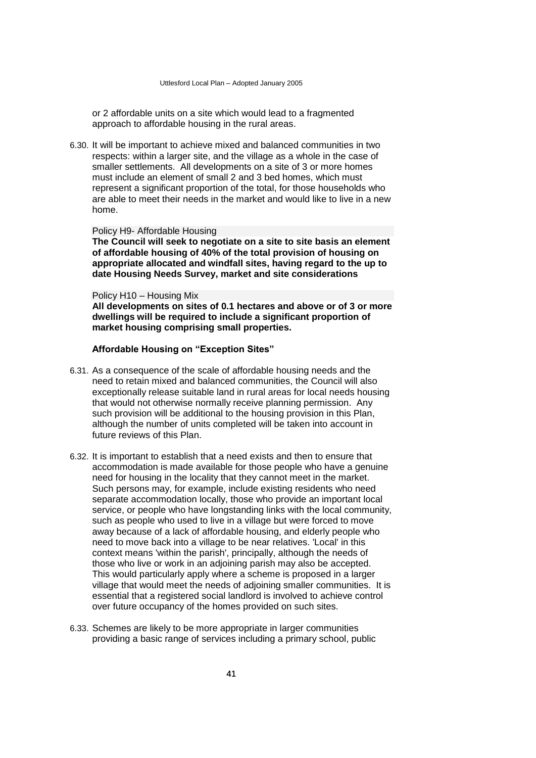or 2 affordable units on a site which would lead to a fragmented approach to affordable housing in the rural areas.

6.30. It will be important to achieve mixed and balanced communities in two respects: within a larger site, and the village as a whole in the case of smaller settlements. All developments on a site of 3 or more homes must include an element of small 2 and 3 bed homes, which must represent a significant proportion of the total, for those households who are able to meet their needs in the market and would like to live in a new home.

Policy H9- Affordable Housing

**The Council will seek to negotiate on a site to site basis an element of affordable housing of 40% of the total provision of housing on appropriate allocated and windfall sites, having regard to the up to date Housing Needs Survey, market and site considerations**

Policy H10 – Housing Mix

**All developments on sites of 0.1 hectares and above or of 3 or more dwellings will be required to include a significant proportion of market housing comprising small properties.**

**Affordable Housing on "Exception Sites"**

6.31. As a consequence of the scale of affordable housing needs and the need to retain mixed and balanced communities, the Council will also exceptionally release suitable land in rural areas for local needs housing that would not otherwise normally receive planning permission. Any such provision will be additional to the housing provision in this Plan, although the number of units completed will be taken into account in future reviews of this Plan.

6.32. It is important to establish that a need exists and then to ensure that accommodation is made available for those people who have a genuine need for housing in the locality that they cannot meet in the market. Such persons may, for example, include existing residents who need separate accommodation locally, those who provide an important local service, or people who have longstanding links with the local community, such as people who used to live in a village but were forced to move away because of a lack of affordable housing, and elderly people who need to move back into a village to be near relatives. 'Local' in this context means 'within the parish', principally, although the needs of those who live or work in an adjoining parish may also be accepted. This would particularly apply where a scheme is proposed in a larger village that would meet the needs of adjoining smaller communities. It is essential that a registered social landlord is involved to achieve control over future occupancy of the homes provided on such sites.

6.33. Schemes are likely to be more appropriate in larger communities providing a basic range of services including a primary school, public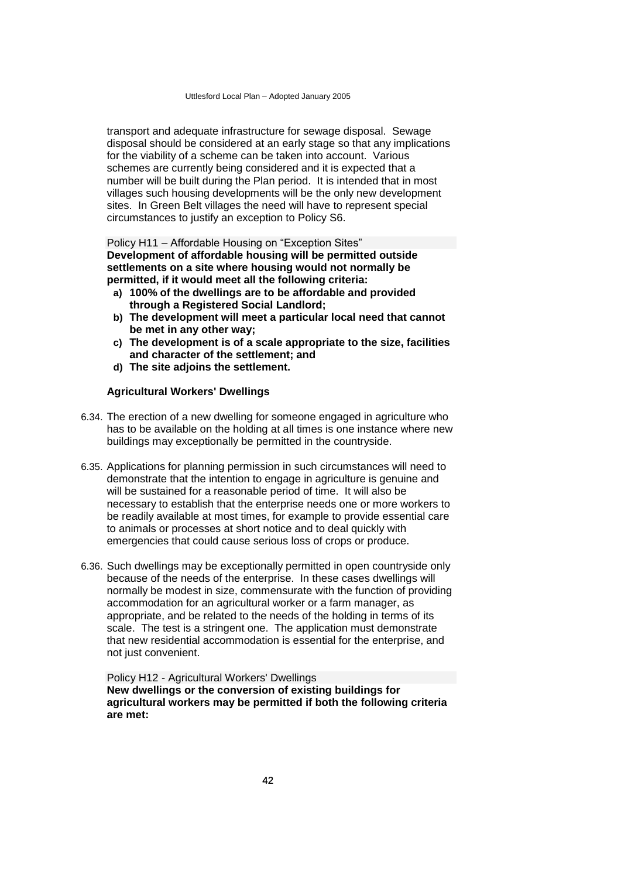transport and adequate infrastructure for sewage disposal. Sewage disposal should be considered at an early stage so that any implications for the viability of a scheme can be taken into account. Various schemes are currently being considered and it is expected that a number will be built during the Plan period. It is intended that in most villages such housing developments will be the only new development sites. In Green Belt villages the need will have to represent special circumstances to justify an exception to Policy S6.

Policy H11 – Affordable Housing on "Exception Sites"

**Development of affordable housing will be permitted outside settlements on a site where housing would not normally be permitted, if it would meet all the following criteria:**

- **a) 100% of the dwellings are to be affordable and provided through a Registered Social Landlord;**
- **b) The development will meet a particular local need that cannot be met in any other way;**
- **c) The development is of a scale appropriate to the size, facilities and character of the settlement; and**
- **d) The site adjoins the settlement.**

### Agricultural Workers' Dwellings

6.34. The erection of a new dwelling for someone engaged in agriculture who has to be available on the holding at all times is one instance where new buildings may exceptionally be permitted in the countryside.

6.35. Applications for planning permission in such circumstances will need to demonstrate that the intention to engage in agriculture is genuine and will be sustained for a reasonable period of time. It will also be necessary to establish that the enterprise needs one or more workers to be readily available at most times, for example to provide essential care to animals or processes at short notice and to deal quickly with emergencies that could cause serious loss of crops or produce.

6.36. Such dwellings may be exceptionally permitted in open countryside only because of the needs of the enterprise. In these cases dwellings will normally be modest in size, commensurate with the function of providing accommodation for an agricultural worker or a farm manager, as appropriate, and be related to the needs of the holding in terms of its scale. The test is a stringent one. The application must demonstrate that new residential accommodation is essential for the enterprise, and not just convenient.

Policy H12 - Agricultural Workers' Dwellings

**New dwellings or the conversion of existing buildings for agricultural workers may be permitted if both the following criteria are met:**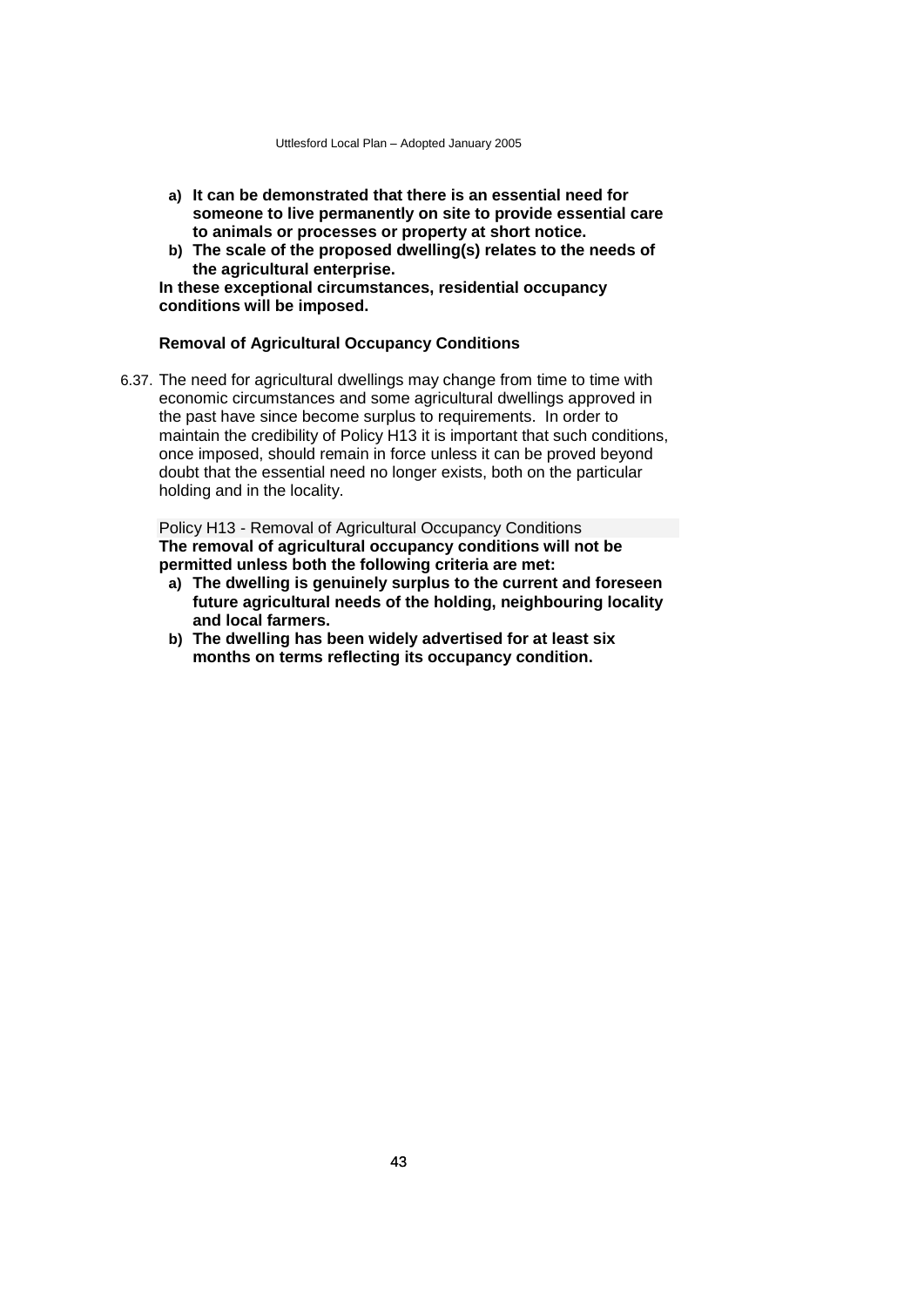**a) It can be demonstrated that there is an essential need for someone to live permanently on site to provide essential care to animals or processes or property at short notice.**

**b) The scale of the proposed dwelling(s) relates to the needs of the agricultural enterprise.**

**In these exceptional circumstances, residential occupancy conditions will be imposed.**

### Removal of Agricultural Occupancy Conditions

6.37. The need for agricultural dwellings may change from time to time with economic circumstances and some agricultural dwellings approved in the past have since become surplus to requirements. In order to maintain the credibility of Policy H13 it is important that such conditions, once imposed, should remain in force unless it can be proved beyond doubt that the essential need no longer exists, both on the particular holding and in the locality.

Policy H13 - Removal of Agricultural Occupancy Conditions

**The removal of agricultural occupancy conditions will not be permitted unless both the following criteria are met:**

**a) The dwelling is genuinely surplus to the current and foreseen future agricultural needs of the holding, neighbouring locality and local farmers.**

**b) The dwelling has been widely advertised for at least six months on terms reflecting its occupancy condition.**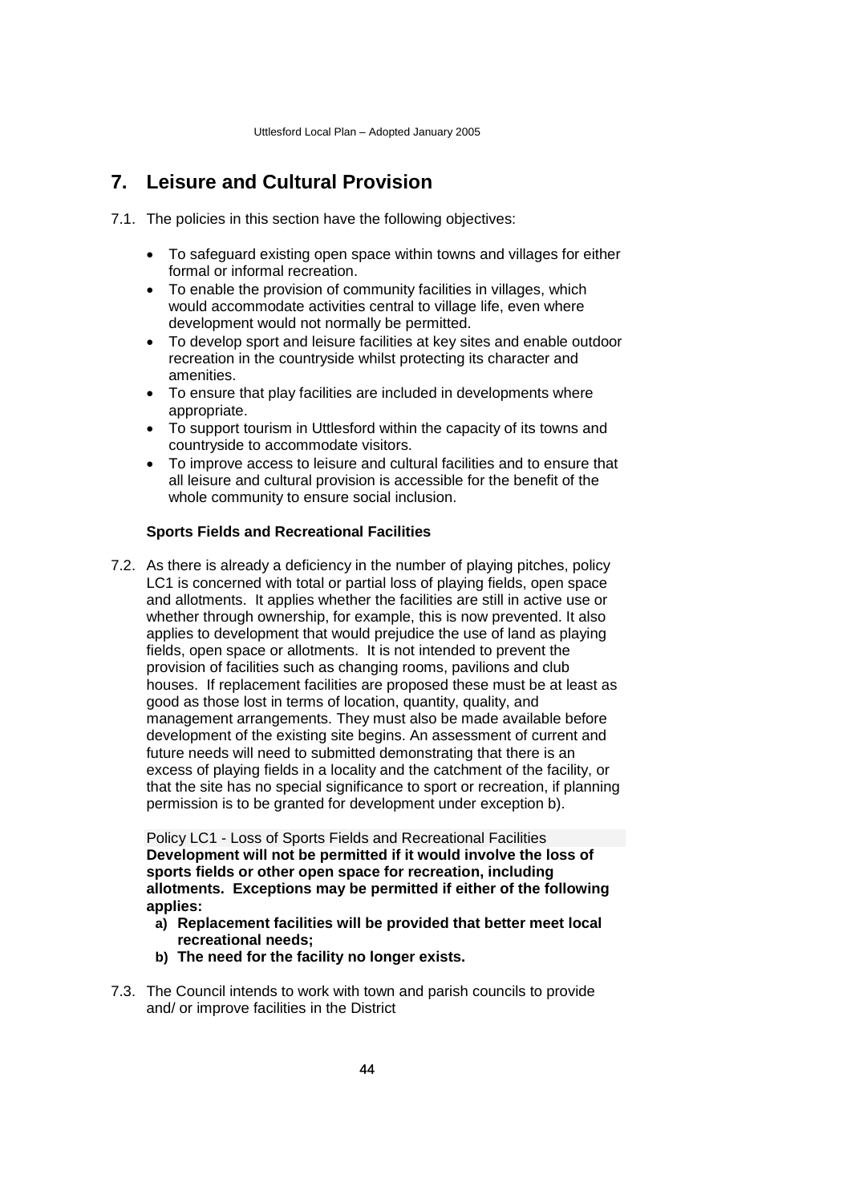# 7. Leisure and Cultural Provision

7.1. The policies in this section have the following objectives:

- To safeguard existing open space within towns and villages for either formal or informal recreation.
- To enable the provision of community facilities in villages, which would accommodate activities central to village life, even where development would not normally be permitted.
- To develop sport and leisure facilities at key sites and enable outdoor recreation in the countryside whilst protecting its character and amenities.
- To ensure that play facilities are included in developments where appropriate.
- To support tourism in Uttlesford within the capacity of its towns and countryside to accommodate visitors.
- To improve access to leisure and cultural facilities and to ensure that all leisure and cultural provision is accessible for the benefit of the whole community to ensure social inclusion.

### Sports Fields and Recreational Facilities

7.2. As there is already a deficiency in the number of playing pitches, policy LC1 is concerned with total or partial loss of playing fields, open space and allotments. It applies whether the facilities are still in active use or whether through ownership, for example, this is now prevented. It also applies to development that would prejudice the use of land as playing fields, open space or allotments. It is not intended to prevent the provision of facilities such as changing rooms, pavilions and club houses. If replacement facilities are proposed these must be at least as good as those lost in terms of location, quantity, quality, and management arrangements. They must also be made available before development of the existing site begins. An assessment of current and future needs will need to submitted demonstrating that there is an excess of playing fields in a locality and the catchment of the facility, or that the site has no special significance to sport or recreation, if planning permission is to be granted for development under exception b).

Policy LC1 - Loss of Sports Fields and Recreational Facilities

**Development will not be permitted if it would involve the loss of sports fields or other open space for recreation, including allotments. Exceptions may be permitted if either of the following applies:**

**a) Replacement facilities will be provided that better meet local recreational needs;**

**b) The need for the facility no longer exists.**

7.3. The Council intends to work with town and parish councils to provide and/ or improve facilities in the District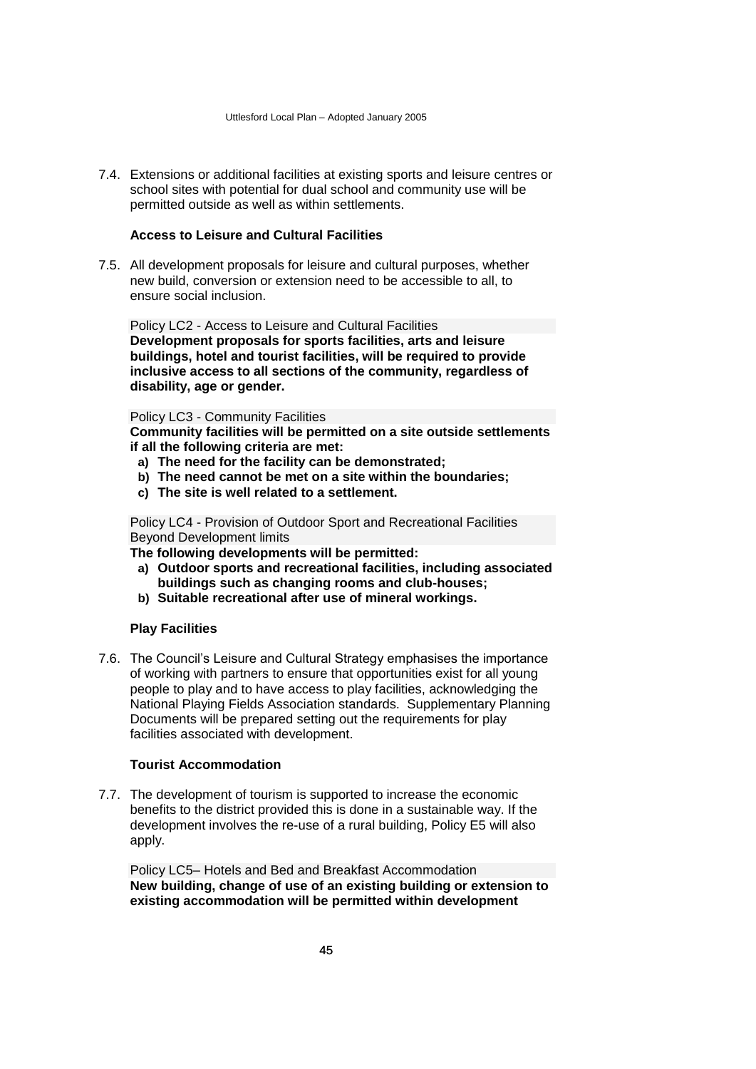7.4. Extensions or additional facilities at existing sports and leisure centres or school sites with potential for dual school and community use will be permitted outside as well as within settlements.

### Access to Leisure and Cultural Facilities

7.5. All development proposals for leisure and cultural purposes, whether new build, conversion or extension need to be accessible to all, to ensure social inclusion.

Policy LC2 - Access to Leisure and Cultural Facilities

**Development proposals for sports facilities, arts and leisure buildings, hotel and tourist facilities, will be required to provide inclusive access to all sections of the community, regardless of disability, age or gender.**

Policy LC3 - Community Facilities

**Community facilities will be permitted on a site outside settlements if all the following criteria are met:**

- **a) The need for the facility can be demonstrated;**
- **b) The need cannot be met on a site within the boundaries;**
- **c) The site is well related to a settlement.**

Policy LC4 - Provision of Outdoor Sport and Recreational Facilities Beyond Development limits

**The following developments will be permitted:**

- **a) Outdoor sports and recreational facilities, including associated buildings such as changing rooms and club-houses;**
- **b) Suitable recreational after use of mineral workings.**

### Play Facilities

7.6. The Council's Leisure and Cultural Strategy emphasises the importance of working with partners to ensure that opportunities exist for all young people to play and to have access to play facilities, acknowledging the National Playing Fields Association standards. Supplementary Planning Documents will be prepared setting out the requirements for play facilities associated with development.

### Tourist Accommodation

7.7. The development of tourism is supported to increase the economic benefits to the district provided this is done in a sustainable way. If the development involves the re-use of a rural building, Policy E5 will also apply.

Policy LC5– Hotels and Bed and Breakfast Accommodation

**New building, change of use of an existing building or extension to existing accommodation will be permitted within development**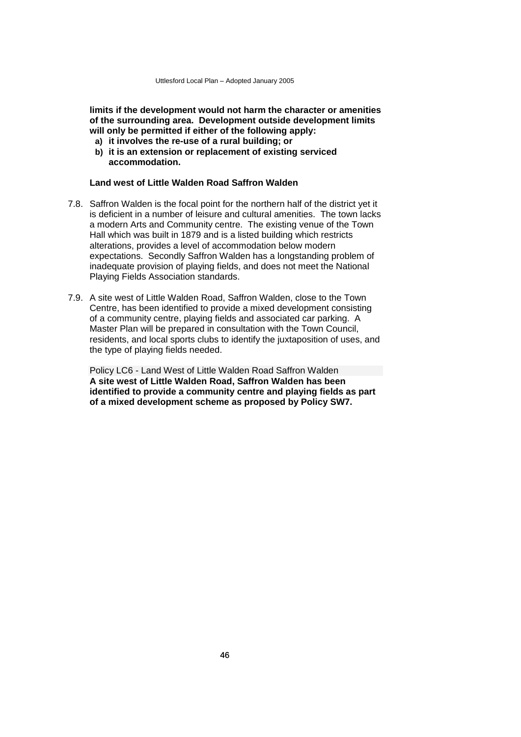**limits if the development would not harm the character or amenities of the surrounding area. Development outside development limits will only be permitted if either of the following apply:**

- **a) it involves the re-use of a rural building; or**
- **b) it is an extension or replacement of existing serviced accommodation.**

**Land west of Little Walden Road Saffron Walden**

7.8. Saffron Walden is the focal point for the northern half of the district yet it is deficient in a number of leisure and cultural amenities. The town lacks a modern Arts and Community centre. The existing venue of the Town Hall which was built in 1879 and is a listed building which restricts alterations, provides a level of accommodation below modern expectations. Secondly Saffron Walden has a longstanding problem of inadequate provision of playing fields, and does not meet the National Playing Fields Association standards.

7.9. A site west of Little Walden Road, Saffron Walden, close to the Town Centre, has been identified to provide a mixed development consisting of a community centre, playing fields and associated car parking. A Master Plan will be prepared in consultation with the Town Council, residents, and local sports clubs to identify the juxtaposition of uses, and the type of playing fields needed.

Policy LC6 - Land West of Little Walden Road Saffron Walden

**A site west of Little Walden Road, Saffron Walden has been identified to provide a community centre and playing fields as part of a mixed development scheme as proposed by Policy SW7.**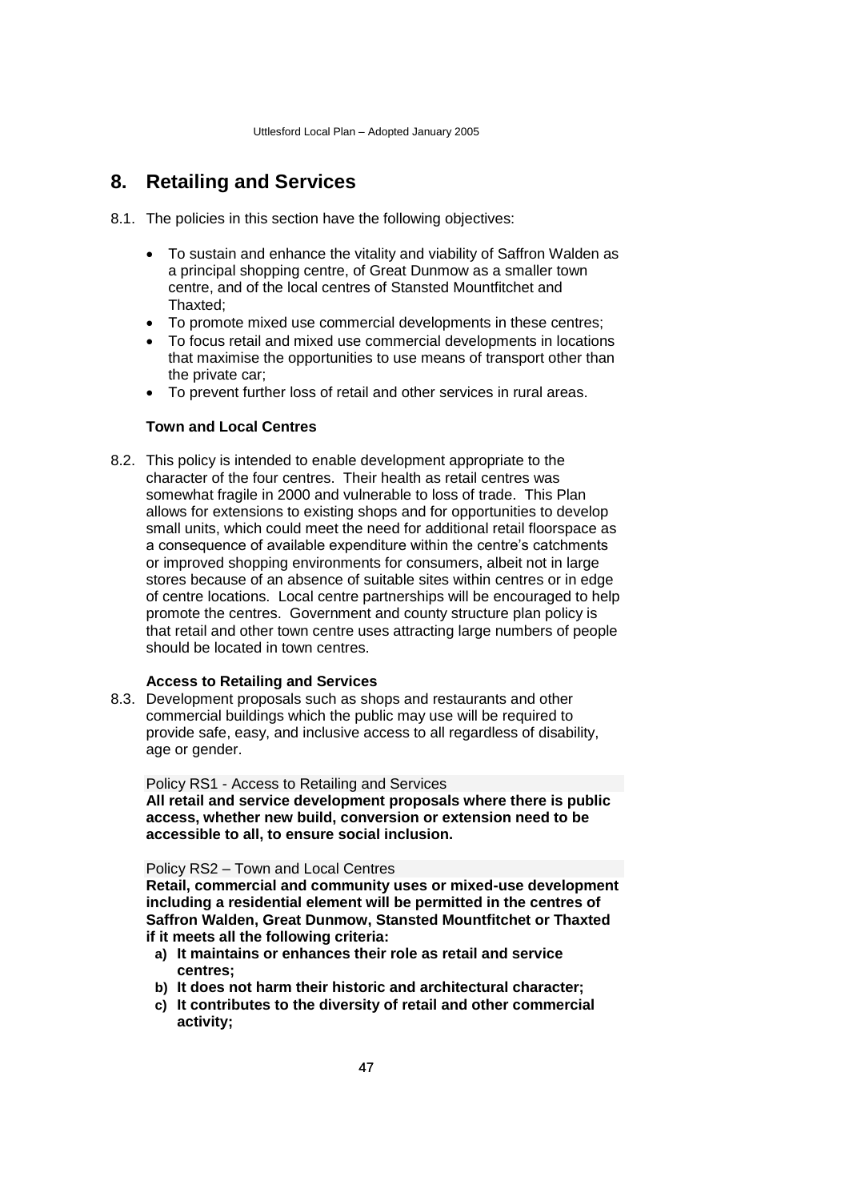# 8. Retailing and Services

8.1. The policies in this section have the following objectives:

- To sustain and enhance the vitality and viability of Saffron Walden as a principal shopping centre, of Great Dunmow as a smaller town centre, and of the local centres of Stansted Mountfitchet and Thaxted;
- To promote mixed use commercial developments in these centres;
- To focus retail and mixed use commercial developments in locations that maximise the opportunities to use means of transport other than the private car;
- To prevent further loss of retail and other services in rural areas.

### Town and Local Centres

8.2. This policy is intended to enable development appropriate to the character of the four centres. Their health as retail centres was somewhat fragile in 2000 and vulnerable to loss of trade. This Plan allows for extensions to existing shops and for opportunities to develop small units, which could meet the need for additional retail floorspace as a consequence of available expenditure within the centre's catchments or improved shopping environments for consumers, albeit not in large stores because of an absence of suitable sites within centres or in edge of centre locations. Local centre partnerships will be encouraged to help promote the centres. Government and county structure plan policy is that retail and other town centre uses attracting large numbers of people should be located in town centres.

### Access to Retailing and Services

8.3. Development proposals such as shops and restaurants and other commercial buildings which the public may use will be required to provide safe, easy, and inclusive access to all regardless of disability, age or gender.

Policy RS1 - Access to Retailing and Services

**All retail and service development proposals where there is public access, whether new build, conversion or extension need to be accessible to all, to ensure social inclusion.**

Policy RS2 – Town and Local Centres

**Retail, commercial and community uses or mixed-use development including a residential element will be permitted in the centres of Saffron Walden, Great Dunmow, Stansted Mountfitchet or Thaxted if it meets all the following criteria:**

**a) It maintains or enhances their role as retail and service centres;**

**b) It does not harm their historic and architectural character;**

**c) It contributes to the diversity of retail and other commercial activity;**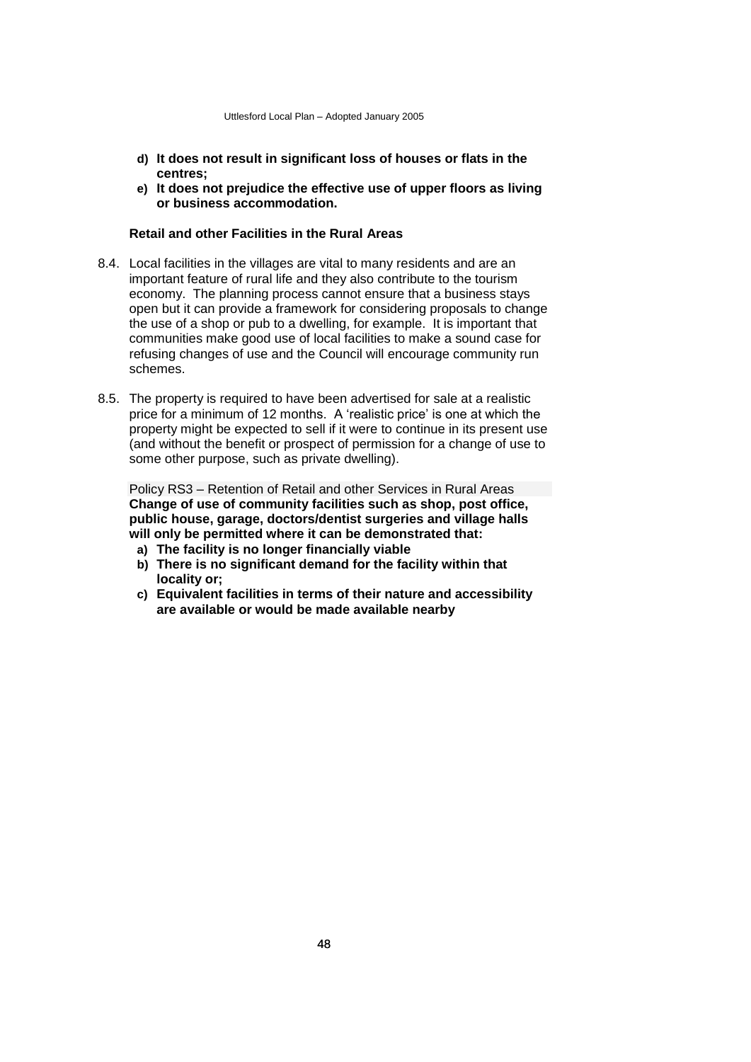**d) It does not result in significant loss of houses or flats in the centres;**

**e) It does not prejudice the effective use of upper floors as living or business accommodation.**

**Retail and other Facilities in the Rural Areas**

8.4. Local facilities in the villages are vital to many residents and are an important feature of rural life and they also contribute to the tourism economy. The planning process cannot ensure that a business stays open but it can provide a framework for considering proposals to change the use of a shop or pub to a dwelling, for example. It is important that communities make good use of local facilities to make a sound case for refusing changes of use and the Council will encourage community run schemes.

8.5. The property is required to have been advertised for sale at a realistic price for a minimum of 12 months. A 'realistic price' is one at which the property might be expected to sell if it were to continue in its present use (and without the benefit or prospect of permission for a change of use to some other purpose, such as private dwelling).

Policy RS3 – Retention of Retail and other Services in Rural Areas

**Change of use of community facilities such as shop, post office, public house, garage, doctors/dentist surgeries and village halls will only be permitted where it can be demonstrated that:**

**a) The facility is no longer financially viable**

**b) There is no significant demand for the facility within that locality or;**

**c) Equivalent facilities in terms of their nature and accessibility are available or would be made available nearby**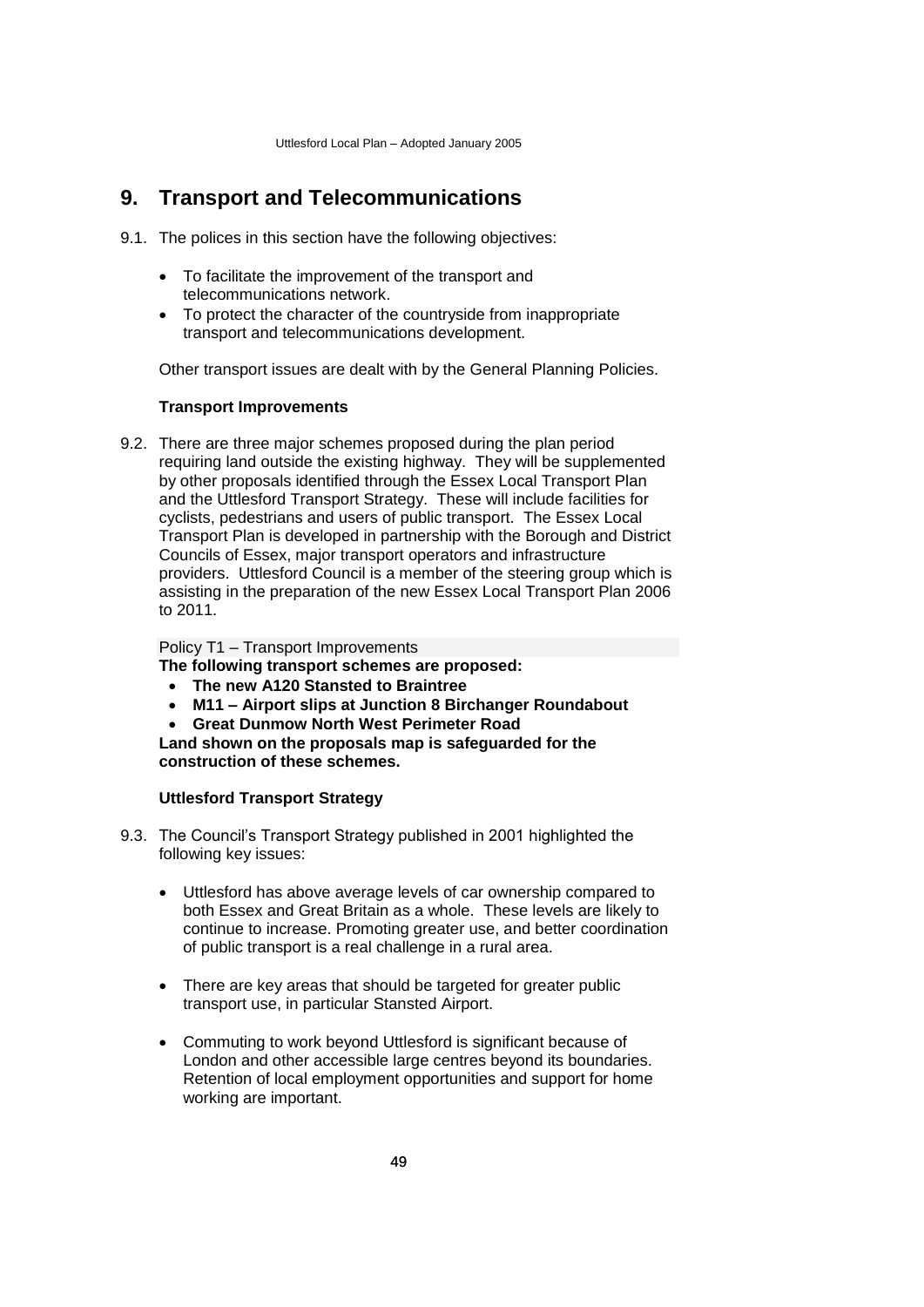## 9. Transport and Telecommunications

9.1. The polices in this section have the following objectives:

- To facilitate the improvement of the transport and telecommunications network.
- To protect the character of the countryside from inappropriate transport and telecommunications development.

Other transport issues are dealt with by the General Planning Policies.

### Transport Improvements

9.2. There are three major schemes proposed during the plan period requiring land outside the existing highway. They will be supplemented by other proposals identified through the Essex Local Transport Plan and the Uttlesford Transport Strategy. These will include facilities for cyclists, pedestrians and users of public transport. The Essex Local Transport Plan is developed in partnership with the Borough and District Councils of Essex, major transport operators and infrastructure providers. Uttlesford Council is a member of the steering group which is assisting in the preparation of the new Essex Local Transport Plan 2006 to 2011.

Policy T1 – Transport Improvements

**The following transport schemes are proposed:**

- **The new A120 Stansted to Braintree**
- **M11 – Airport slips at Junction 8 Birchanger Roundabout**
- **Great Dunmow North West Perimeter Road**

**Land shown on the proposals map is safeguarded for the construction of these schemes.**

### Uttlesford Transport Strategy

9.3. The Council's Transport Strategy published in 2001 highlighted the following key issues:

- Uttlesford has above average levels of car ownership compared to both Essex and Great Britain as a whole. These levels are likely to continue to increase. Promoting greater use, and better coordination of public transport is a real challenge in a rural area.
- There are key areas that should be targeted for greater public transport use, in particular Stansted Airport.
- Commuting to work beyond Uttlesford is significant because of London and other accessible large centres beyond its boundaries. Retention of local employment opportunities and support for home working are important.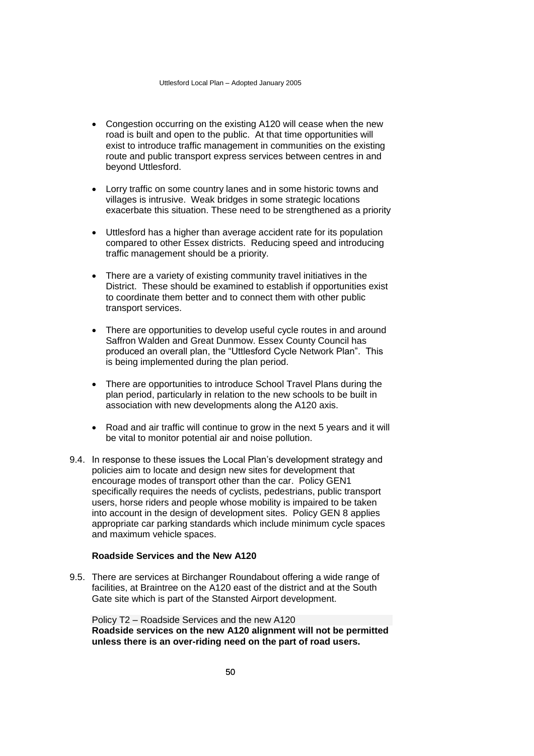- Congestion occurring on the existing A120 will cease when the new road is built and open to the public. At that time opportunities will exist to introduce traffic management in communities on the existing route and public transport express services between centres in and beyond Uttlesford.

- Lorry traffic on some country lanes and in some historic towns and villages is intrusive. Weak bridges in some strategic locations exacerbate this situation. These need to be strengthened as a priority

- Uttlesford has a higher than average accident rate for its population compared to other Essex districts. Reducing speed and introducing traffic management should be a priority.

- There are a variety of existing community travel initiatives in the District. These should be examined to establish if opportunities exist to coordinate them better and to connect them with other public transport services.

- There are opportunities to develop useful cycle routes in and around Saffron Walden and Great Dunmow. Essex County Council has produced an overall plan, the "Uttlesford Cycle Network Plan". This is being implemented during the plan period.

- There are opportunities to introduce School Travel Plans during the plan period, particularly in relation to the new schools to be built in association with new developments along the A120 axis.

- Road and air traffic will continue to grow in the next 5 years and it will be vital to monitor potential air and noise pollution.

9.4. In response to these issues the Local Plan's development strategy and policies aim to locate and design new sites for development that encourage modes of transport other than the car. Policy GEN1 specifically requires the needs of cyclists, pedestrians, public transport users, horse riders and people whose mobility is impaired to be taken into account in the design of development sites. Policy GEN 8 applies appropriate car parking standards which include minimum cycle spaces and maximum vehicle spaces.

### Roadside Services and the New A120

9.5. There are services at Birchanger Roundabout offering a wide range of facilities, at Braintree on the A120 east of the district and at the South Gate site which is part of the Stansted Airport development.

Policy T2 – Roadside Services and the new A120

**Roadside services on the new A120 alignment will not be permitted unless there is an over-riding need on the part of road users.**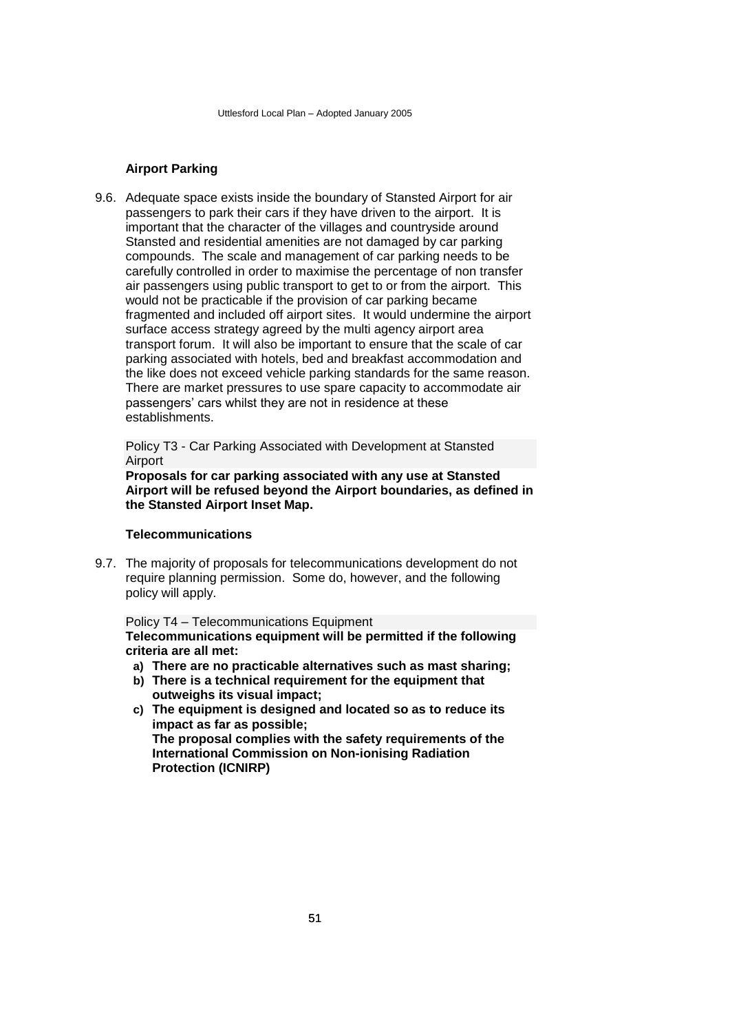### Airport Parking

9.6. Adequate space exists inside the boundary of Stansted Airport for air passengers to park their cars if they have driven to the airport. It is important that the character of the villages and countryside around Stansted and residential amenities are not damaged by car parking compounds. The scale and management of car parking needs to be carefully controlled in order to maximise the percentage of non transfer air passengers using public transport to get to or from the airport. This would not be practicable if the provision of car parking became fragmented and included off airport sites. It would undermine the airport surface access strategy agreed by the multi agency airport area transport forum. It will also be important to ensure that the scale of car parking associated with hotels, bed and breakfast accommodation and the like does not exceed vehicle parking standards for the same reason. There are market pressures to use spare capacity to accommodate air passengers' cars whilst they are not in residence at these establishments.

Policy T3 - Car Parking Associated with Development at Stansted Airport

**Proposals for car parking associated with any use at Stansted Airport will be refused beyond the Airport boundaries, as defined in the Stansted Airport Inset Map.**

### Telecommunications

9.7. The majority of proposals for telecommunications development do not require planning permission. Some do, however, and the following policy will apply.

Policy T4 – Telecommunications Equipment

**Telecommunications equipment will be permitted if the following criteria are all met:**

- **a) There are no practicable alternatives such as mast sharing;**
- **b) There is a technical requirement for the equipment that outweighs its visual impact;**
- **c) The equipment is designed and located so as to reduce its impact as far as possible;**
  **The proposal complies with the safety requirements of the International Commission on Non-ionising Radiation Protection (ICNIRP)**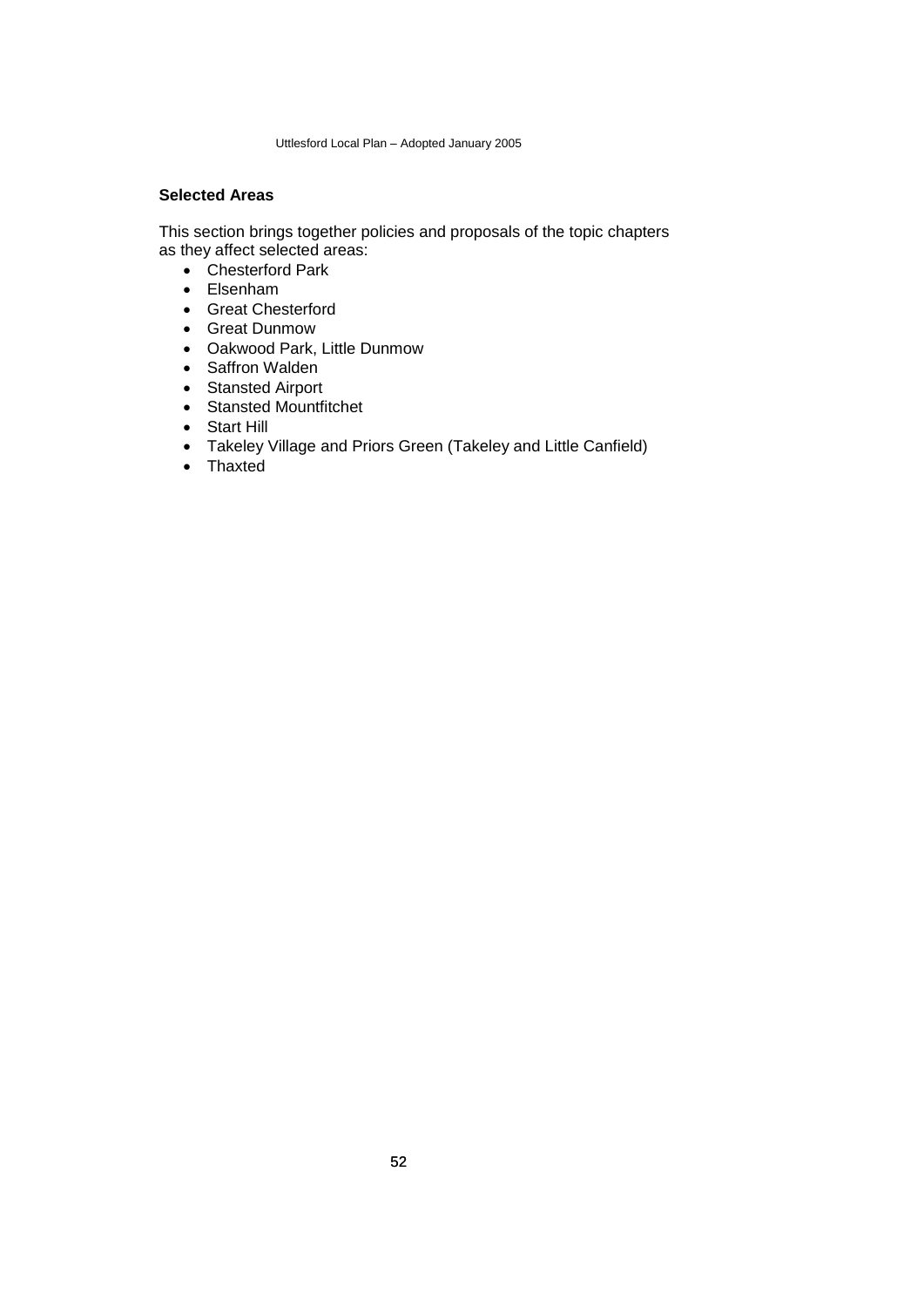## Selected Areas

This section brings together policies and proposals of the topic chapters as they affect selected areas:

- Chesterford Park
- Elsenham
- Great Chesterford
- Great Dunmow
- Oakwood Park, Little Dunmow
- Saffron Walden
- Stansted Airport
- Stansted Mountfitchet
- Start Hill
- Takeley Village and Priors Green (Takeley and Little Canfield)
- Thaxted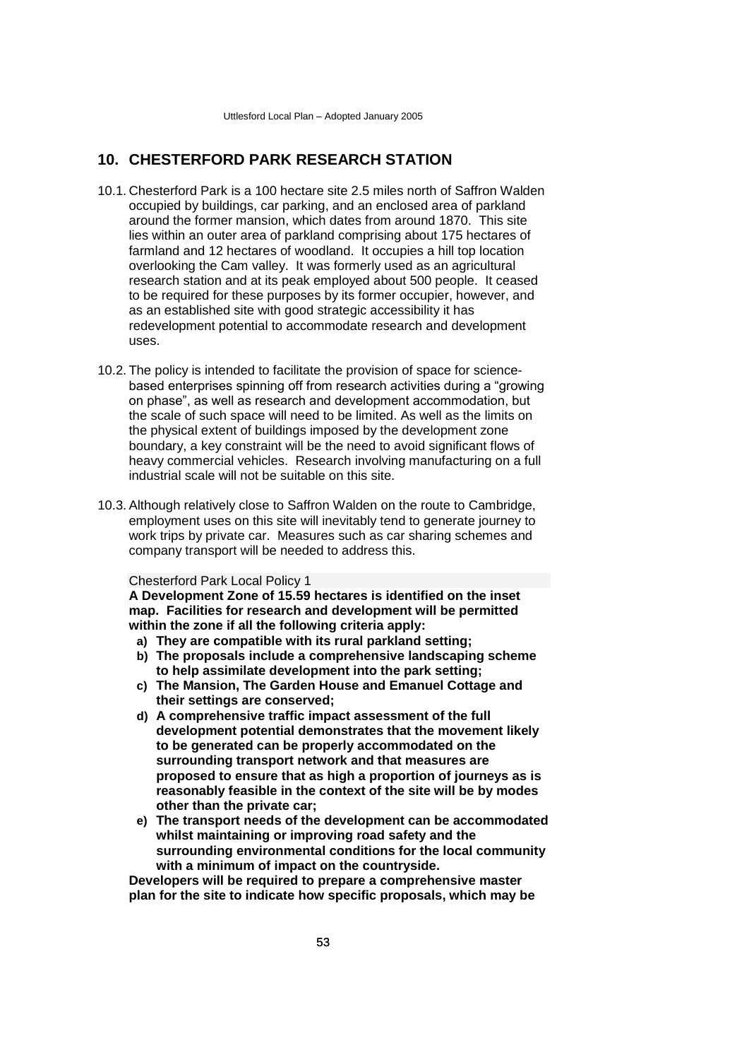## 10. CHESTERFORD PARK RESEARCH STATION

10.1. Chesterford Park is a 100 hectare site 2.5 miles north of Saffron Walden occupied by buildings, car parking, and an enclosed area of parkland around the former mansion, which dates from around 1870. This site lies within an outer area of parkland comprising about 175 hectares of farmland and 12 hectares of woodland. It occupies a hill top location overlooking the Cam valley. It was formerly used as an agricultural research station and at its peak employed about 500 people. It ceased to be required for these purposes by its former occupier, however, and as an established site with good strategic accessibility it has redevelopment potential to accommodate research and development uses.

10.2. The policy is intended to facilitate the provision of space for science-based enterprises spinning off from research activities during a "growing on phase", as well as research and development accommodation, but the scale of such space will need to be limited. As well as the limits on the physical extent of buildings imposed by the development zone boundary, a key constraint will be the need to avoid significant flows of heavy commercial vehicles. Research involving manufacturing on a full industrial scale will not be suitable on this site.

10.3. Although relatively close to Saffron Walden on the route to Cambridge, employment uses on this site will inevitably tend to generate journey to work trips by private car. Measures such as car sharing schemes and company transport will be needed to address this.

Chesterford Park Local Policy 1

**A Development Zone of 15.59 hectares is identified on the inset map. Facilities for research and development will be permitted within the zone if all the following criteria apply:**

- **a) They are compatible with its rural parkland setting;**
- **b) The proposals include a comprehensive landscaping scheme to help assimilate development into the park setting;**
- **c) The Mansion, The Garden House and Emanuel Cottage and their settings are conserved;**
- **d) A comprehensive traffic impact assessment of the full development potential demonstrates that the movement likely to be generated can be properly accommodated on the surrounding transport network and that measures are proposed to ensure that as high a proportion of journeys as is reasonably feasible in the context of the site will be by modes other than the private car;**
- **e) The transport needs of the development can be accommodated whilst maintaining or improving road safety and the surrounding environmental conditions for the local community with a minimum of impact on the countryside.**

**Developers will be required to prepare a comprehensive master plan for the site to indicate how specific proposals, which may be**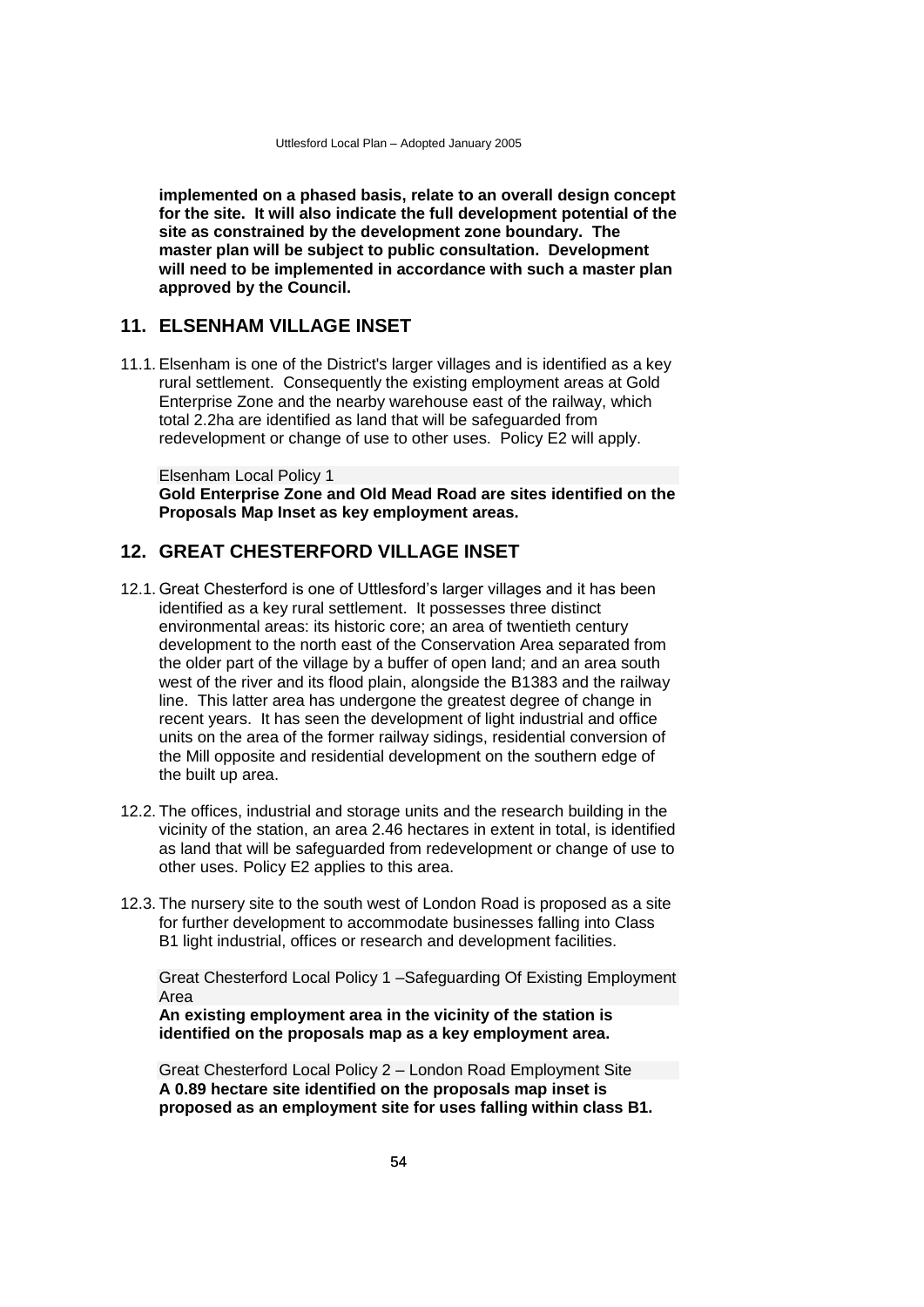**implemented on a phased basis, relate to an overall design concept for the site. It will also indicate the full development potential of the site as constrained by the development zone boundary. The master plan will be subject to public consultation. Development will need to be implemented in accordance with such a master plan approved by the Council.**

## 11. ELSENHAM VILLAGE INSET

11.1. Elsenham is one of the District's larger villages and is identified as a key rural settlement. Consequently the existing employment areas at Gold Enterprise Zone and the nearby warehouse east of the railway, which total 2.2ha are identified as land that will be safeguarded from redevelopment or change of use to other uses. Policy E2 will apply.

Elsenham Local Policy 1

**Gold Enterprise Zone and Old Mead Road are sites identified on the Proposals Map Inset as key employment areas.**

## 12. GREAT CHESTERFORD VILLAGE INSET

12.1. Great Chesterford is one of Uttlesford's larger villages and it has been identified as a key rural settlement. It possesses three distinct environmental areas: its historic core; an area of twentieth century development to the north east of the Conservation Area separated from the older part of the village by a buffer of open land; and an area south west of the river and its flood plain, alongside the B1383 and the railway line. This latter area has undergone the greatest degree of change in recent years. It has seen the development of light industrial and office units on the area of the former railway sidings, residential conversion of the Mill opposite and residential development on the southern edge of the built up area.

12.2. The offices, industrial and storage units and the research building in the vicinity of the station, an area 2.46 hectares in extent in total, is identified as land that will be safeguarded from redevelopment or change of use to other uses. Policy E2 applies to this area.

12.3. The nursery site to the south west of London Road is proposed as a site for further development to accommodate businesses falling into Class B1 light industrial, offices or research and development facilities.

Great Chesterford Local Policy 1 –Safeguarding Of Existing Employment Area

**An existing employment area in the vicinity of the station is identified on the proposals map as a key employment area.**

Great Chesterford Local Policy 2 – London Road Employment Site

**A 0.89 hectare site identified on the proposals map inset is proposed as an employment site for uses falling within class B1.**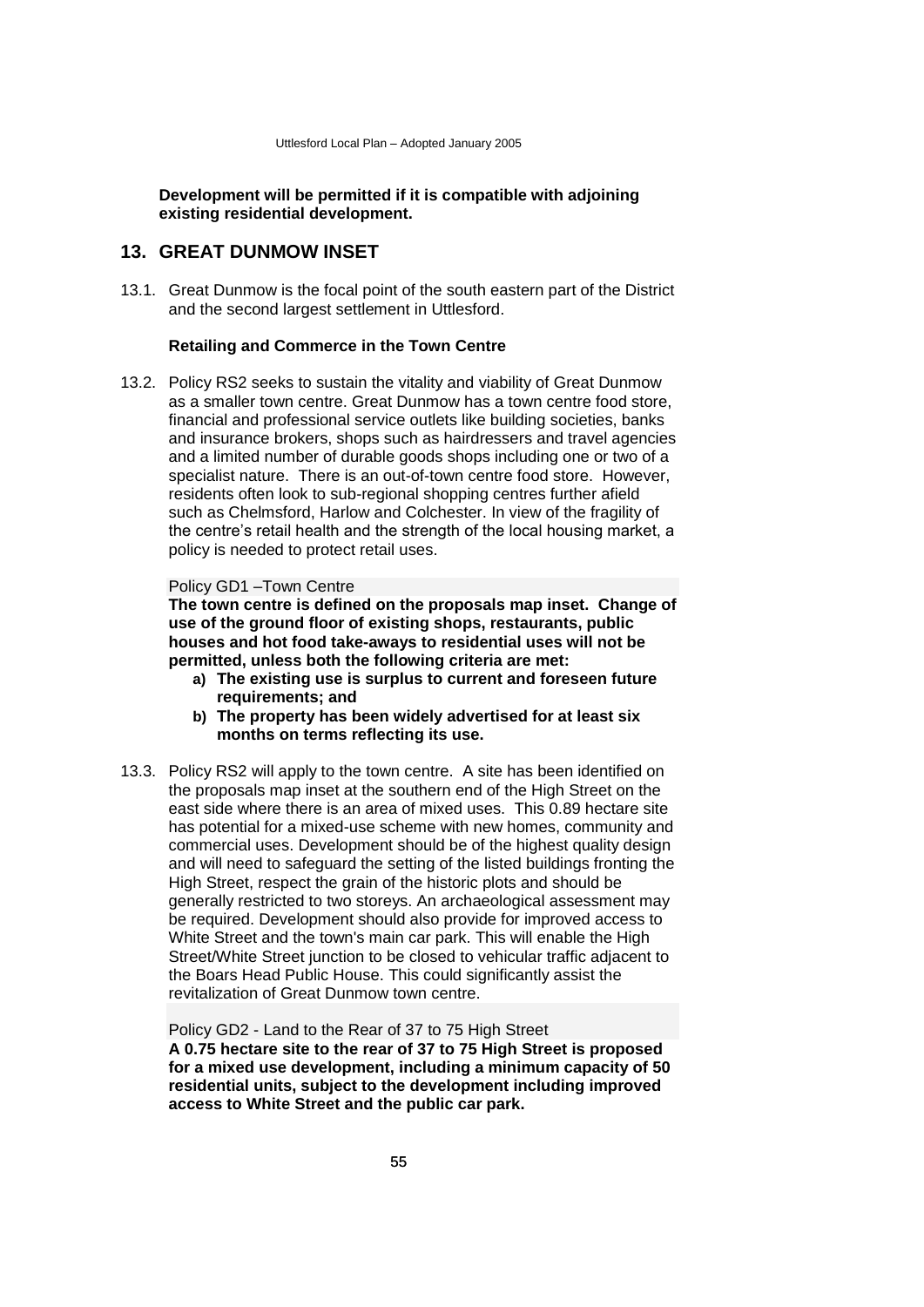**Development will be permitted if it is compatible with adjoining existing residential development.**

## 13. GREAT DUNMOW INSET

13.1. Great Dunmow is the focal point of the south eastern part of the District and the second largest settlement in Uttlesford.

### Retailing and Commerce in the Town Centre

13.2. Policy RS2 seeks to sustain the vitality and viability of Great Dunmow as a smaller town centre. Great Dunmow has a town centre food store, financial and professional service outlets like building societies, banks and insurance brokers, shops such as hairdressers and travel agencies and a limited number of durable goods shops including one or two of a specialist nature. There is an out-of-town centre food store. However, residents often look to sub-regional shopping centres further afield such as Chelmsford, Harlow and Colchester. In view of the fragility of the centre's retail health and the strength of the local housing market, a policy is needed to protect retail uses.

Policy GD1 –Town Centre

**The town centre is defined on the proposals map inset. Change of use of the ground floor of existing shops, restaurants, public houses and hot food take-aways to residential uses will not be permitted, unless both the following criteria are met:**

- **a) The existing use is surplus to current and foreseen future requirements; and**
- **b) The property has been widely advertised for at least six months on terms reflecting its use.**

13.3. Policy RS2 will apply to the town centre. A site has been identified on the proposals map inset at the southern end of the High Street on the east side where there is an area of mixed uses. This 0.89 hectare site has potential for a mixed-use scheme with new homes, community and commercial uses. Development should be of the highest quality design and will need to safeguard the setting of the listed buildings fronting the High Street, respect the grain of the historic plots and should be generally restricted to two storeys. An archaeological assessment may be required. Development should also provide for improved access to White Street and the town's main car park. This will enable the High Street/White Street junction to be closed to vehicular traffic adjacent to the Boars Head Public House. This could significantly assist the revitalization of Great Dunmow town centre.

Policy GD2 - Land to the Rear of 37 to 75 High Street

**A 0.75 hectare site to the rear of 37 to 75 High Street is proposed for a mixed use development, including a minimum capacity of 50 residential units, subject to the development including improved access to White Street and the public car park.**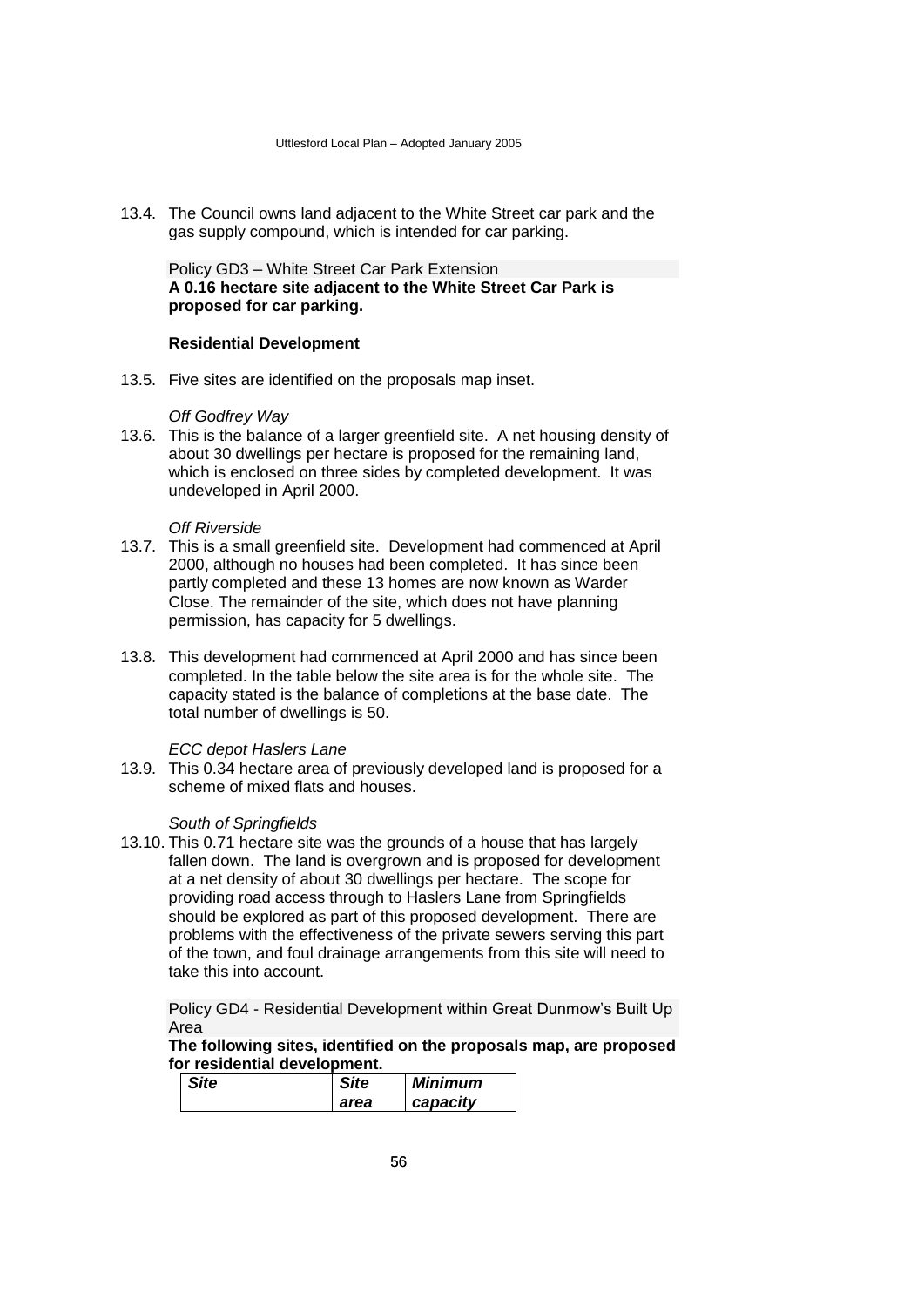13.4. The Council owns land adjacent to the White Street car park and the gas supply compound, which is intended for car parking.

Policy GD3 – White Street Car Park Extension
**A 0.16 hectare site adjacent to the White Street Car Park is proposed for car parking.**

### Residential Development

13.5. Five sites are identified on the proposals map inset.

*Off Godfrey Way*

13.6. This is the balance of a larger greenfield site. A net housing density of about 30 dwellings per hectare is proposed for the remaining land, which is enclosed on three sides by completed development. It was undeveloped in April 2000.

*Off Riverside*

13.7. This is a small greenfield site. Development had commenced at April 2000, although no houses had been completed. It has since been partly completed and these 13 homes are now known as Warder Close. The remainder of the site, which does not have planning permission, has capacity for 5 dwellings.

13.8. This development had commenced at April 2000 and has since been completed. In the table below the site area is for the whole site. The capacity stated is the balance of completions at the base date. The total number of dwellings is 50.

*ECC depot Haslers Lane*

13.9. This 0.34 hectare area of previously developed land is proposed for a scheme of mixed flats and houses.

*South of Springfields*

13.10. This 0.71 hectare site was the grounds of a house that has largely fallen down. The land is overgrown and is proposed for development at a net density of about 30 dwellings per hectare. The scope for providing road access through to Haslers Lane from Springfields should be explored as part of this proposed development. There are problems with the effectiveness of the private sewers serving this part of the town, and foul drainage arrangements from this site will need to take this into account.

Policy GD4 - Residential Development within Great Dunmow's Built Up Area
**The following sites, identified on the proposals map, are proposed for residential development.**

| *Site* | *Site area* | *Minimum capacity* |
|---|---|---|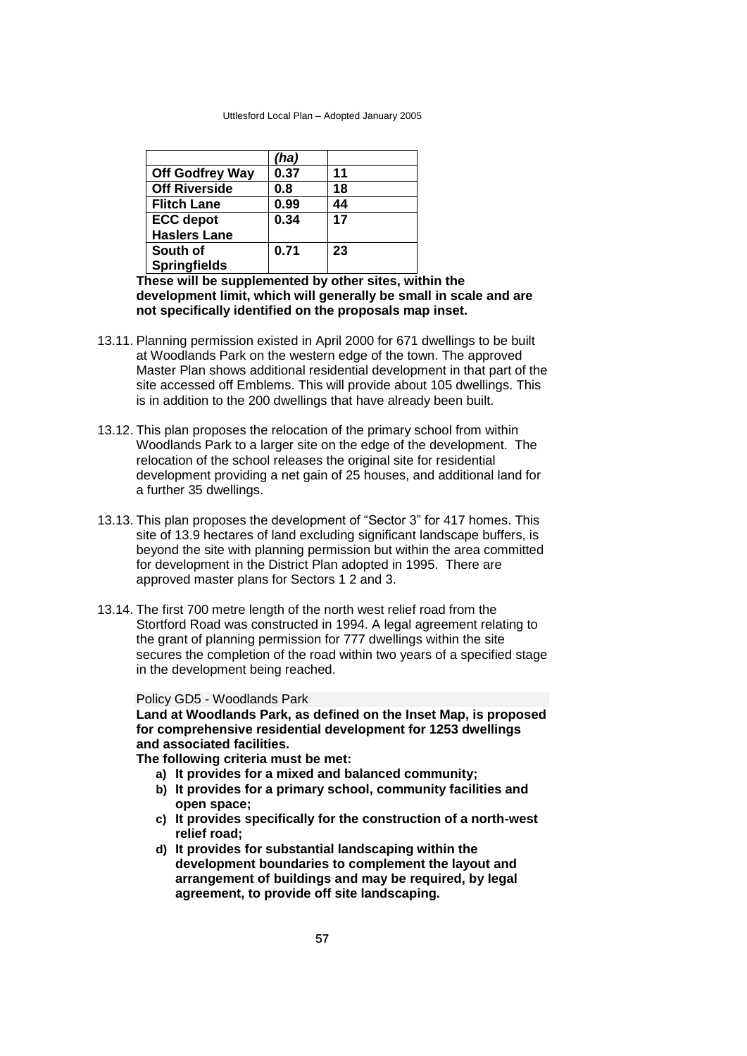| | (ha) | |
|---|---|---|
| **Off Godfrey Way** | **0.37** | **11** |
| **Off Riverside** | **0.8** | **18** |
| **Flitch Lane** | **0.99** | **44** |
| **ECC depot Haslers Lane** | **0.34** | **17** |
| **South of Springfields** | **0.71** | **23** |

**These will be supplemented by other sites, within the development limit, which will generally be small in scale and are not specifically identified on the proposals map inset.**

13.11. Planning permission existed in April 2000 for 671 dwellings to be built at Woodlands Park on the western edge of the town. The approved Master Plan shows additional residential development in that part of the site accessed off Emblems. This will provide about 105 dwellings. This is in addition to the 200 dwellings that have already been built.

13.12. This plan proposes the relocation of the primary school from within Woodlands Park to a larger site on the edge of the development. The relocation of the school releases the original site for residential development providing a net gain of 25 houses, and additional land for a further 35 dwellings.

13.13. This plan proposes the development of "Sector 3" for 417 homes. This site of 13.9 hectares of land excluding significant landscape buffers, is beyond the site with planning permission but within the area committed for development in the District Plan adopted in 1995. There are approved master plans for Sectors 1 2 and 3.

13.14. The first 700 metre length of the north west relief road from the Stortford Road was constructed in 1994. A legal agreement relating to the grant of planning permission for 777 dwellings within the site secures the completion of the road within two years of a specified stage in the development being reached.

Policy GD5 - Woodlands Park

**Land at Woodlands Park, as defined on the Inset Map, is proposed for comprehensive residential development for 1253 dwellings and associated facilities.**

**The following criteria must be met:**

- **a) It provides for a mixed and balanced community;**
- **b) It provides for a primary school, community facilities and open space;**
- **c) It provides specifically for the construction of a north-west relief road;**
- **d) It provides for substantial landscaping within the development boundaries to complement the layout and arrangement of buildings and may be required, by legal agreement, to provide off site landscaping.**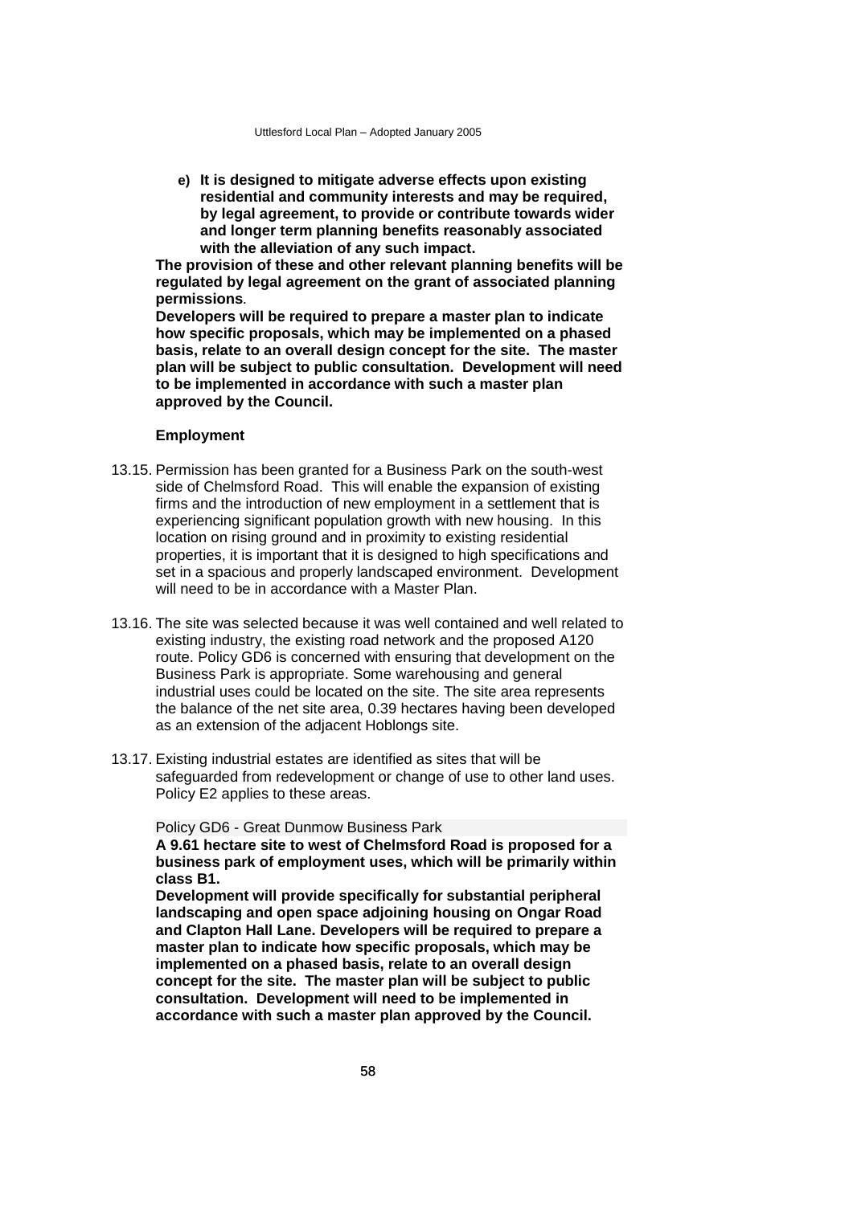**e) It is designed to mitigate adverse effects upon existing residential and community interests and may be required, by legal agreement, to provide or contribute towards wider and longer term planning benefits reasonably associated with the alleviation of any such impact.**

**The provision of these and other relevant planning benefits will be regulated by legal agreement on the grant of associated planning permissions**.

**Developers will be required to prepare a master plan to indicate how specific proposals, which may be implemented on a phased basis, relate to an overall design concept for the site. The master plan will be subject to public consultation. Development will need to be implemented in accordance with such a master plan approved by the Council.**

### Employment

13.15. Permission has been granted for a Business Park on the south-west side of Chelmsford Road. This will enable the expansion of existing firms and the introduction of new employment in a settlement that is experiencing significant population growth with new housing. In this location on rising ground and in proximity to existing residential properties, it is important that it is designed to high specifications and set in a spacious and properly landscaped environment. Development will need to be in accordance with a Master Plan.

13.16. The site was selected because it was well contained and well related to existing industry, the existing road network and the proposed A120 route. Policy GD6 is concerned with ensuring that development on the Business Park is appropriate. Some warehousing and general industrial uses could be located on the site. The site area represents the balance of the net site area, 0.39 hectares having been developed as an extension of the adjacent Hoblongs site.

13.17. Existing industrial estates are identified as sites that will be safeguarded from redevelopment or change of use to other land uses. Policy E2 applies to these areas.

Policy GD6 - Great Dunmow Business Park

**A 9.61 hectare site to west of Chelmsford Road is proposed for a business park of employment uses, which will be primarily within class B1.**

**Development will provide specifically for substantial peripheral landscaping and open space adjoining housing on Ongar Road and Clapton Hall Lane. Developers will be required to prepare a master plan to indicate how specific proposals, which may be implemented on a phased basis, relate to an overall design concept for the site. The master plan will be subject to public consultation. Development will need to be implemented in accordance with such a master plan approved by the Council.**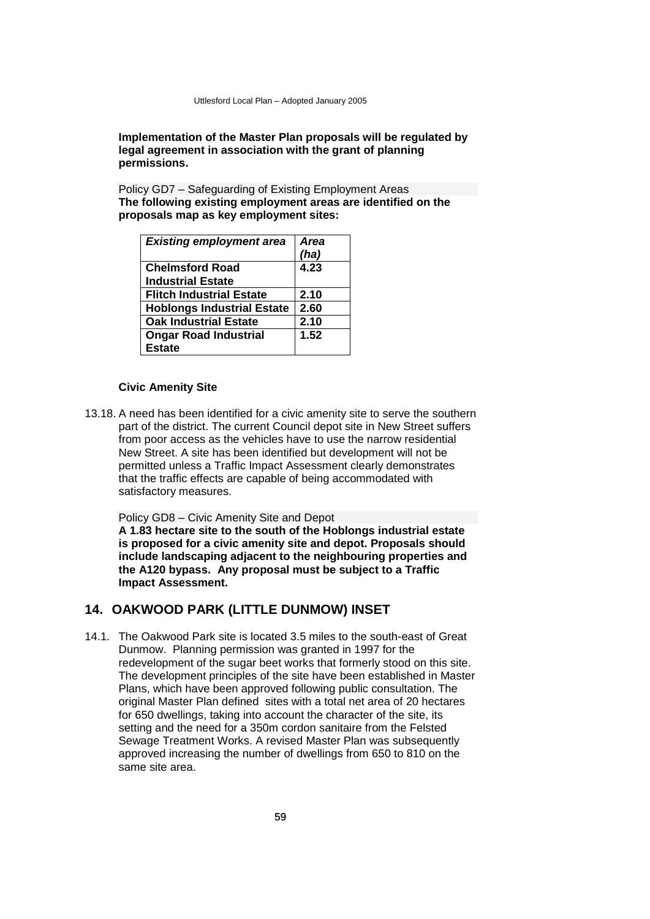**Implementation of the Master Plan proposals will be regulated by legal agreement in association with the grant of planning permissions.**

Policy GD7 – Safeguarding of Existing Employment Areas

**The following existing employment areas are identified on the proposals map as key employment sites:**

| ***Existing employment area*** | ***Area (ha)*** |
|---|---|
| **Chelmsford Road Industrial Estate** | **4.23** |
| **Flitch Industrial Estate** | **2.10** |
| **Hoblongs Industrial Estate** | **2.60** |
| **Oak Industrial Estate** | **2.10** |
| **Ongar Road Industrial Estate** | **1.52** |

**Civic Amenity Site**

13.18. A need has been identified for a civic amenity site to serve the southern part of the district. The current Council depot site in New Street suffers from poor access as the vehicles have to use the narrow residential New Street. A site has been identified but development will not be permitted unless a Traffic Impact Assessment clearly demonstrates that the traffic effects are capable of being accommodated with satisfactory measures.

Policy GD8 – Civic Amenity Site and Depot

**A 1.83 hectare site to the south of the Hoblongs industrial estate is proposed for a civic amenity site and depot. Proposals should include landscaping adjacent to the neighbouring properties and the A120 bypass. Any proposal must be subject to a Traffic Impact Assessment.**

## 14. OAKWOOD PARK (LITTLE DUNMOW) INSET

14.1. The Oakwood Park site is located 3.5 miles to the south-east of Great Dunmow. Planning permission was granted in 1997 for the redevelopment of the sugar beet works that formerly stood on this site. The development principles of the site have been established in Master Plans, which have been approved following public consultation. The original Master Plan defined sites with a total net area of 20 hectares for 650 dwellings, taking into account the character of the site, its setting and the need for a 350m cordon sanitaire from the Felsted Sewage Treatment Works. A revised Master Plan was subsequently approved increasing the number of dwellings from 650 to 810 on the same site area.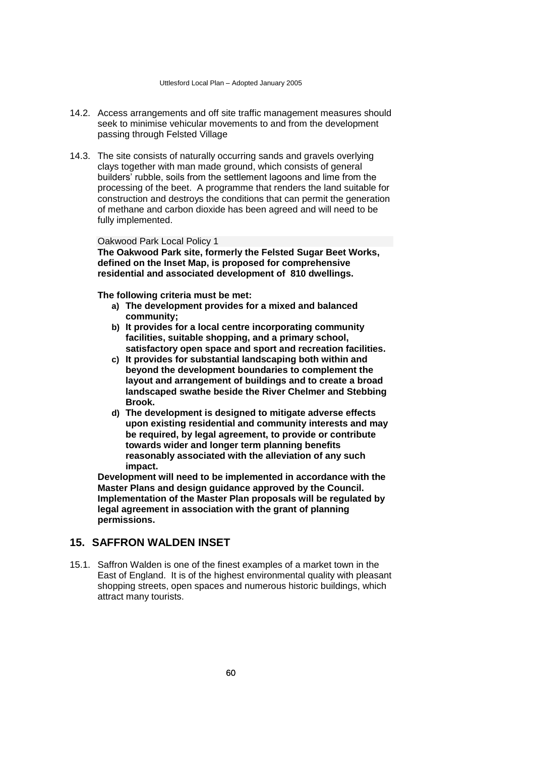14.2. Access arrangements and off site traffic management measures should seek to minimise vehicular movements to and from the development passing through Felsted Village

14.3. The site consists of naturally occurring sands and gravels overlying clays together with man made ground, which consists of general builders' rubble, soils from the settlement lagoons and lime from the processing of the beet. A programme that renders the land suitable for construction and destroys the conditions that can permit the generation of methane and carbon dioxide has been agreed and will need to be fully implemented.

Oakwood Park Local Policy 1

**The Oakwood Park site, formerly the Felsted Sugar Beet Works, defined on the Inset Map, is proposed for comprehensive residential and associated development of 810 dwellings.**

**The following criteria must be met:**

- **a) The development provides for a mixed and balanced community;**
- **b) It provides for a local centre incorporating community facilities, suitable shopping, and a primary school, satisfactory open space and sport and recreation facilities.**
- **c) It provides for substantial landscaping both within and beyond the development boundaries to complement the layout and arrangement of buildings and to create a broad landscaped swathe beside the River Chelmer and Stebbing Brook.**
- **d) The development is designed to mitigate adverse effects upon existing residential and community interests and may be required, by legal agreement, to provide or contribute towards wider and longer term planning benefits reasonably associated with the alleviation of any such impact.**

**Development will need to be implemented in accordance with the Master Plans and design guidance approved by the Council. Implementation of the Master Plan proposals will be regulated by legal agreement in association with the grant of planning permissions.**

## 15. SAFFRON WALDEN INSET

15.1. Saffron Walden is one of the finest examples of a market town in the East of England. It is of the highest environmental quality with pleasant shopping streets, open spaces and numerous historic buildings, which attract many tourists.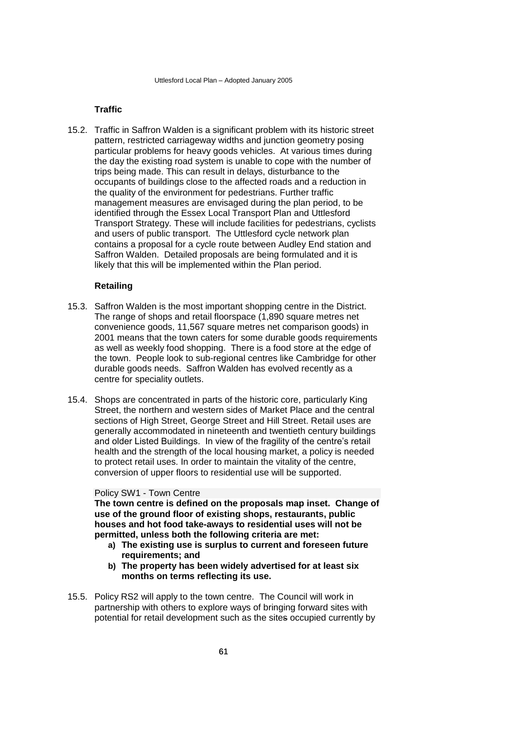### Traffic

15.2. Traffic in Saffron Walden is a significant problem with its historic street pattern, restricted carriageway widths and junction geometry posing particular problems for heavy goods vehicles. At various times during the day the existing road system is unable to cope with the number of trips being made. This can result in delays, disturbance to the occupants of buildings close to the affected roads and a reduction in the quality of the environment for pedestrians. Further traffic management measures are envisaged during the plan period, to be identified through the Essex Local Transport Plan and Uttlesford Transport Strategy. These will include facilities for pedestrians, cyclists and users of public transport. The Uttlesford cycle network plan contains a proposal for a cycle route between Audley End station and Saffron Walden. Detailed proposals are being formulated and it is likely that this will be implemented within the Plan period.

### Retailing

15.3. Saffron Walden is the most important shopping centre in the District. The range of shops and retail floorspace (1,890 square metres net convenience goods, 11,567 square metres net comparison goods) in 2001 means that the town caters for some durable goods requirements as well as weekly food shopping. There is a food store at the edge of the town. People look to sub-regional centres like Cambridge for other durable goods needs. Saffron Walden has evolved recently as a centre for speciality outlets.

15.4. Shops are concentrated in parts of the historic core, particularly King Street, the northern and western sides of Market Place and the central sections of High Street, George Street and Hill Street. Retail uses are generally accommodated in nineteenth and twentieth century buildings and older Listed Buildings. In view of the fragility of the centre's retail health and the strength of the local housing market, a policy is needed to protect retail uses. In order to maintain the vitality of the centre, conversion of upper floors to residential use will be supported.

Policy SW1 - Town Centre

**The town centre is defined on the proposals map inset. Change of use of the ground floor of existing shops, restaurants, public houses and hot food take-aways to residential uses will not be permitted, unless both the following criteria are met:**

**a) The existing use is surplus to current and foreseen future requirements; and**

**b) The property has been widely advertised for at least six months on terms reflecting its use.**

15.5. Policy RS2 will apply to the town centre. The Council will work in partnership with others to explore ways of bringing forward sites with potential for retail development such as the sites occupied currently by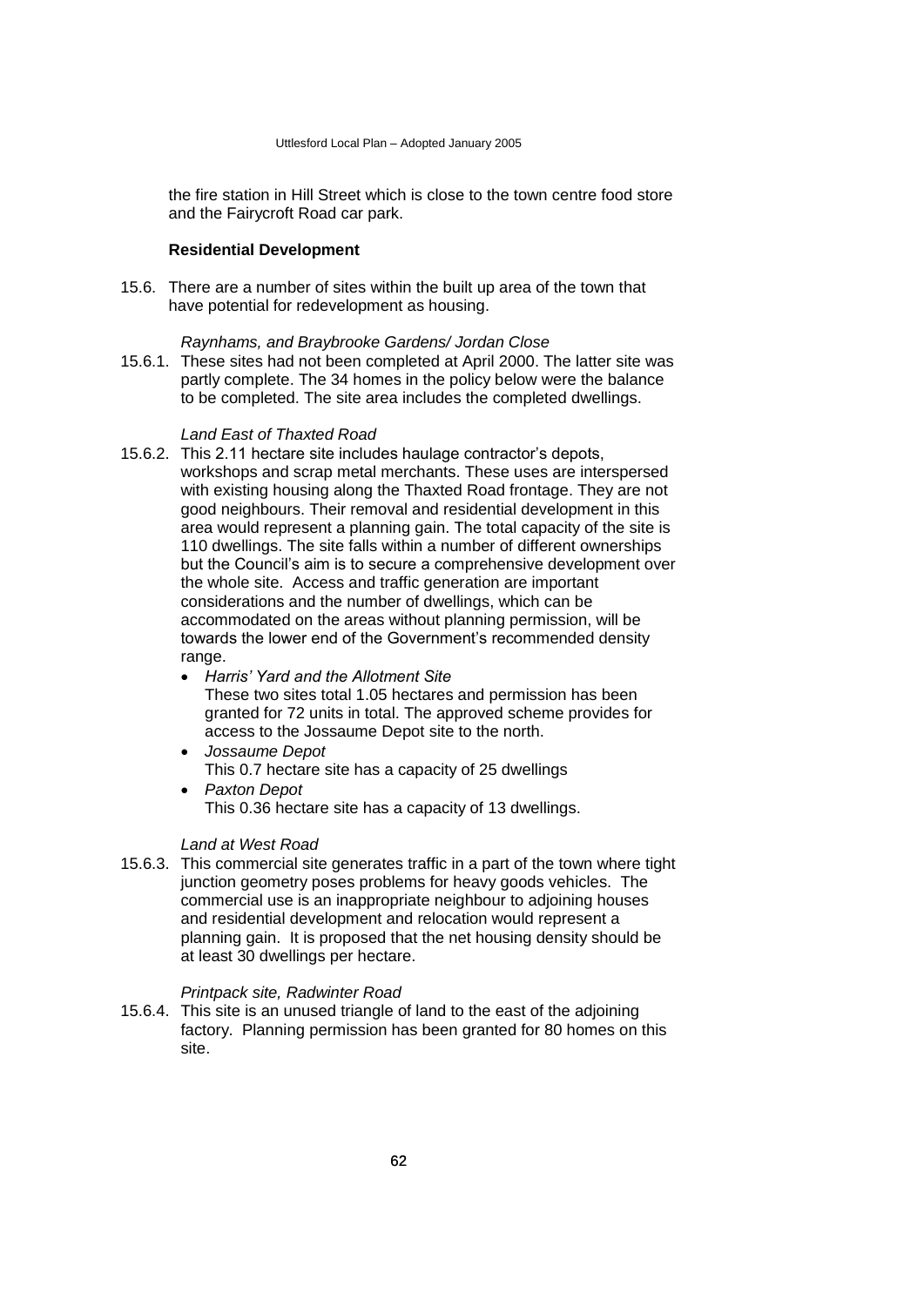the fire station in Hill Street which is close to the town centre food store and the Fairycroft Road car park.

**Residential Development**

15.6. There are a number of sites within the built up area of the town that have potential for redevelopment as housing.

*Raynhams, and Braybrooke Gardens/ Jordan Close*

15.6.1. These sites had not been completed at April 2000. The latter site was partly complete. The 34 homes in the policy below were the balance to be completed. The site area includes the completed dwellings.

*Land East of Thaxted Road*

15.6.2. This 2.11 hectare site includes haulage contractor's depots, workshops and scrap metal merchants. These uses are interspersed with existing housing along the Thaxted Road frontage. They are not good neighbours. Their removal and residential development in this area would represent a planning gain. The total capacity of the site is 110 dwellings. The site falls within a number of different ownerships but the Council's aim is to secure a comprehensive development over the whole site. Access and traffic generation are important considerations and the number of dwellings, which can be accommodated on the areas without planning permission, will be towards the lower end of the Government's recommended density range.

- *Harris' Yard and the Allotment Site*
  These two sites total 1.05 hectares and permission has been granted for 72 units in total. The approved scheme provides for access to the Jossaume Depot site to the north.
- *Jossaume Depot*
  This 0.7 hectare site has a capacity of 25 dwellings
- *Paxton Depot*
  This 0.36 hectare site has a capacity of 13 dwellings.

*Land at West Road*

15.6.3. This commercial site generates traffic in a part of the town where tight junction geometry poses problems for heavy goods vehicles. The commercial use is an inappropriate neighbour to adjoining houses and residential development and relocation would represent a planning gain. It is proposed that the net housing density should be at least 30 dwellings per hectare.

*Printpack site, Radwinter Road*

15.6.4. This site is an unused triangle of land to the east of the adjoining factory. Planning permission has been granted for 80 homes on this site.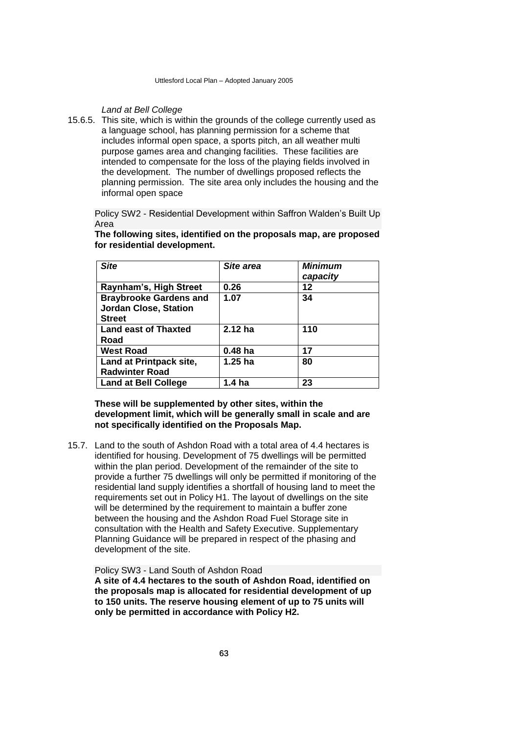*Land at Bell College*

15.6.5. This site, which is within the grounds of the college currently used as a language school, has planning permission for a scheme that includes informal open space, a sports pitch, an all weather multi purpose games area and changing facilities. These facilities are intended to compensate for the loss of the playing fields involved in the development. The number of dwellings proposed reflects the planning permission. The site area only includes the housing and the informal open space

Policy SW2 - Residential Development within Saffron Walden's Built Up Area

**The following sites, identified on the proposals map, are proposed for residential development.**

| *Site* | *Site area* | *Minimum capacity* |
|---|---|---|
| **Raynham's, High Street** | **0.26** | **12** |
| **Braybrooke Gardens and Jordan Close, Station Street** | **1.07** | **34** |
| **Land east of Thaxted Road** | **2.12 ha** | **110** |
| **West Road** | **0.48 ha** | **17** |
| **Land at Printpack site, Radwinter Road** | **1.25 ha** | **80** |
| **Land at Bell College** | **1.4 ha** | **23** |

**These will be supplemented by other sites, within the development limit, which will be generally small in scale and are not specifically identified on the Proposals Map.**

15.7. Land to the south of Ashdon Road with a total area of 4.4 hectares is identified for housing. Development of 75 dwellings will be permitted within the plan period. Development of the remainder of the site to provide a further 75 dwellings will only be permitted if monitoring of the residential land supply identifies a shortfall of housing land to meet the requirements set out in Policy H1. The layout of dwellings on the site will be determined by the requirement to maintain a buffer zone between the housing and the Ashdon Road Fuel Storage site in consultation with the Health and Safety Executive. Supplementary Planning Guidance will be prepared in respect of the phasing and development of the site.

Policy SW3 - Land South of Ashdon Road

**A site of 4.4 hectares to the south of Ashdon Road, identified on the proposals map is allocated for residential development of up to 150 units. The reserve housing element of up to 75 units will only be permitted in accordance with Policy H2.**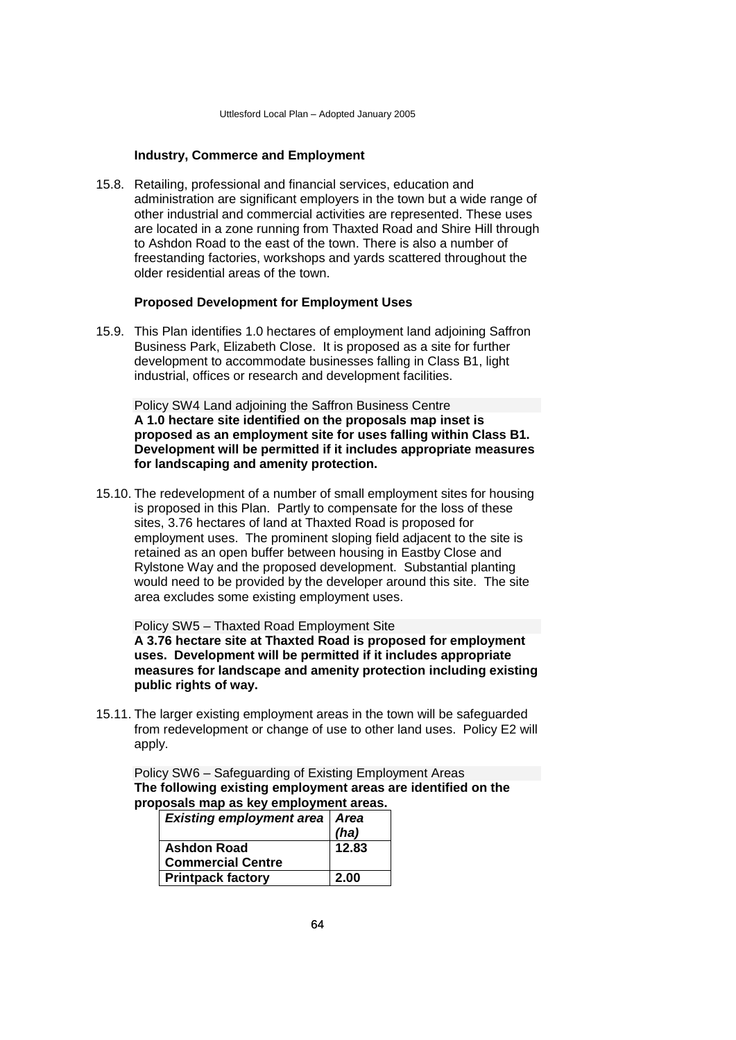### Industry, Commerce and Employment

15.8. Retailing, professional and financial services, education and administration are significant employers in the town but a wide range of other industrial and commercial activities are represented. These uses are located in a zone running from Thaxted Road and Shire Hill through to Ashdon Road to the east of the town. There is also a number of freestanding factories, workshops and yards scattered throughout the older residential areas of the town.

### Proposed Development for Employment Uses

15.9. This Plan identifies 1.0 hectares of employment land adjoining Saffron Business Park, Elizabeth Close. It is proposed as a site for further development to accommodate businesses falling in Class B1, light industrial, offices or research and development facilities.

Policy SW4 Land adjoining the Saffron Business Centre

**A 1.0 hectare site identified on the proposals map inset is proposed as an employment site for uses falling within Class B1. Development will be permitted if it includes appropriate measures for landscaping and amenity protection.**

15.10. The redevelopment of a number of small employment sites for housing is proposed in this Plan. Partly to compensate for the loss of these sites, 3.76 hectares of land at Thaxted Road is proposed for employment uses. The prominent sloping field adjacent to the site is retained as an open buffer between housing in Eastby Close and Rylstone Way and the proposed development. Substantial planting would need to be provided by the developer around this site. The site area excludes some existing employment uses.

Policy SW5 – Thaxted Road Employment Site

**A 3.76 hectare site at Thaxted Road is proposed for employment uses. Development will be permitted if it includes appropriate measures for landscape and amenity protection including existing public rights of way.**

15.11. The larger existing employment areas in the town will be safeguarded from redevelopment or change of use to other land uses. Policy E2 will apply.

Policy SW6 – Safeguarding of Existing Employment Areas

**The following existing employment areas are identified on the proposals map as key employment areas.**

| ***Existing employment area*** | ***Area (ha)*** |
|---|---|
| **Ashdon Road Commercial Centre** | **12.83** |
| **Printpack factory** | **2.00** |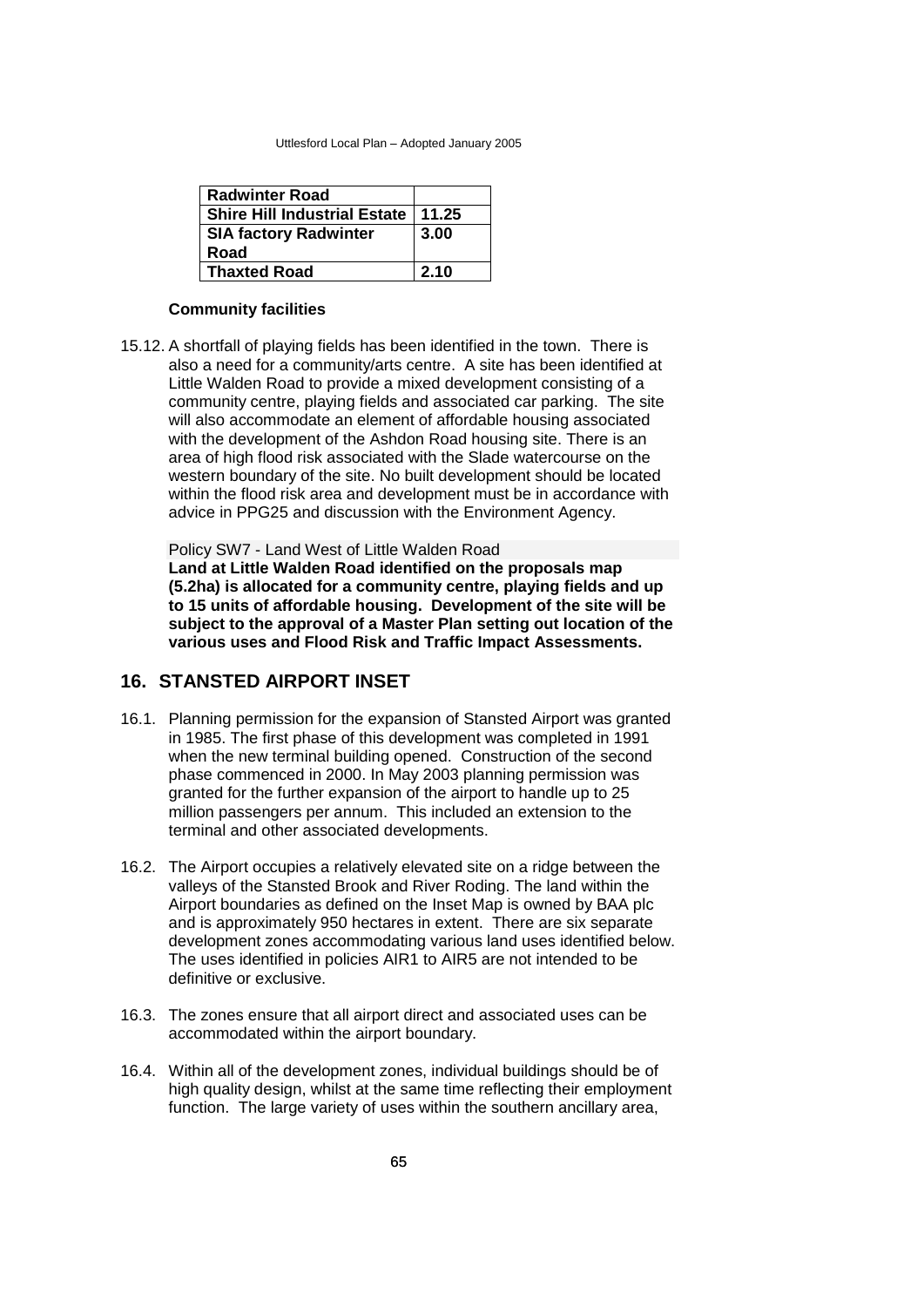| Radwinter Road | |
|---|---|
| Shire Hill Industrial Estate | 11.25 |
| SIA factory Radwinter Road | 3.00 |
| Thaxted Road | 2.10 |

**Community facilities**

15.12. A shortfall of playing fields has been identified in the town. There is also a need for a community/arts centre. A site has been identified at Little Walden Road to provide a mixed development consisting of a community centre, playing fields and associated car parking. The site will also accommodate an element of affordable housing associated with the development of the Ashdon Road housing site. There is an area of high flood risk associated with the Slade watercourse on the western boundary of the site. No built development should be located within the flood risk area and development must be in accordance with advice in PPG25 and discussion with the Environment Agency.

Policy SW7 - Land West of Little Walden Road

**Land at Little Walden Road identified on the proposals map (5.2ha) is allocated for a community centre, playing fields and up to 15 units of affordable housing. Development of the site will be subject to the approval of a Master Plan setting out location of the various uses and Flood Risk and Traffic Impact Assessments.**

## 16. STANSTED AIRPORT INSET

16.1. Planning permission for the expansion of Stansted Airport was granted in 1985. The first phase of this development was completed in 1991 when the new terminal building opened. Construction of the second phase commenced in 2000. In May 2003 planning permission was granted for the further expansion of the airport to handle up to 25 million passengers per annum. This included an extension to the terminal and other associated developments.

16.2. The Airport occupies a relatively elevated site on a ridge between the valleys of the Stansted Brook and River Roding. The land within the Airport boundaries as defined on the Inset Map is owned by BAA plc and is approximately 950 hectares in extent. There are six separate development zones accommodating various land uses identified below. The uses identified in policies AIR1 to AIR5 are not intended to be definitive or exclusive.

16.3. The zones ensure that all airport direct and associated uses can be accommodated within the airport boundary.

16.4. Within all of the development zones, individual buildings should be of high quality design, whilst at the same time reflecting their employment function. The large variety of uses within the southern ancillary area,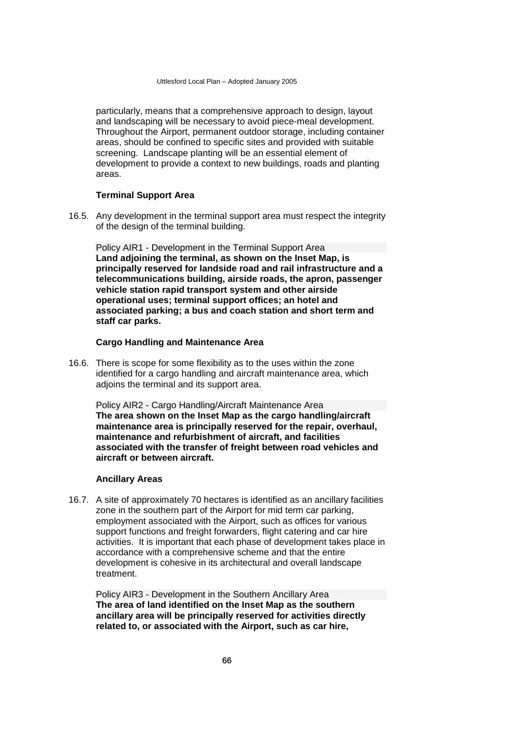particularly, means that a comprehensive approach to design, layout and landscaping will be necessary to avoid piece-meal development. Throughout the Airport, permanent outdoor storage, including container areas, should be confined to specific sites and provided with suitable screening. Landscape planting will be an essential element of development to provide a context to new buildings, roads and planting areas.

### Terminal Support Area

16.5. Any development in the terminal support area must respect the integrity of the design of the terminal building.

Policy AIR1 - Development in the Terminal Support Area
**Land adjoining the terminal, as shown on the Inset Map, is principally reserved for landside road and rail infrastructure and a telecommunications building, airside roads, the apron, passenger vehicle station rapid transport system and other airside operational uses; terminal support offices; an hotel and associated parking; a bus and coach station and short term and staff car parks.**

### Cargo Handling and Maintenance Area

16.6. There is scope for some flexibility as to the uses within the zone identified for a cargo handling and aircraft maintenance area, which adjoins the terminal and its support area.

Policy AIR2 - Cargo Handling/Aircraft Maintenance Area
**The area shown on the Inset Map as the cargo handling/aircraft maintenance area is principally reserved for the repair, overhaul, maintenance and refurbishment of aircraft, and facilities associated with the transfer of freight between road vehicles and aircraft or between aircraft.**

### Ancillary Areas

16.7. A site of approximately 70 hectares is identified as an ancillary facilities zone in the southern part of the Airport for mid term car parking, employment associated with the Airport, such as offices for various support functions and freight forwarders, flight catering and car hire activities. It is important that each phase of development takes place in accordance with a comprehensive scheme and that the entire development is cohesive in its architectural and overall landscape treatment.

Policy AIR3 - Development in the Southern Ancillary Area
**The area of land identified on the Inset Map as the southern ancillary area will be principally reserved for activities directly related to, or associated with the Airport, such as car hire,**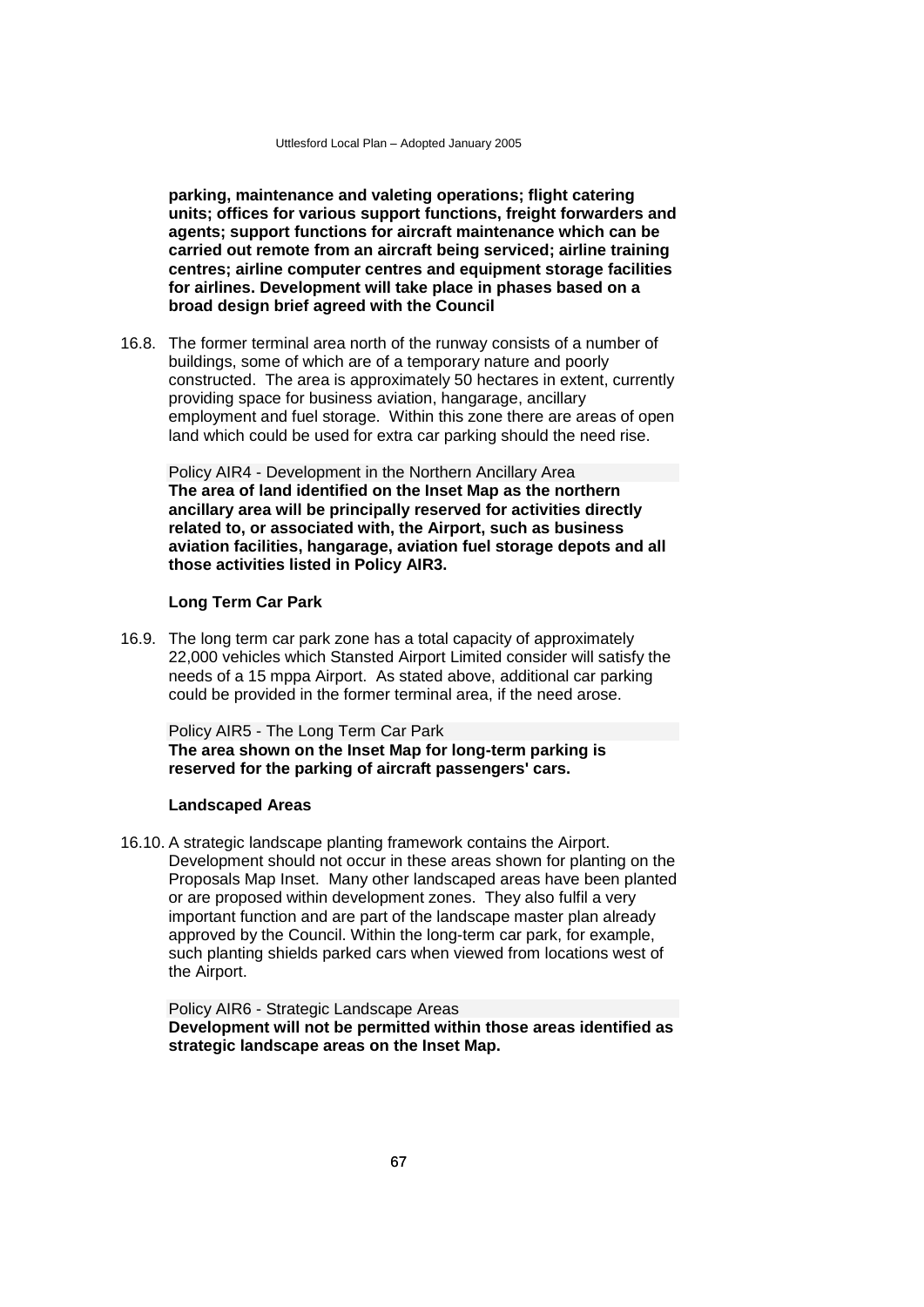**parking, maintenance and valeting operations; flight catering units; offices for various support functions, freight forwarders and agents; support functions for aircraft maintenance which can be carried out remote from an aircraft being serviced; airline training centres; airline computer centres and equipment storage facilities for airlines. Development will take place in phases based on a broad design brief agreed with the Council**

16.8. The former terminal area north of the runway consists of a number of buildings, some of which are of a temporary nature and poorly constructed. The area is approximately 50 hectares in extent, currently providing space for business aviation, hangarage, ancillary employment and fuel storage. Within this zone there are areas of open land which could be used for extra car parking should the need rise.

Policy AIR4 - Development in the Northern Ancillary Area

**The area of land identified on the Inset Map as the northern ancillary area will be principally reserved for activities directly related to, or associated with, the Airport, such as business aviation facilities, hangarage, aviation fuel storage depots and all those activities listed in Policy AIR3.**

### Long Term Car Park

16.9. The long term car park zone has a total capacity of approximately 22,000 vehicles which Stansted Airport Limited consider will satisfy the needs of a 15 mppa Airport. As stated above, additional car parking could be provided in the former terminal area, if the need arose.

Policy AIR5 - The Long Term Car Park

**The area shown on the Inset Map for long-term parking is reserved for the parking of aircraft passengers' cars.**

### Landscaped Areas

16.10. A strategic landscape planting framework contains the Airport. Development should not occur in these areas shown for planting on the Proposals Map Inset. Many other landscaped areas have been planted or are proposed within development zones. They also fulfil a very important function and are part of the landscape master plan already approved by the Council. Within the long-term car park, for example, such planting shields parked cars when viewed from locations west of the Airport.

Policy AIR6 - Strategic Landscape Areas

**Development will not be permitted within those areas identified as strategic landscape areas on the Inset Map.**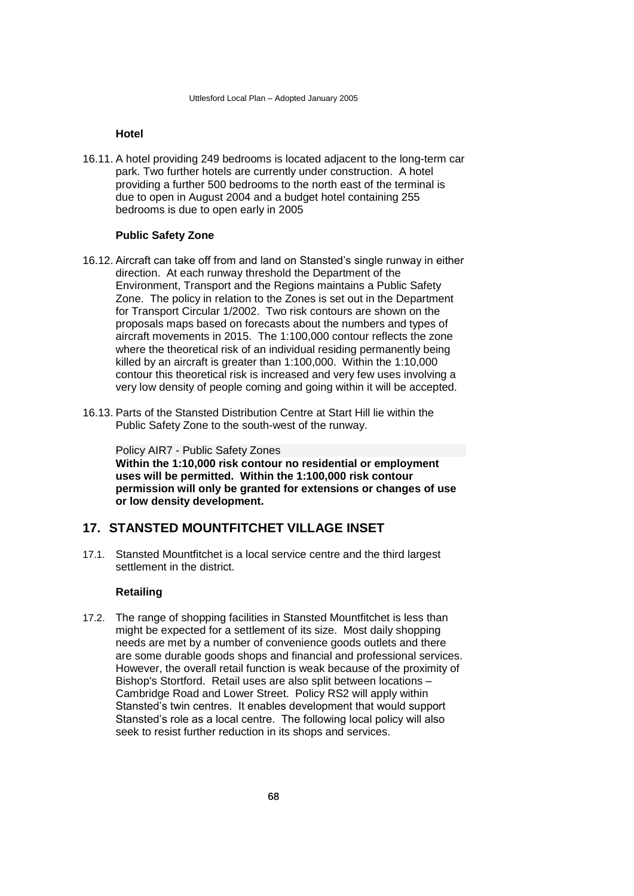### Hotel

16.11. A hotel providing 249 bedrooms is located adjacent to the long-term car park. Two further hotels are currently under construction. A hotel providing a further 500 bedrooms to the north east of the terminal is due to open in August 2004 and a budget hotel containing 255 bedrooms is due to open early in 2005

### Public Safety Zone

16.12. Aircraft can take off from and land on Stansted's single runway in either direction. At each runway threshold the Department of the Environment, Transport and the Regions maintains a Public Safety Zone. The policy in relation to the Zones is set out in the Department for Transport Circular 1/2002. Two risk contours are shown on the proposals maps based on forecasts about the numbers and types of aircraft movements in 2015. The 1:100,000 contour reflects the zone where the theoretical risk of an individual residing permanently being killed by an aircraft is greater than 1:100,000. Within the 1:10,000 contour this theoretical risk is increased and very few uses involving a very low density of people coming and going within it will be accepted.

16.13. Parts of the Stansted Distribution Centre at Start Hill lie within the Public Safety Zone to the south-west of the runway.

Policy AIR7 - Public Safety Zones

**Within the 1:10,000 risk contour no residential or employment uses will be permitted. Within the 1:100,000 risk contour permission will only be granted for extensions or changes of use or low density development.**

## 17. STANSTED MOUNTFITCHET VILLAGE INSET

17.1. Stansted Mountfitchet is a local service centre and the third largest settlement in the district.

### Retailing

17.2. The range of shopping facilities in Stansted Mountfitchet is less than might be expected for a settlement of its size. Most daily shopping needs are met by a number of convenience goods outlets and there are some durable goods shops and financial and professional services. However, the overall retail function is weak because of the proximity of Bishop's Stortford. Retail uses are also split between locations – Cambridge Road and Lower Street. Policy RS2 will apply within Stansted's twin centres. It enables development that would support Stansted's role as a local centre. The following local policy will also seek to resist further reduction in its shops and services.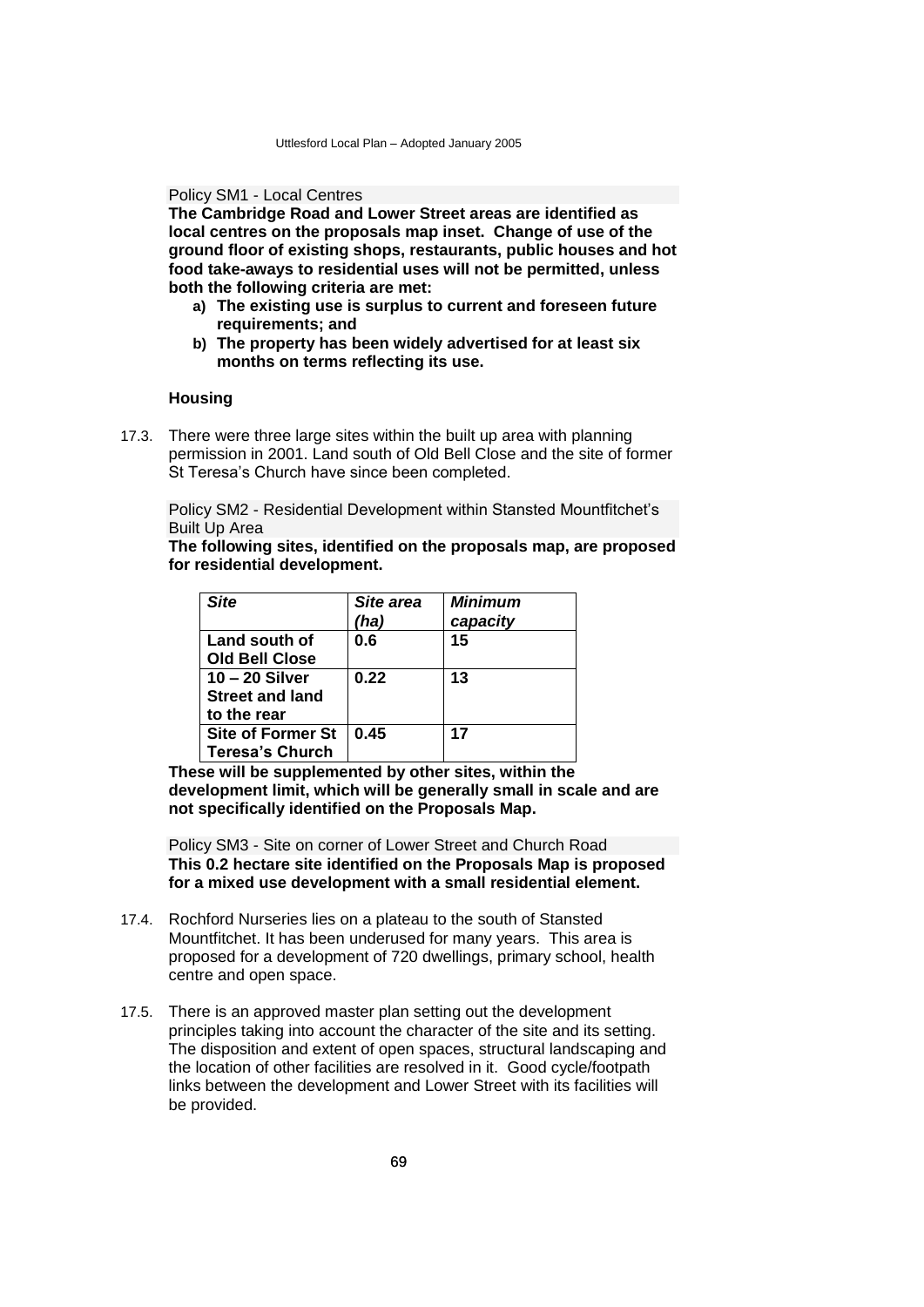Policy SM1 - Local Centres

**The Cambridge Road and Lower Street areas are identified as local centres on the proposals map inset. Change of use of the ground floor of existing shops, restaurants, public houses and hot food take-aways to residential uses will not be permitted, unless both the following criteria are met:**

- **a) The existing use is surplus to current and foreseen future requirements; and**
- **b) The property has been widely advertised for at least six months on terms reflecting its use.**

### Housing

17.3. There were three large sites within the built up area with planning permission in 2001. Land south of Old Bell Close and the site of former St Teresa's Church have since been completed.

Policy SM2 - Residential Development within Stansted Mountfitchet's Built Up Area

**The following sites, identified on the proposals map, are proposed for residential development.**

| ***Site*** | ***Site area (ha)*** | ***Minimum capacity*** |
|---|---|---|
| **Land south of Old Bell Close** | **0.6** | **15** |
| **10 – 20 Silver Street and land to the rear** | **0.22** | **13** |
| **Site of Former St Teresa's Church** | **0.45** | **17** |

**These will be supplemented by other sites, within the development limit, which will be generally small in scale and are not specifically identified on the Proposals Map.**

Policy SM3 - Site on corner of Lower Street and Church Road

**This 0.2 hectare site identified on the Proposals Map is proposed for a mixed use development with a small residential element.**

17.4. Rochford Nurseries lies on a plateau to the south of Stansted Mountfitchet. It has been underused for many years. This area is proposed for a development of 720 dwellings, primary school, health centre and open space.

17.5. There is an approved master plan setting out the development principles taking into account the character of the site and its setting. The disposition and extent of open spaces, structural landscaping and the location of other facilities are resolved in it. Good cycle/footpath links between the development and Lower Street with its facilities will be provided.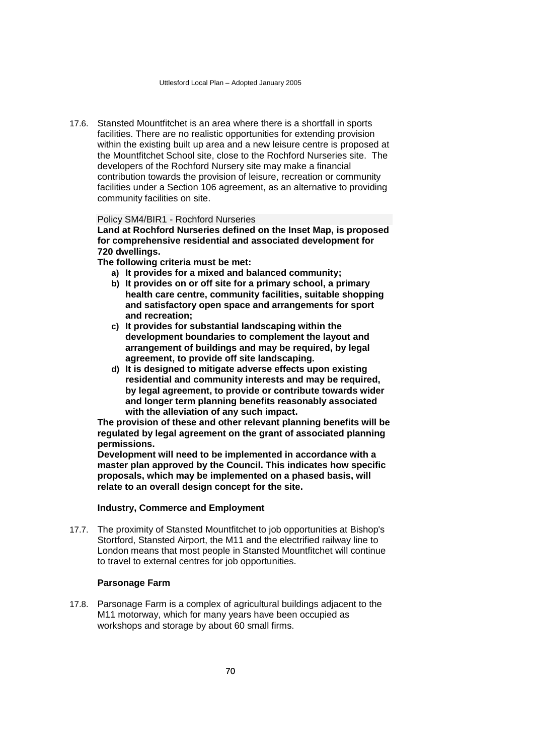17.6. Stansted Mountfitchet is an area where there is a shortfall in sports facilities. There are no realistic opportunities for extending provision within the existing built up area and a new leisure centre is proposed at the Mountfitchet School site, close to the Rochford Nurseries site. The developers of the Rochford Nursery site may make a financial contribution towards the provision of leisure, recreation or community facilities under a Section 106 agreement, as an alternative to providing community facilities on site.

Policy SM4/BIR1 - Rochford Nurseries

**Land at Rochford Nurseries defined on the Inset Map, is proposed for comprehensive residential and associated development for 720 dwellings.**

**The following criteria must be met:**

- **a) It provides for a mixed and balanced community;**
- **b) It provides on or off site for a primary school, a primary health care centre, community facilities, suitable shopping and satisfactory open space and arrangements for sport and recreation;**
- **c) It provides for substantial landscaping within the development boundaries to complement the layout and arrangement of buildings and may be required, by legal agreement, to provide off site landscaping.**
- **d) It is designed to mitigate adverse effects upon existing residential and community interests and may be required, by legal agreement, to provide or contribute towards wider and longer term planning benefits reasonably associated with the alleviation of any such impact.**

**The provision of these and other relevant planning benefits will be regulated by legal agreement on the grant of associated planning permissions.**

**Development will need to be implemented in accordance with a master plan approved by the Council. This indicates how specific proposals, which may be implemented on a phased basis, will relate to an overall design concept for the site.**

### Industry, Commerce and Employment

17.7. The proximity of Stansted Mountfitchet to job opportunities at Bishop's Stortford, Stansted Airport, the M11 and the electrified railway line to London means that most people in Stansted Mountfitchet will continue to travel to external centres for job opportunities.

### Parsonage Farm

17.8. Parsonage Farm is a complex of agricultural buildings adjacent to the M11 motorway, which for many years have been occupied as workshops and storage by about 60 small firms.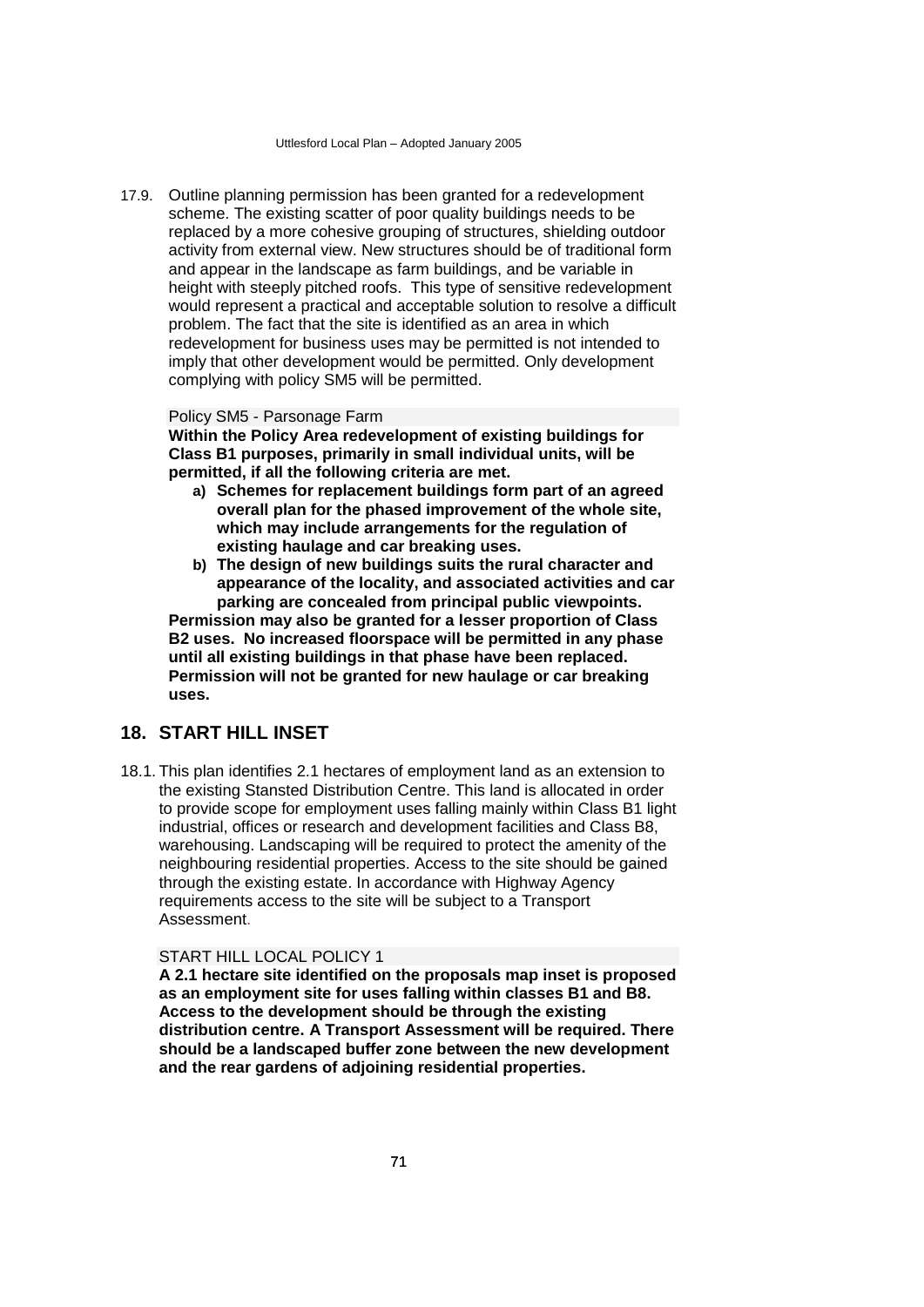17.9. Outline planning permission has been granted for a redevelopment scheme. The existing scatter of poor quality buildings needs to be replaced by a more cohesive grouping of structures, shielding outdoor activity from external view. New structures should be of traditional form and appear in the landscape as farm buildings, and be variable in height with steeply pitched roofs. This type of sensitive redevelopment would represent a practical and acceptable solution to resolve a difficult problem. The fact that the site is identified as an area in which redevelopment for business uses may be permitted is not intended to imply that other development would be permitted. Only development complying with policy SM5 will be permitted.

Policy SM5 - Parsonage Farm

**Within the Policy Area redevelopment of existing buildings for Class B1 purposes, primarily in small individual units, will be permitted, if all the following criteria are met.**

**a) Schemes for replacement buildings form part of an agreed overall plan for the phased improvement of the whole site, which may include arrangements for the regulation of existing haulage and car breaking uses.**

**b) The design of new buildings suits the rural character and appearance of the locality, and associated activities and car parking are concealed from principal public viewpoints.**

**Permission may also be granted for a lesser proportion of Class B2 uses. No increased floorspace will be permitted in any phase until all existing buildings in that phase have been replaced. Permission will not be granted for new haulage or car breaking uses.**

## 18. START HILL INSET

18.1. This plan identifies 2.1 hectares of employment land as an extension to the existing Stansted Distribution Centre. This land is allocated in order to provide scope for employment uses falling mainly within Class B1 light industrial, offices or research and development facilities and Class B8, warehousing. Landscaping will be required to protect the amenity of the neighbouring residential properties. Access to the site should be gained through the existing estate. In accordance with Highway Agency requirements access to the site will be subject to a Transport Assessment.

START HILL LOCAL POLICY 1

**A 2.1 hectare site identified on the proposals map inset is proposed as an employment site for uses falling within classes B1 and B8. Access to the development should be through the existing distribution centre. A Transport Assessment will be required. There should be a landscaped buffer zone between the new development and the rear gardens of adjoining residential properties.**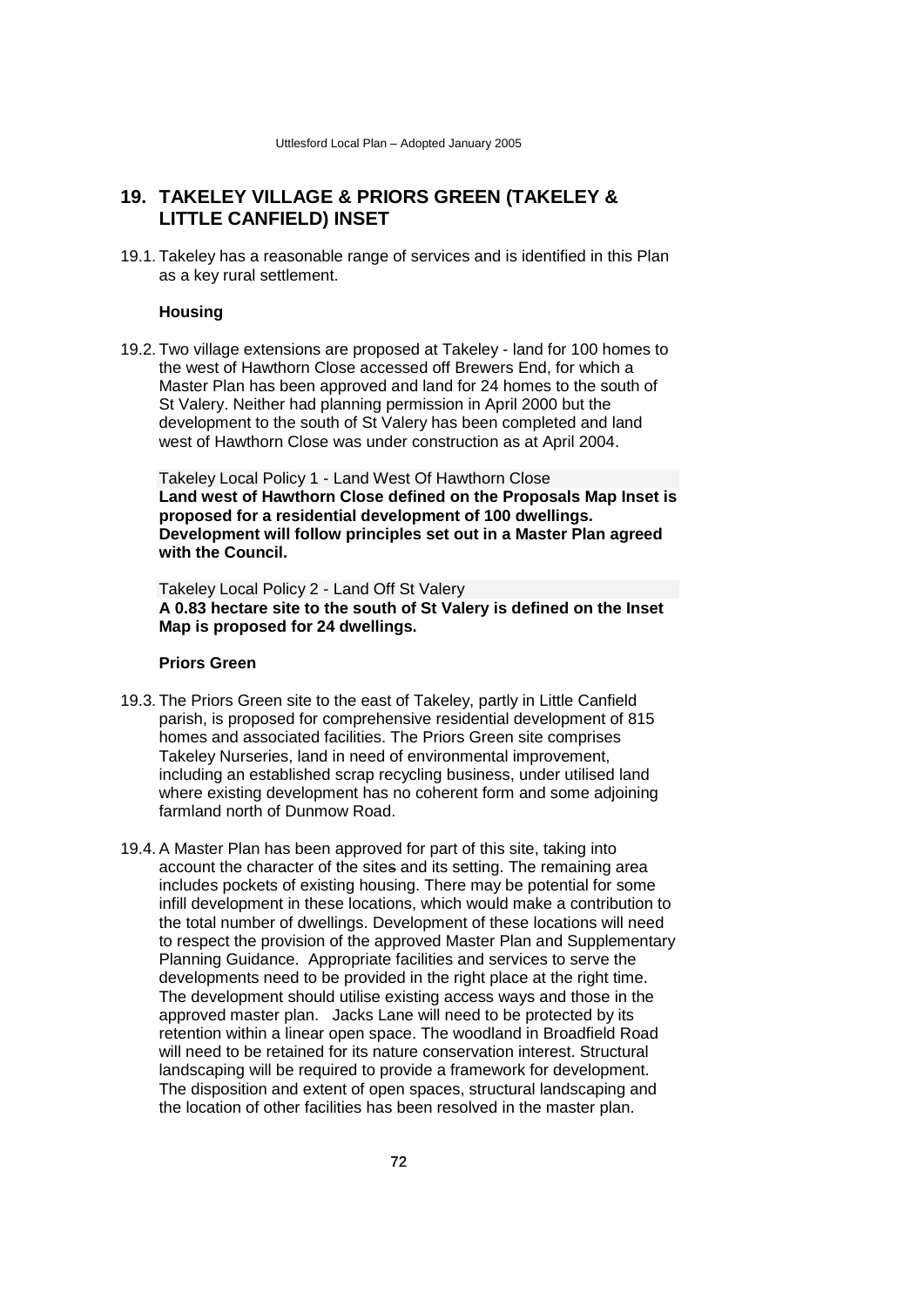## 19. TAKELEY VILLAGE & PRIORS GREEN (TAKELEY & LITTLE CANFIELD) INSET

19.1. Takeley has a reasonable range of services and is identified in this Plan as a key rural settlement.

### Housing

19.2. Two village extensions are proposed at Takeley - land for 100 homes to the west of Hawthorn Close accessed off Brewers End, for which a Master Plan has been approved and land for 24 homes to the south of St Valery. Neither had planning permission in April 2000 but the development to the south of St Valery has been completed and land west of Hawthorn Close was under construction as at April 2004.

Takeley Local Policy 1 - Land West Of Hawthorn Close
**Land west of Hawthorn Close defined on the Proposals Map Inset is proposed for a residential development of 100 dwellings. Development will follow principles set out in a Master Plan agreed with the Council.**

Takeley Local Policy 2 - Land Off St Valery
**A 0.83 hectare site to the south of St Valery is defined on the Inset Map is proposed for 24 dwellings.**

### Priors Green

19.3. The Priors Green site to the east of Takeley, partly in Little Canfield parish, is proposed for comprehensive residential development of 815 homes and associated facilities. The Priors Green site comprises Takeley Nurseries, land in need of environmental improvement, including an established scrap recycling business, under utilised land where existing development has no coherent form and some adjoining farmland north of Dunmow Road.

19.4. A Master Plan has been approved for part of this site, taking into account the character of the sites and its setting. The remaining area includes pockets of existing housing. There may be potential for some infill development in these locations, which would make a contribution to the total number of dwellings. Development of these locations will need to respect the provision of the approved Master Plan and Supplementary Planning Guidance. Appropriate facilities and services to serve the developments need to be provided in the right place at the right time. The development should utilise existing access ways and those in the approved master plan. Jacks Lane will need to be protected by its retention within a linear open space. The woodland in Broadfield Road will need to be retained for its nature conservation interest. Structural landscaping will be required to provide a framework for development. The disposition and extent of open spaces, structural landscaping and the location of other facilities has been resolved in the master plan.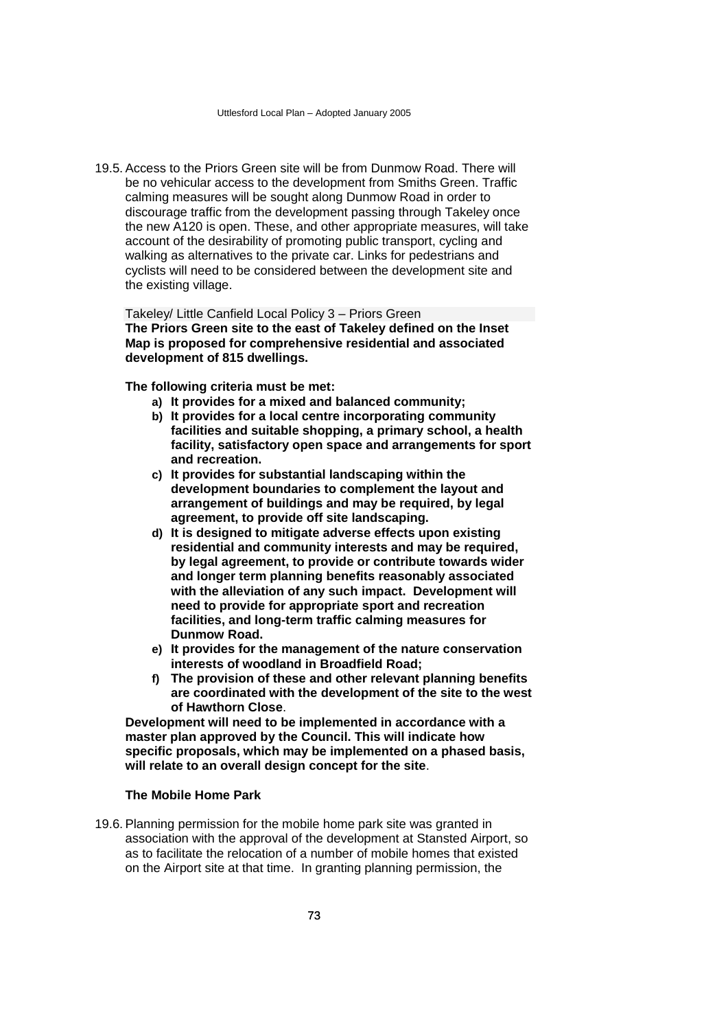19.5. Access to the Priors Green site will be from Dunmow Road. There will be no vehicular access to the development from Smiths Green. Traffic calming measures will be sought along Dunmow Road in order to discourage traffic from the development passing through Takeley once the new A120 is open. These, and other appropriate measures, will take account of the desirability of promoting public transport, cycling and walking as alternatives to the private car. Links for pedestrians and cyclists will need to be considered between the development site and the existing village.

Takeley/ Little Canfield Local Policy 3 – Priors Green

**The Priors Green site to the east of Takeley defined on the Inset Map is proposed for comprehensive residential and associated development of 815 dwellings.**

**The following criteria must be met:**

- **a) It provides for a mixed and balanced community;**
- **b) It provides for a local centre incorporating community facilities and suitable shopping, a primary school, a health facility, satisfactory open space and arrangements for sport and recreation.**
- **c) It provides for substantial landscaping within the development boundaries to complement the layout and arrangement of buildings and may be required, by legal agreement, to provide off site landscaping.**
- **d) It is designed to mitigate adverse effects upon existing residential and community interests and may be required, by legal agreement, to provide or contribute towards wider and longer term planning benefits reasonably associated with the alleviation of any such impact. Development will need to provide for appropriate sport and recreation facilities, and long-term traffic calming measures for Dunmow Road.**
- **e) It provides for the management of the nature conservation interests of woodland in Broadfield Road;**
- **f) The provision of these and other relevant planning benefits are coordinated with the development of the site to the west of Hawthorn Close**.

**Development will need to be implemented in accordance with a master plan approved by the Council. This will indicate how specific proposals, which may be implemented on a phased basis, will relate to an overall design concept for the site**.

**The Mobile Home Park**

19.6. Planning permission for the mobile home park site was granted in association with the approval of the development at Stansted Airport, so as to facilitate the relocation of a number of mobile homes that existed on the Airport site at that time. In granting planning permission, the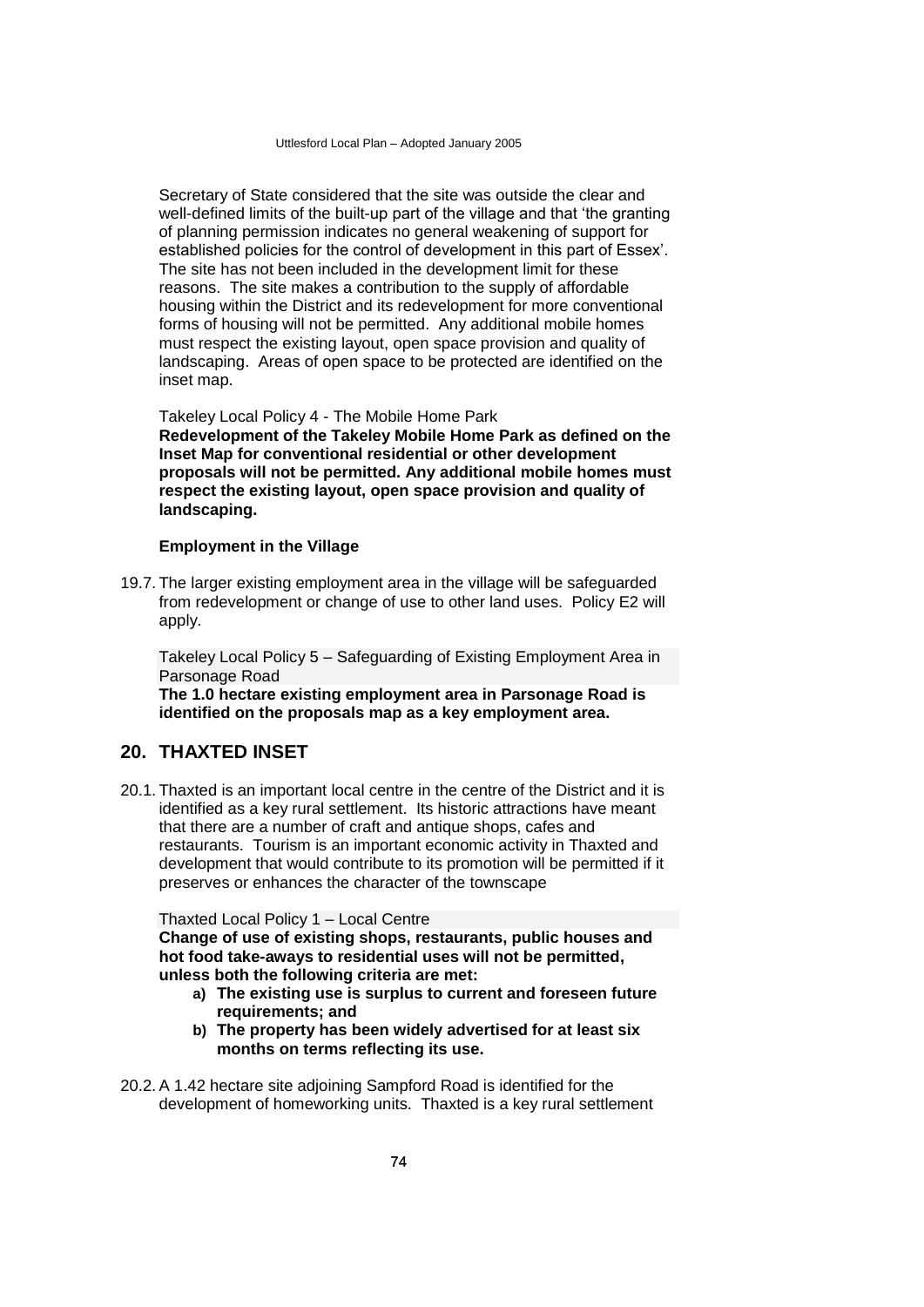Secretary of State considered that the site was outside the clear and well-defined limits of the built-up part of the village and that 'the granting of planning permission indicates no general weakening of support for established policies for the control of development in this part of Essex'. The site has not been included in the development limit for these reasons. The site makes a contribution to the supply of affordable housing within the District and its redevelopment for more conventional forms of housing will not be permitted. Any additional mobile homes must respect the existing layout, open space provision and quality of landscaping. Areas of open space to be protected are identified on the inset map.

Takeley Local Policy 4 - The Mobile Home Park

**Redevelopment of the Takeley Mobile Home Park as defined on the Inset Map for conventional residential or other development proposals will not be permitted. Any additional mobile homes must respect the existing layout, open space provision and quality of landscaping.**

**Employment in the Village**

19.7. The larger existing employment area in the village will be safeguarded from redevelopment or change of use to other land uses. Policy E2 will apply.

Takeley Local Policy 5 – Safeguarding of Existing Employment Area in Parsonage Road

**The 1.0 hectare existing employment area in Parsonage Road is identified on the proposals map as a key employment area.**

## 20. THAXTED INSET

20.1. Thaxted is an important local centre in the centre of the District and it is identified as a key rural settlement. Its historic attractions have meant that there are a number of craft and antique shops, cafes and restaurants. Tourism is an important economic activity in Thaxted and development that would contribute to its promotion will be permitted if it preserves or enhances the character of the townscape

Thaxted Local Policy 1 – Local Centre

**Change of use of existing shops, restaurants, public houses and hot food take-aways to residential uses will not be permitted, unless both the following criteria are met:**

- **a) The existing use is surplus to current and foreseen future requirements; and**
- **b) The property has been widely advertised for at least six months on terms reflecting its use.**

20.2. A 1.42 hectare site adjoining Sampford Road is identified for the development of homeworking units. Thaxted is a key rural settlement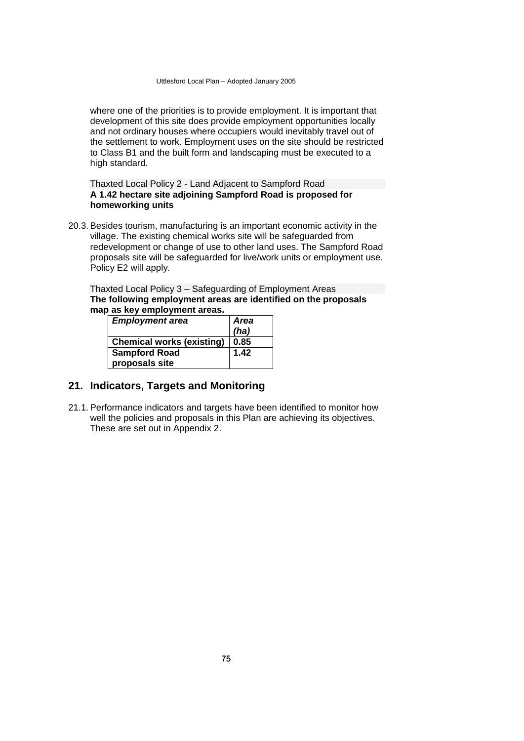where one of the priorities is to provide employment. It is important that development of this site does provide employment opportunities locally and not ordinary houses where occupiers would inevitably travel out of the settlement to work. Employment uses on the site should be restricted to Class B1 and the built form and landscaping must be executed to a high standard.

Thaxted Local Policy 2 - Land Adjacent to Sampford Road
**A 1.42 hectare site adjoining Sampford Road is proposed for homeworking units**

20.3. Besides tourism, manufacturing is an important economic activity in the village. The existing chemical works site will be safeguarded from redevelopment or change of use to other land uses. The Sampford Road proposals site will be safeguarded for live/work units or employment use. Policy E2 will apply.

Thaxted Local Policy 3 – Safeguarding of Employment Areas
**The following employment areas are identified on the proposals map as key employment areas.**

| ***Employment area*** | ***Area (ha)*** |
|---|---|
| **Chemical works (existing)** | **0.85** |
| **Sampford Road proposals site** | **1.42** |

## 21. Indicators, Targets and Monitoring

21.1. Performance indicators and targets have been identified to monitor how well the policies and proposals in this Plan are achieving its objectives. These are set out in Appendix 2.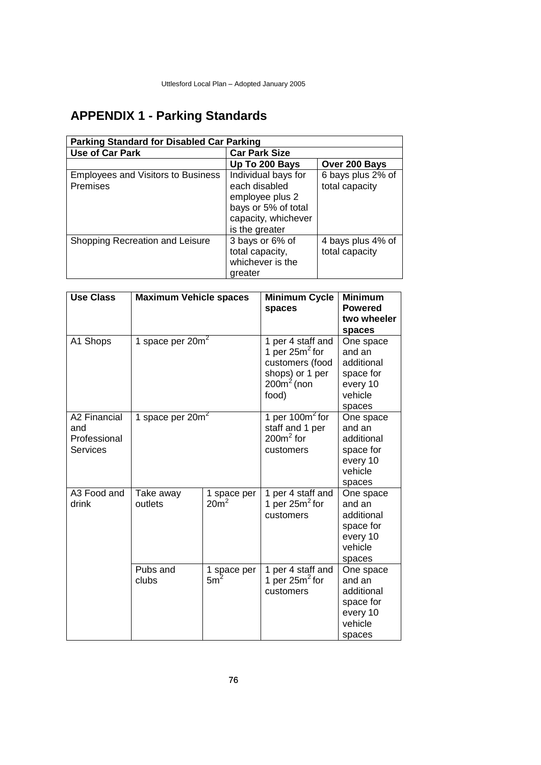# APPENDIX 1 - Parking Standards

| Parking Standard for Disabled Car Parking | | |
|---|---|---|
| **Use of Car Park** | **Car Park Size** | |
| | **Up To 200 Bays** | **Over 200 Bays** |
| Employees and Visitors to Business Premises | Individual bays for each disabled employee plus 2 bays or 5% of total capacity, whichever is the greater | 6 bays plus 2% of total capacity |
| Shopping Recreation and Leisure | 3 bays or 6% of total capacity, whichever is the greater | 4 bays plus 4% of total capacity |

| Use Class | Maximum Vehicle spaces | | Minimum Cycle spaces | Minimum Powered two wheeler spaces |
|---|---|---|---|---|
| A1 Shops | 1 space per $20m^2$ | | 1 per 4 staff and 1 per $25m^2$ for customers (food shops) or 1 per $200m^2$ (non food) | One space and an additional space for every 10 vehicle spaces |
| A2 Financial and Professional Services | 1 space per $20m^2$ | | 1 per $100m^2$ for staff and 1 per $200m^2$ for customers | One space and an additional space for every 10 vehicle spaces |
| A3 Food and drink | Take away outlets | 1 space per $20m^2$ | 1 per 4 staff and 1 per $25m^2$ for customers | One space and an additional space for every 10 vehicle spaces |
| | Pubs and clubs | 1 space per $5m^2$ | 1 per 4 staff and 1 per $25m^2$ for customers | One space and an additional space for every 10 vehicle spaces |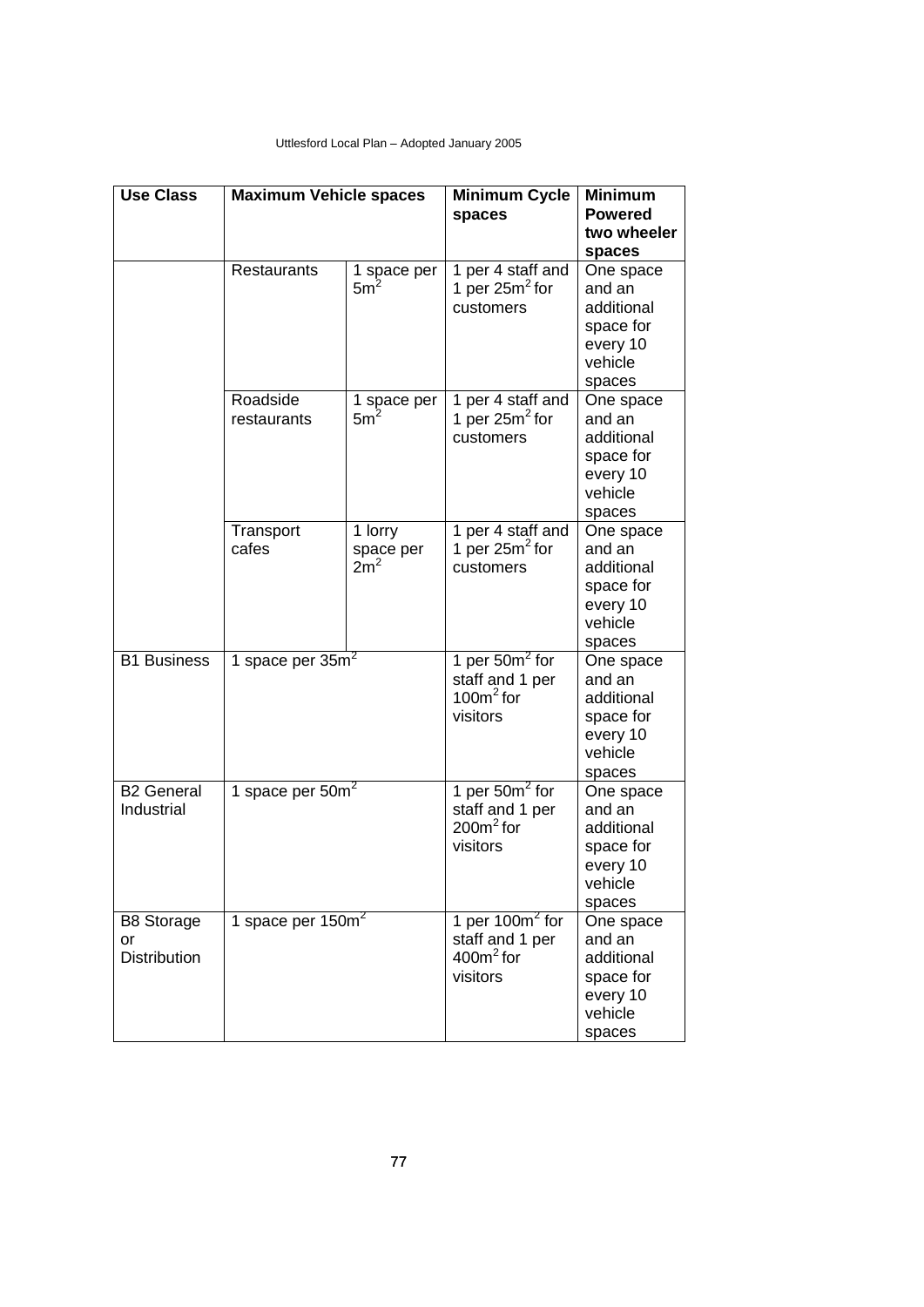| Use Class | Maximum Vehicle spaces | | Minimum Cycle spaces | Minimum Powered two wheeler spaces |
|---|---|---|---|---|
| | Restaurants | 1 space per $5m^2$ | 1 per 4 staff and 1 per $25m^2$ for customers | One space and an additional space for every 10 vehicle spaces |
| | Roadside restaurants | 1 space per $5m^2$ | 1 per 4 staff and 1 per $25m^2$ for customers | One space and an additional space for every 10 vehicle spaces |
| | Transport cafes | 1 lorry space per $2m^2$ | 1 per 4 staff and 1 per $25m^2$ for customers | One space and an additional space for every 10 vehicle spaces |
| B1 Business | 1 space per $35m^2$ | | 1 per $50m^2$ for staff and 1 per $100m^2$ for visitors | One space and an additional space for every 10 vehicle spaces |
| B2 General Industrial | 1 space per $50m^2$ | | 1 per $50m^2$ for staff and 1 per $200m^2$ for visitors | One space and an additional space for every 10 vehicle spaces |
| B8 Storage or Distribution | 1 space per $150m^2$ | | 1 per $100m^2$ for staff and 1 per $400m^2$ for visitors | One space and an additional space for every 10 vehicle spaces |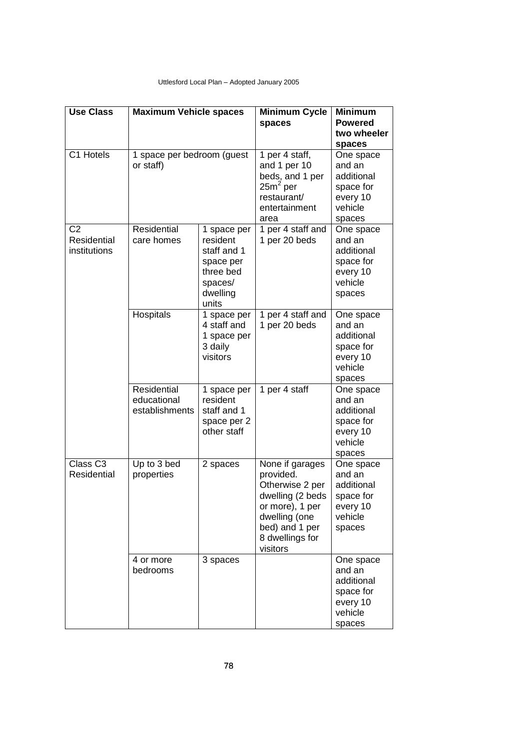| Use Class | Maximum Vehicle spaces | | Minimum Cycle spaces | Minimum Powered two wheeler spaces |
|---|---|---|---|---|
| C1 Hotels | 1 space per bedroom (guest or staff) | | 1 per 4 staff, and 1 per 10 beds, and 1 per $25m^2$ per restaurant/ entertainment area | One space and an additional space for every 10 vehicle spaces |
| C2 Residential institutions | Residential care homes | 1 space per resident staff and 1 space per three bed spaces/ dwelling units | 1 per 4 staff and 1 per 20 beds | One space and an additional space for every 10 vehicle spaces |
| | Hospitals | 1 space per 4 staff and 1 space per 3 daily visitors | 1 per 4 staff and 1 per 20 beds | One space and an additional space for every 10 vehicle spaces |
| | Residential educational establishments | 1 space per resident staff and 1 space per 2 other staff | 1 per 4 staff | One space and an additional space for every 10 vehicle spaces |
| Class C3 Residential | Up to 3 bed properties | 2 spaces | None if garages provided. Otherwise 2 per dwelling (2 beds or more), 1 per dwelling (one bed) and 1 per 8 dwellings for visitors | One space and an additional space for every 10 vehicle spaces |
| | 4 or more bedrooms | 3 spaces | | One space and an additional space for every 10 vehicle spaces |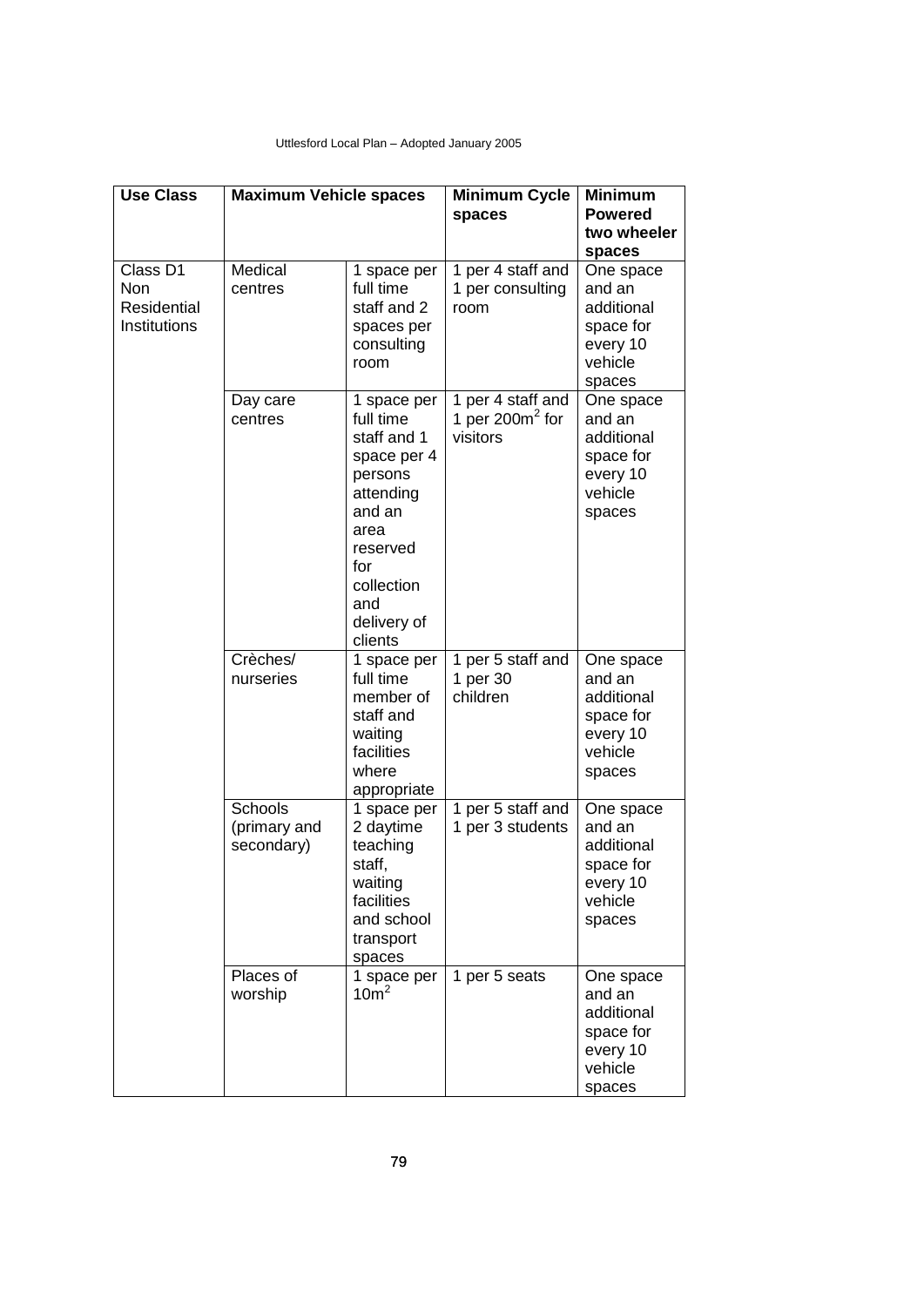| Use Class | Maximum Vehicle spaces | | Minimum Cycle spaces | Minimum Powered two wheeler spaces |
|---|---|---|---|---|
| Class D1 Non Residential Institutions | Medical centres | 1 space per full time staff and 2 spaces per consulting room | 1 per 4 staff and 1 per consulting room | One space and an additional space for every 10 vehicle spaces |
| | Day care centres | 1 space per full time staff and 1 space per 4 persons attending and an area reserved for collection and delivery of clients | 1 per 4 staff and 1 per $200m^2$ for visitors | One space and an additional space for every 10 vehicle spaces |
| | Crèches/ nurseries | 1 space per full time member of staff and waiting facilities where appropriate | 1 per 5 staff and 1 per 30 children | One space and an additional space for every 10 vehicle spaces |
| | Schools (primary and secondary) | 1 space per 2 daytime teaching staff, waiting facilities and school transport spaces | 1 per 5 staff and 1 per 3 students | One space and an additional space for every 10 vehicle spaces |
| | Places of worship | 1 space per $10m^2$ | 1 per 5 seats | One space and an additional space for every 10 vehicle spaces |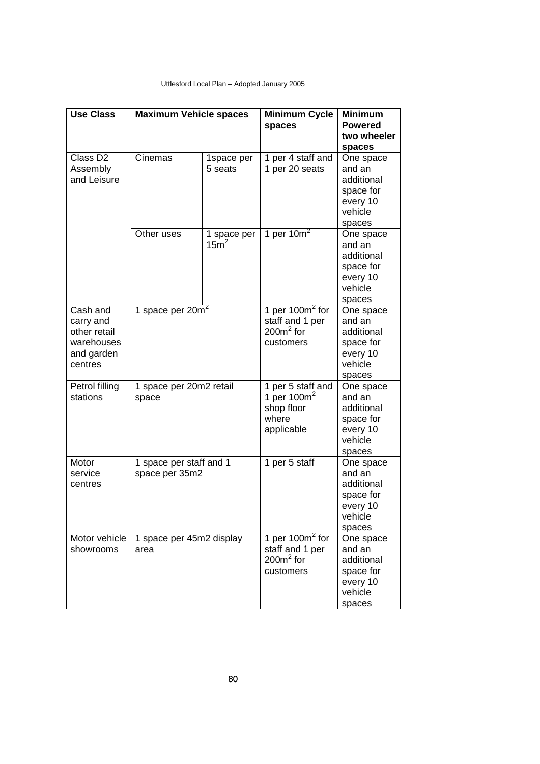| Use Class | Maximum Vehicle spaces | | Minimum Cycle spaces | Minimum Powered two wheeler spaces |
|---|---|---|---|---|
| Class D2 Assembly and Leisure | Cinemas | 1space per 5 seats | 1 per 4 staff and 1 per 20 seats | One space and an additional space for every 10 vehicle spaces |
| | Other uses | 1 space per $15m^2$ | 1 per $10m^2$ | One space and an additional space for every 10 vehicle spaces |
| Cash and carry and other retail warehouses and garden centres | 1 space per $20m^2$ | | 1 per $100m^2$ for staff and 1 per $200m^2$ for customers | One space and an additional space for every 10 vehicle spaces |
| Petrol filling stations | 1 space per 20m2 retail space | | 1 per 5 staff and 1 per $100m^2$ shop floor where applicable | One space and an additional space for every 10 vehicle spaces |
| Motor service centres | 1 space per staff and 1 space per 35m2 | | 1 per 5 staff | One space and an additional space for every 10 vehicle spaces |
| Motor vehicle showrooms | 1 space per 45m2 display area | | 1 per $100m^2$ for staff and 1 per $200m^2$ for customers | One space and an additional space for every 10 vehicle spaces |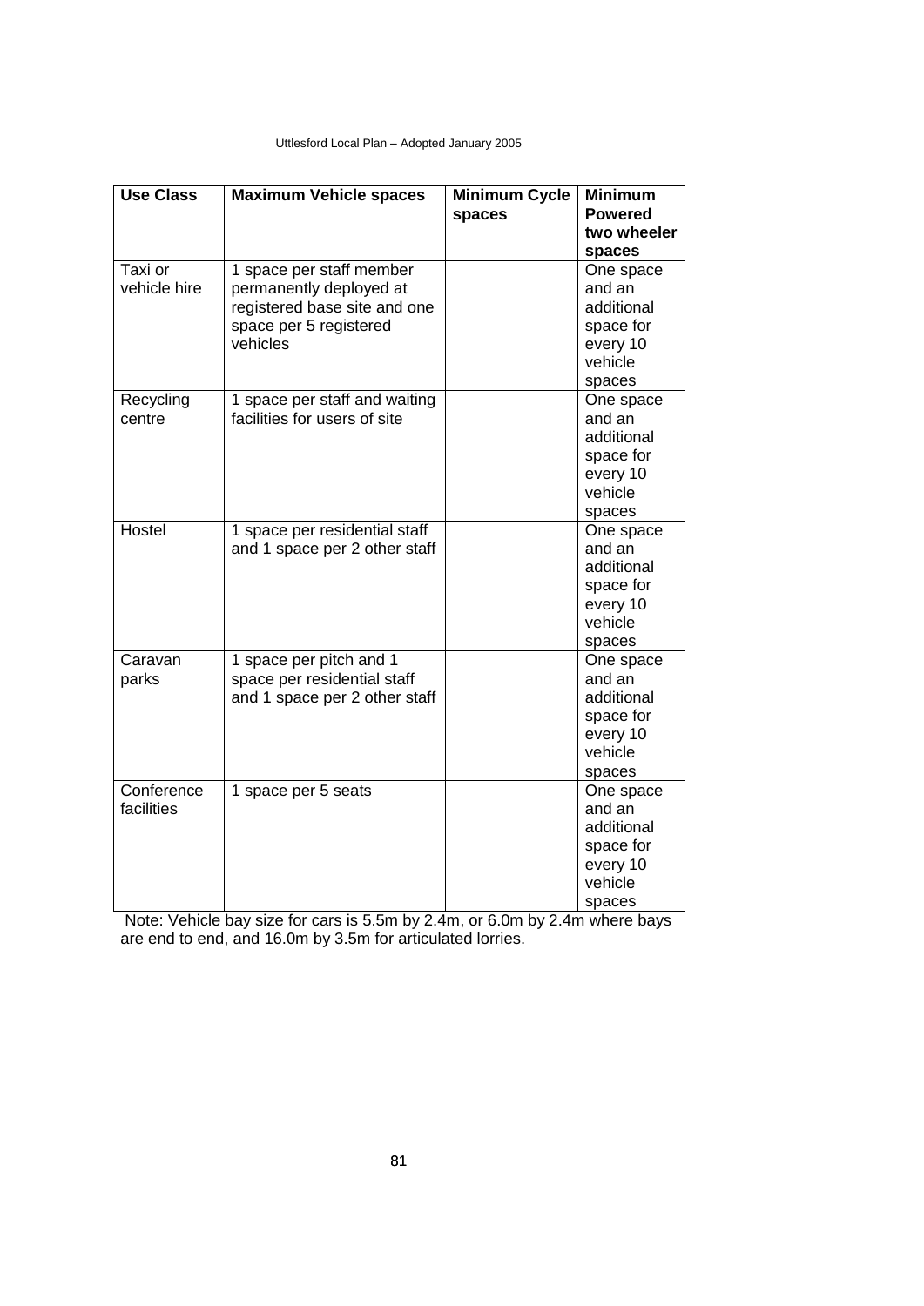| Use Class | Maximum Vehicle spaces | Minimum Cycle spaces | Minimum Powered two wheeler spaces |
|---|---|---|---|
| Taxi or vehicle hire | 1 space per staff member permanently deployed at registered base site and one space per 5 registered vehicles | | One space and an additional space for every 10 vehicle spaces |
| Recycling centre | 1 space per staff and waiting facilities for users of site | | One space and an additional space for every 10 vehicle spaces |
| Hostel | 1 space per residential staff and 1 space per 2 other staff | | One space and an additional space for every 10 vehicle spaces |
| Caravan parks | 1 space per pitch and 1 space per residential staff and 1 space per 2 other staff | | One space and an additional space for every 10 vehicle spaces |
| Conference facilities | 1 space per 5 seats | | One space and an additional space for every 10 vehicle spaces |

Note: Vehicle bay size for cars is 5.5m by 2.4m, or 6.0m by 2.4m where bays are end to end, and 16.0m by 3.5m for articulated lorries.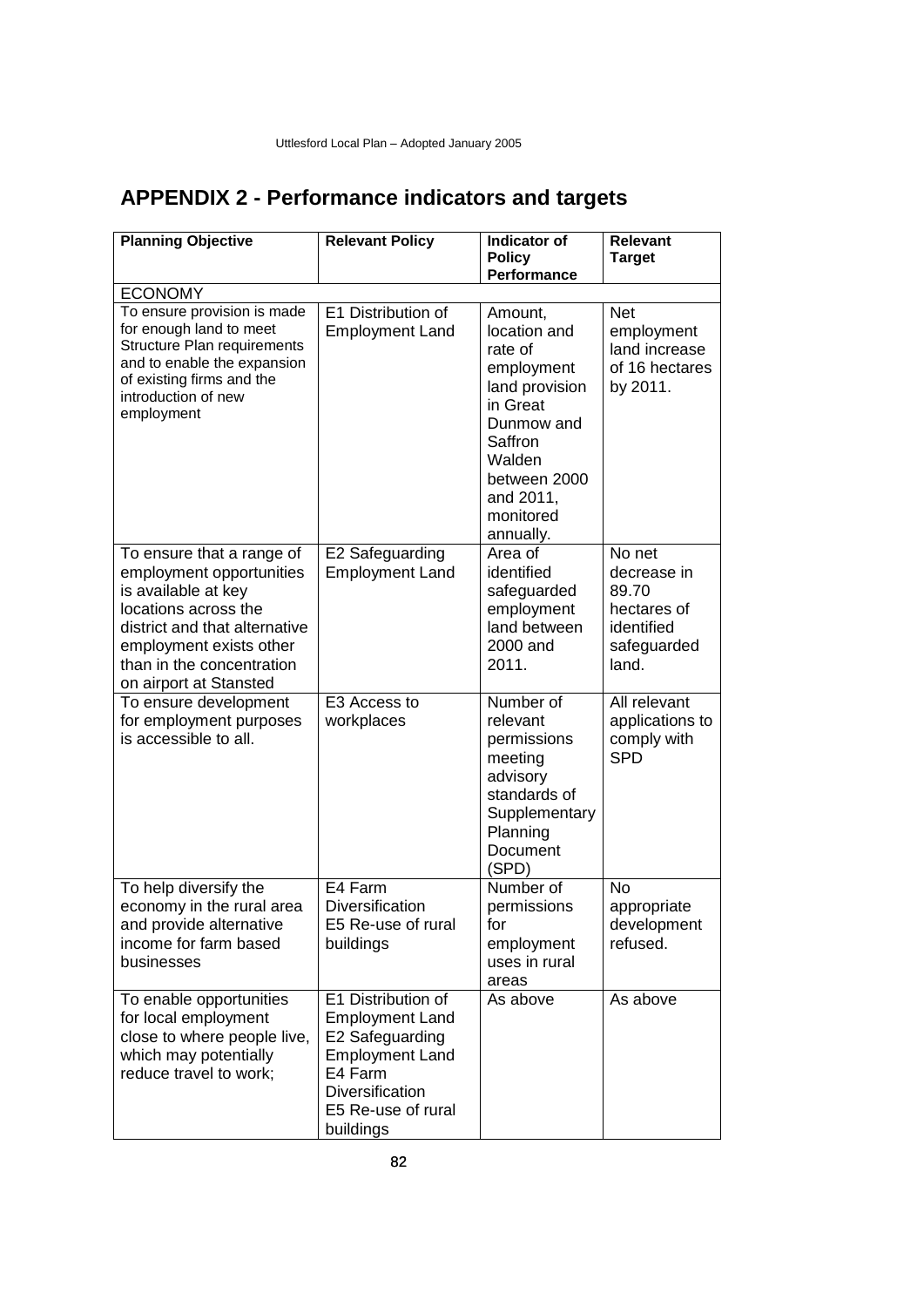## APPENDIX 2 - Performance indicators and targets

| Planning Objective | Relevant Policy | Indicator of Policy Performance | Relevant Target |
|---|---|---|---|
| ECONOMY | | | |
| To ensure provision is made for enough land to meet Structure Plan requirements and to enable the expansion of existing firms and the introduction of new employment | E1 Distribution of Employment Land | Amount, location and rate of employment land provision in Great Dunmow and Saffron Walden between 2000 and 2011, monitored annually. | Net employment land increase of 16 hectares by 2011. |
| To ensure that a range of employment opportunities is available at key locations across the district and that alternative employment exists other than in the concentration on airport at Stansted | E2 Safeguarding Employment Land | Area of identified safeguarded employment land between 2000 and 2011. | No net decrease in 89.70 hectares of identified safeguarded land. |
| To ensure development for employment purposes is accessible to all. | E3 Access to workplaces | Number of relevant permissions meeting advisory standards of Supplementary Planning Document (SPD) | All relevant applications to comply with SPD |
| To help diversify the economy in the rural area and provide alternative income for farm based businesses | E4 Farm Diversification E5 Re-use of rural buildings | Number of permissions for employment uses in rural areas | No appropriate development refused. |
| To enable opportunities for local employment close to where people live, which may potentially reduce travel to work; | E1 Distribution of Employment Land E2 Safeguarding Employment Land E4 Farm Diversification E5 Re-use of rural buildings | As above | As above |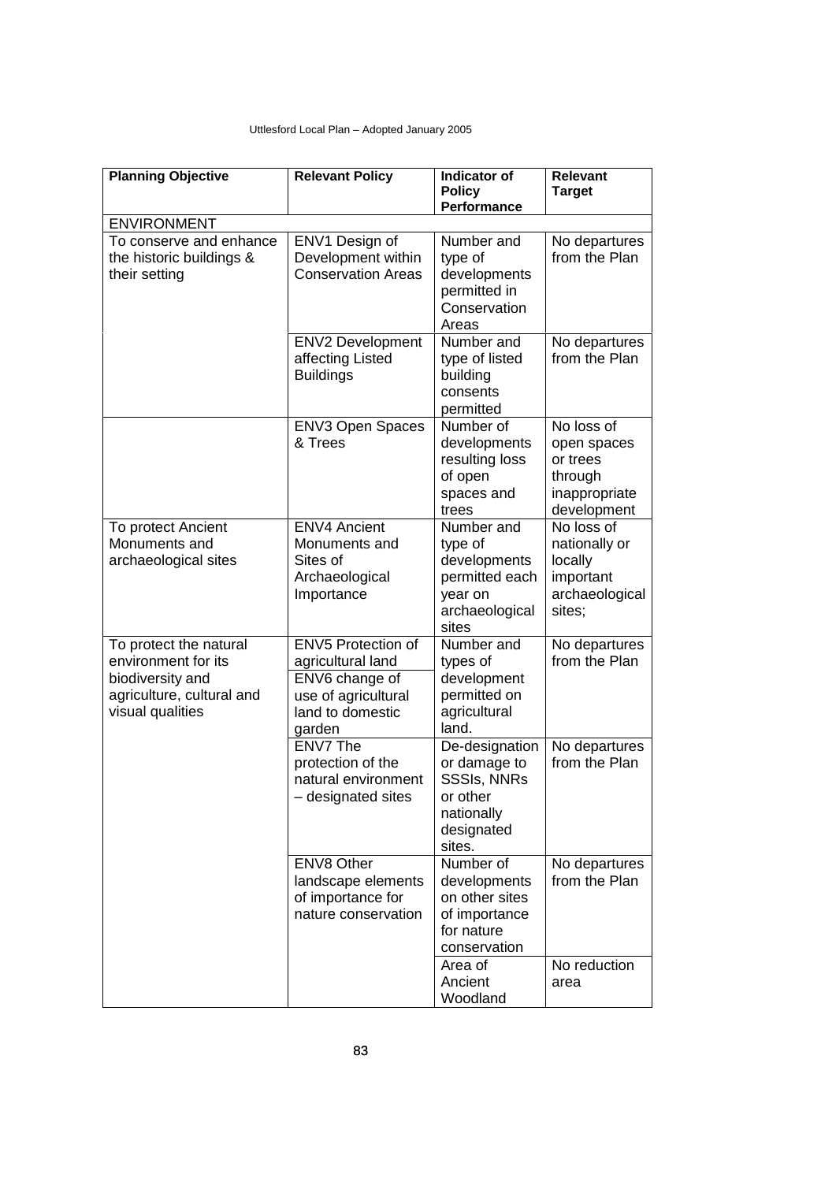| Planning Objective | Relevant Policy | Indicator of Policy Performance | Relevant Target |
|---|---|---|---|
| ENVIRONMENT | | | |
| To conserve and enhance the historic buildings & their setting | ENV1 Design of Development within Conservation Areas | Number and type of developments permitted in Conservation Areas | No departures from the Plan |
| | ENV2 Development affecting Listed Buildings | Number and type of listed building consents permitted | No departures from the Plan |
| | ENV3 Open Spaces & Trees | Number of developments resulting loss of open spaces and trees | No loss of open spaces or trees through inappropriate development |
| To protect Ancient Monuments and archaeological sites | ENV4 Ancient Monuments and Sites of Archaeological Importance | Number and type of developments permitted each year on archaeological sites | No loss of nationally or locally important archaeological sites; |
| To protect the natural environment for its biodiversity and agriculture, cultural and visual qualities | ENV5 Protection of agricultural land<br>ENV6 change of use of agricultural land to domestic garden | Number and types of development permitted on agricultural land. | No departures from the Plan |
| | ENV7 The protection of the natural environment – designated sites | De-designation or damage to SSSIs, NNRs or other nationally designated sites. | No departures from the Plan |
| | ENV8 Other landscape elements of importance for nature conservation | Number of developments on other sites of importance for nature conservation | No departures from the Plan |
| | | Area of Ancient Woodland | No reduction area |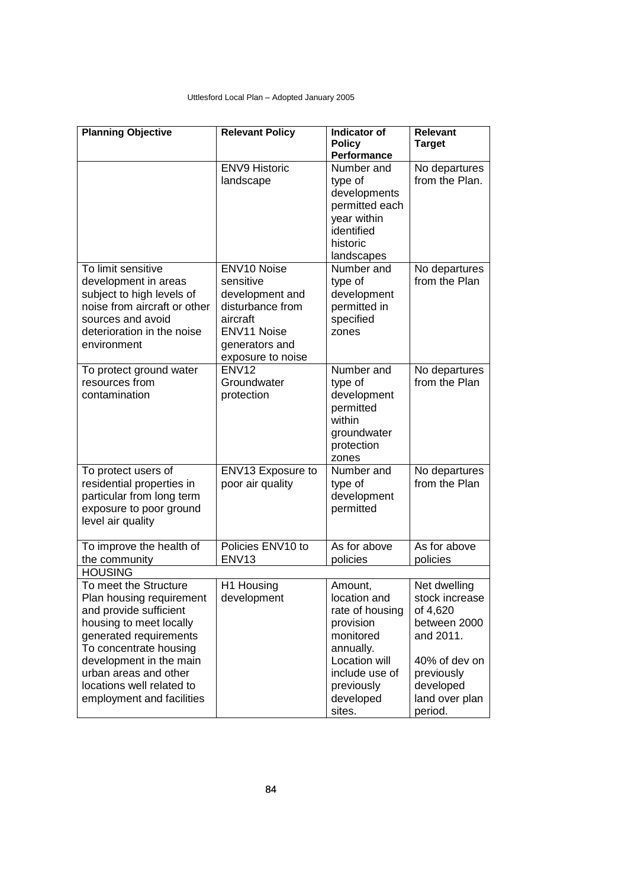| **Planning Objective** | **Relevant Policy** | **Indicator of Policy Performance** | **Relevant Target** |
|---|---|---|---|
| | ENV9 Historic landscape | Number and type of developments permitted each year within identified historic landscapes | No departures from the Plan. |
| To limit sensitive development in areas subject to high levels of noise from aircraft or other sources and avoid deterioration in the noise environment | ENV10 Noise sensitive development and disturbance from aircraft<br>ENV11 Noise generators and exposure to noise | Number and type of development permitted in specified zones | No departures from the Plan |
| To protect ground water resources from contamination | ENV12 Groundwater protection | Number and type of development permitted within groundwater protection zones | No departures from the Plan |
| To protect users of residential properties in particular from long term exposure to poor ground level air quality | ENV13 Exposure to poor air quality | Number and type of development permitted | No departures from the Plan |
| To improve the health of the community | Policies ENV10 to ENV13 | As for above policies | As for above policies |
| HOUSING | | | |
| To meet the Structure Plan housing requirement and provide sufficient housing to meet locally generated requirements<br>To concentrate housing development in the main urban areas and other locations well related to employment and facilities | H1 Housing development | Amount, location and rate of housing provision monitored annually. Location will include use of previously developed sites. | Net dwelling stock increase of 4,620 between 2000 and 2011.<br><br>40% of dev on previously developed land over plan period. |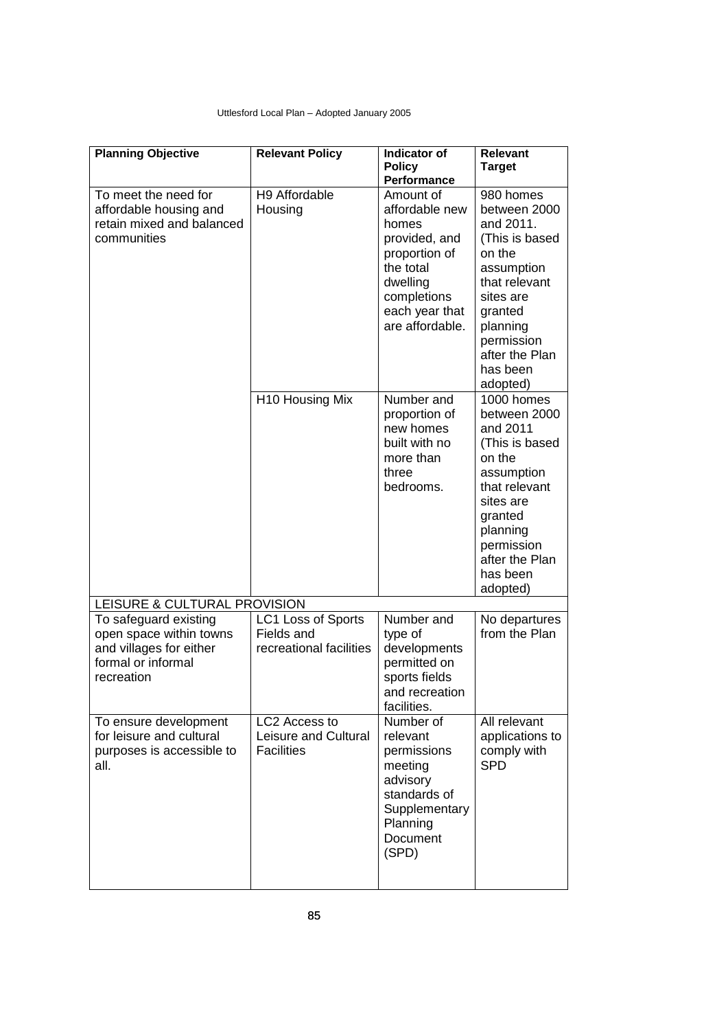| Planning Objective | Relevant Policy | Indicator of Policy Performance | Relevant Target |
|---|---|---|---|
| To meet the need for affordable housing and retain mixed and balanced communities | H9 Affordable Housing | Amount of affordable new homes provided, and proportion of the total dwelling completions each year that are affordable. | 980 homes between 2000 and 2011. (This is based on the assumption that relevant sites are granted planning permission after the Plan has been adopted) |
| | H10 Housing Mix | Number and proportion of new homes built with no more than three bedrooms. | 1000 homes between 2000 and 2011 (This is based on the assumption that relevant sites are granted planning permission after the Plan has been adopted) |
| LEISURE & CULTURAL PROVISION | | | |
| To safeguard existing open space within towns and villages for either formal or informal recreation | LC1 Loss of Sports Fields and recreational facilities | Number and type of developments permitted on sports fields and recreation facilities. | No departures from the Plan |
| To ensure development for leisure and cultural purposes is accessible to all. | LC2 Access to Leisure and Cultural Facilities | Number of relevant permissions meeting advisory standards of Supplementary Planning Document (SPD) | All relevant applications to comply with SPD |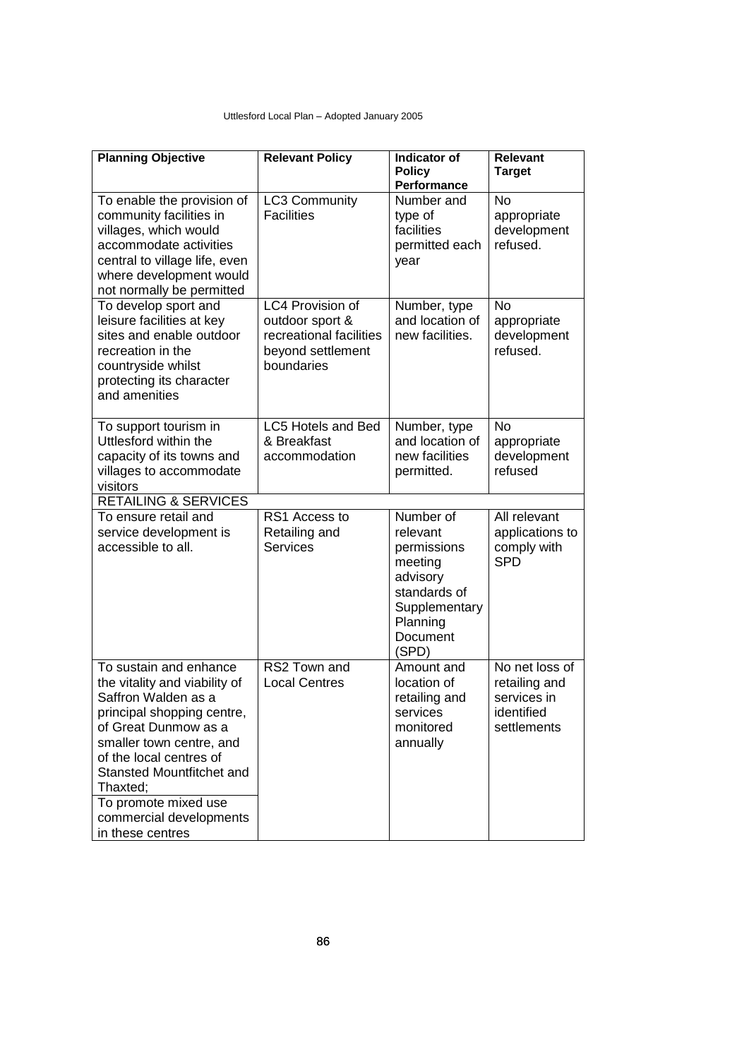| Planning Objective | Relevant Policy | Indicator of Policy Performance | Relevant Target |
|---|---|---|---|
| To enable the provision of community facilities in villages, which would accommodate activities central to village life, even where development would not normally be permitted | LC3 Community Facilities | Number and type of facilities permitted each year | No appropriate development refused. |
| To develop sport and leisure facilities at key sites and enable outdoor recreation in the countryside whilst protecting its character and amenities | LC4 Provision of outdoor sport & recreational facilities beyond settlement boundaries | Number, type and location of new facilities. | No appropriate development refused. |
| To support tourism in Uttlesford within the capacity of its towns and villages to accommodate visitors | LC5 Hotels and Bed & Breakfast accommodation | Number, type and location of new facilities permitted. | No appropriate development refused |
| RETAILING & SERVICES | | | |
| To ensure retail and service development is accessible to all. | RS1 Access to Retailing and Services | Number of relevant permissions meeting advisory standards of Supplementary Planning Document (SPD) | All relevant applications to comply with SPD |
| To sustain and enhance the vitality and viability of Saffron Walden as a principal shopping centre, of Great Dunmow as a smaller town centre, and of the local centres of Stansted Mountfitchet and Thaxted;<br>To promote mixed use commercial developments in these centres | RS2 Town and Local Centres | Amount and location of retailing and services monitored annually | No net loss of retailing and services in identified settlements |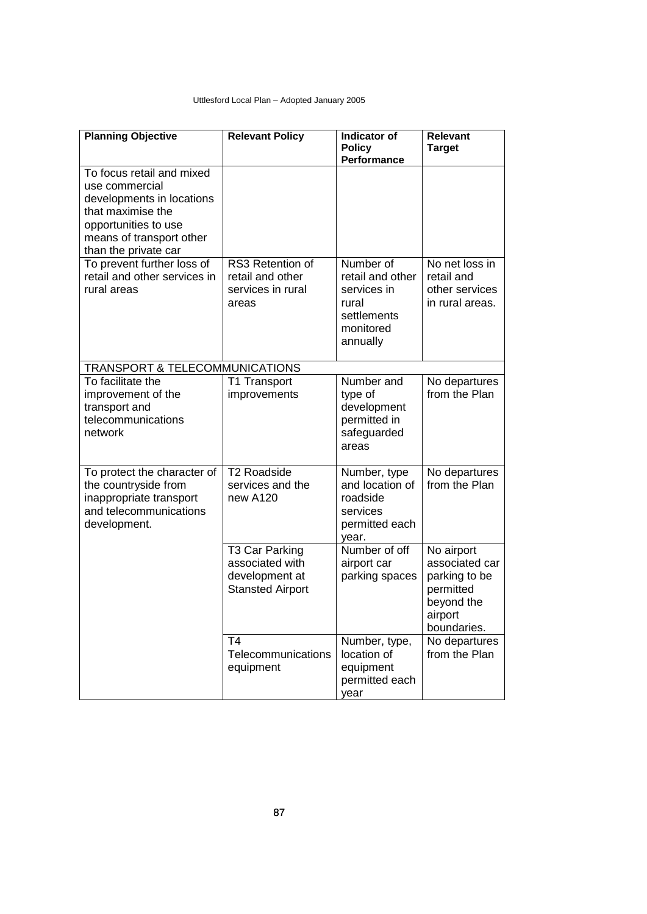| Planning Objective | Relevant Policy | Indicator of Policy Performance | Relevant Target |
|---|---|---|---|
| To focus retail and mixed use commercial developments in locations that maximise the opportunities to use means of transport other than the private car | | | |
| To prevent further loss of retail and other services in rural areas | RS3 Retention of retail and other services in rural areas | Number of retail and other services in rural settlements monitored annually | No net loss in retail and other services in rural areas. |
| TRANSPORT & TELECOMMUNICATIONS | | | |
| To facilitate the improvement of the transport and telecommunications network | T1 Transport improvements | Number and type of development permitted in safeguarded areas | No departures from the Plan |
| To protect the character of the countryside from inappropriate transport and telecommunications development. | T2 Roadside services and the new A120 | Number, type and location of roadside services permitted each year. | No departures from the Plan |
| | T3 Car Parking associated with development at Stansted Airport | Number of off airport car parking spaces | No airport associated car parking to be permitted beyond the airport boundaries. |
| | T4 Telecommunications equipment | Number, type, location of equipment permitted each year | No departures from the Plan |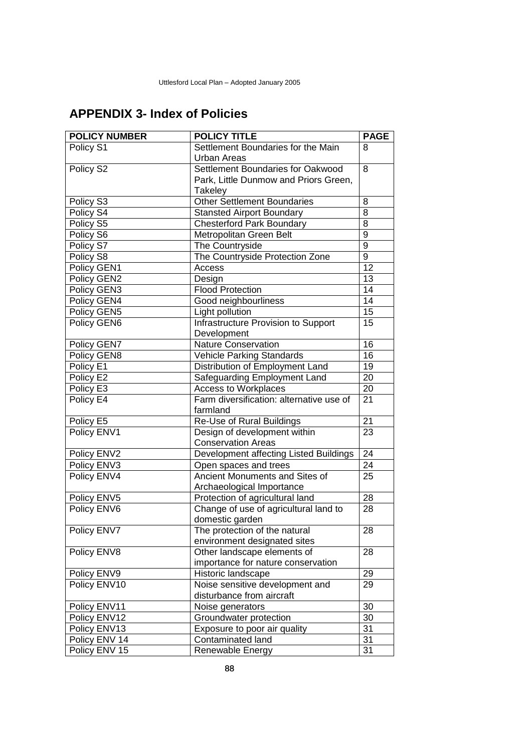## APPENDIX 3- Index of Policies

| POLICY NUMBER | POLICY TITLE | PAGE |
|---|---|---|
| Policy S1 | Settlement Boundaries for the Main Urban Areas | 8 |
| Policy S2 | Settlement Boundaries for Oakwood Park, Little Dunmow and Priors Green, Takeley | 8 |
| Policy S3 | Other Settlement Boundaries | 8 |
| Policy S4 | Stansted Airport Boundary | 8 |
| Policy S5 | Chesterford Park Boundary | 8 |
| Policy S6 | Metropolitan Green Belt | 9 |
| Policy S7 | The Countryside | 9 |
| Policy S8 | The Countryside Protection Zone | 9 |
| Policy GEN1 | Access | 12 |
| Policy GEN2 | Design | 13 |
| Policy GEN3 | Flood Protection | 14 |
| Policy GEN4 | Good neighbourliness | 14 |
| Policy GEN5 | Light pollution | 15 |
| Policy GEN6 | Infrastructure Provision to Support Development | 15 |
| Policy GEN7 | Nature Conservation | 16 |
| Policy GEN8 | Vehicle Parking Standards | 16 |
| Policy E1 | Distribution of Employment Land | 19 |
| Policy E2 | Safeguarding Employment Land | 20 |
| Policy E3 | Access to Workplaces | 20 |
| Policy E4 | Farm diversification: alternative use of farmland | 21 |
| Policy E5 | Re-Use of Rural Buildings | 21 |
| Policy ENV1 | Design of development within Conservation Areas | 23 |
| Policy ENV2 | Development affecting Listed Buildings | 24 |
| Policy ENV3 | Open spaces and trees | 24 |
| Policy ENV4 | Ancient Monuments and Sites of Archaeological Importance | 25 |
| Policy ENV5 | Protection of agricultural land | 28 |
| Policy ENV6 | Change of use of agricultural land to domestic garden | 28 |
| Policy ENV7 | The protection of the natural environment designated sites | 28 |
| Policy ENV8 | Other landscape elements of importance for nature conservation | 28 |
| Policy ENV9 | Historic landscape | 29 |
| Policy ENV10 | Noise sensitive development and disturbance from aircraft | 29 |
| Policy ENV11 | Noise generators | 30 |
| Policy ENV12 | Groundwater protection | 30 |
| Policy ENV13 | Exposure to poor air quality | 31 |
| Policy ENV 14 | Contaminated land | 31 |
| Policy ENV 15 | Renewable Energy | 31 |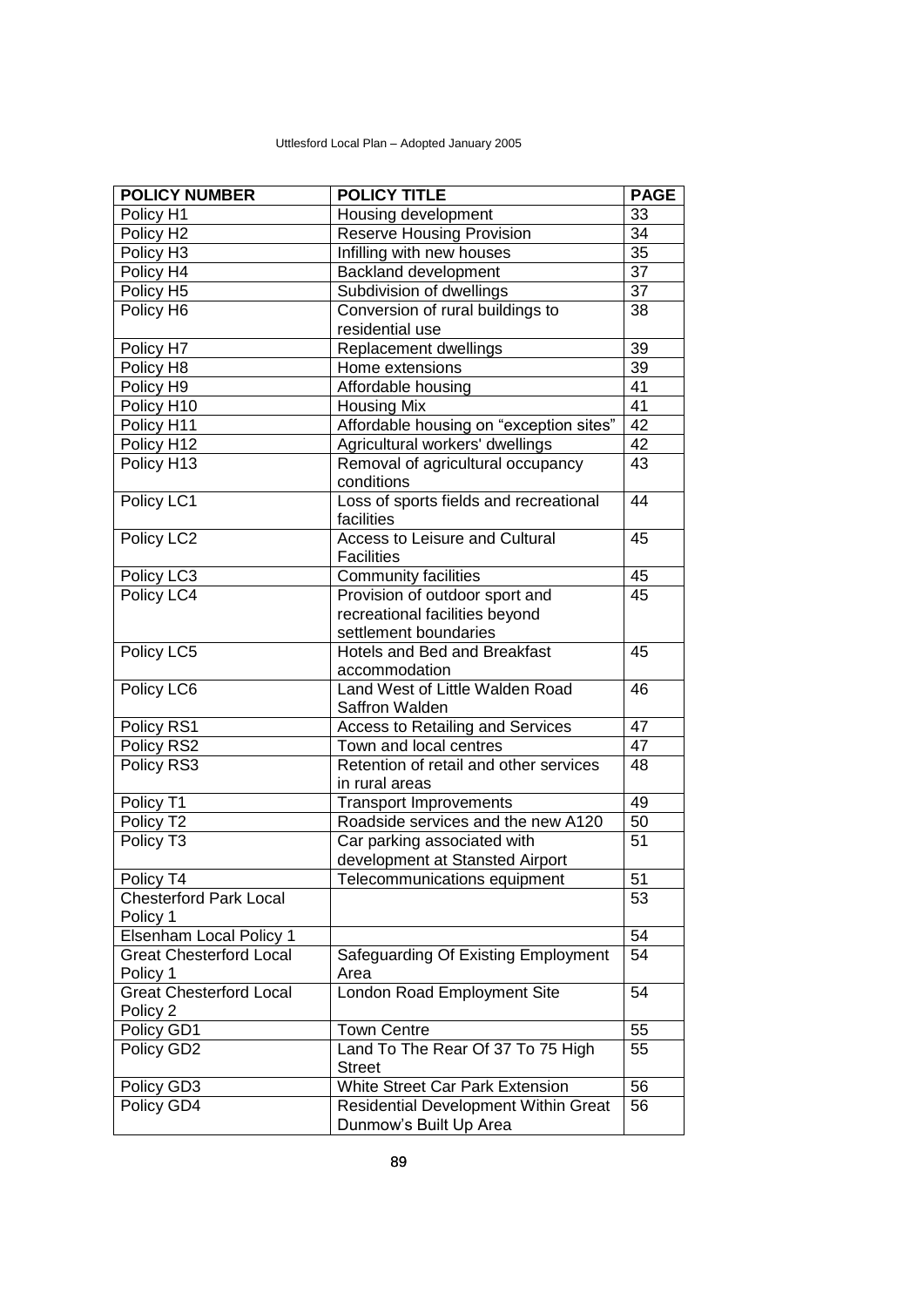| POLICY NUMBER | POLICY TITLE | PAGE |
|---|---|---|
| Policy H1 | Housing development | 33 |
| Policy H2 | Reserve Housing Provision | 34 |
| Policy H3 | Infilling with new houses | 35 |
| Policy H4 | Backland development | 37 |
| Policy H5 | Subdivision of dwellings | 37 |
| Policy H6 | Conversion of rural buildings to residential use | 38 |
| Policy H7 | Replacement dwellings | 39 |
| Policy H8 | Home extensions | 39 |
| Policy H9 | Affordable housing | 41 |
| Policy H10 | Housing Mix | 41 |
| Policy H11 | Affordable housing on "exception sites" | 42 |
| Policy H12 | Agricultural workers' dwellings | 42 |
| Policy H13 | Removal of agricultural occupancy conditions | 43 |
| Policy LC1 | Loss of sports fields and recreational facilities | 44 |
| Policy LC2 | Access to Leisure and Cultural Facilities | 45 |
| Policy LC3 | Community facilities | 45 |
| Policy LC4 | Provision of outdoor sport and recreational facilities beyond settlement boundaries | 45 |
| Policy LC5 | Hotels and Bed and Breakfast accommodation | 45 |
| Policy LC6 | Land West of Little Walden Road Saffron Walden | 46 |
| Policy RS1 | Access to Retailing and Services | 47 |
| Policy RS2 | Town and local centres | 47 |
| Policy RS3 | Retention of retail and other services in rural areas | 48 |
| Policy T1 | Transport Improvements | 49 |
| Policy T2 | Roadside services and the new A120 | 50 |
| Policy T3 | Car parking associated with development at Stansted Airport | 51 |
| Policy T4 | Telecommunications equipment | 51 |
| Chesterford Park Local Policy 1 | | 53 |
| Elsenham Local Policy 1 | | 54 |
| Great Chesterford Local Policy 1 | Safeguarding Of Existing Employment Area | 54 |
| Great Chesterford Local Policy 2 | London Road Employment Site | 54 |
| Policy GD1 | Town Centre | 55 |
| Policy GD2 | Land To The Rear Of 37 To 75 High Street | 55 |
| Policy GD3 | White Street Car Park Extension | 56 |
| Policy GD4 | Residential Development Within Great Dunmow's Built Up Area | 56 |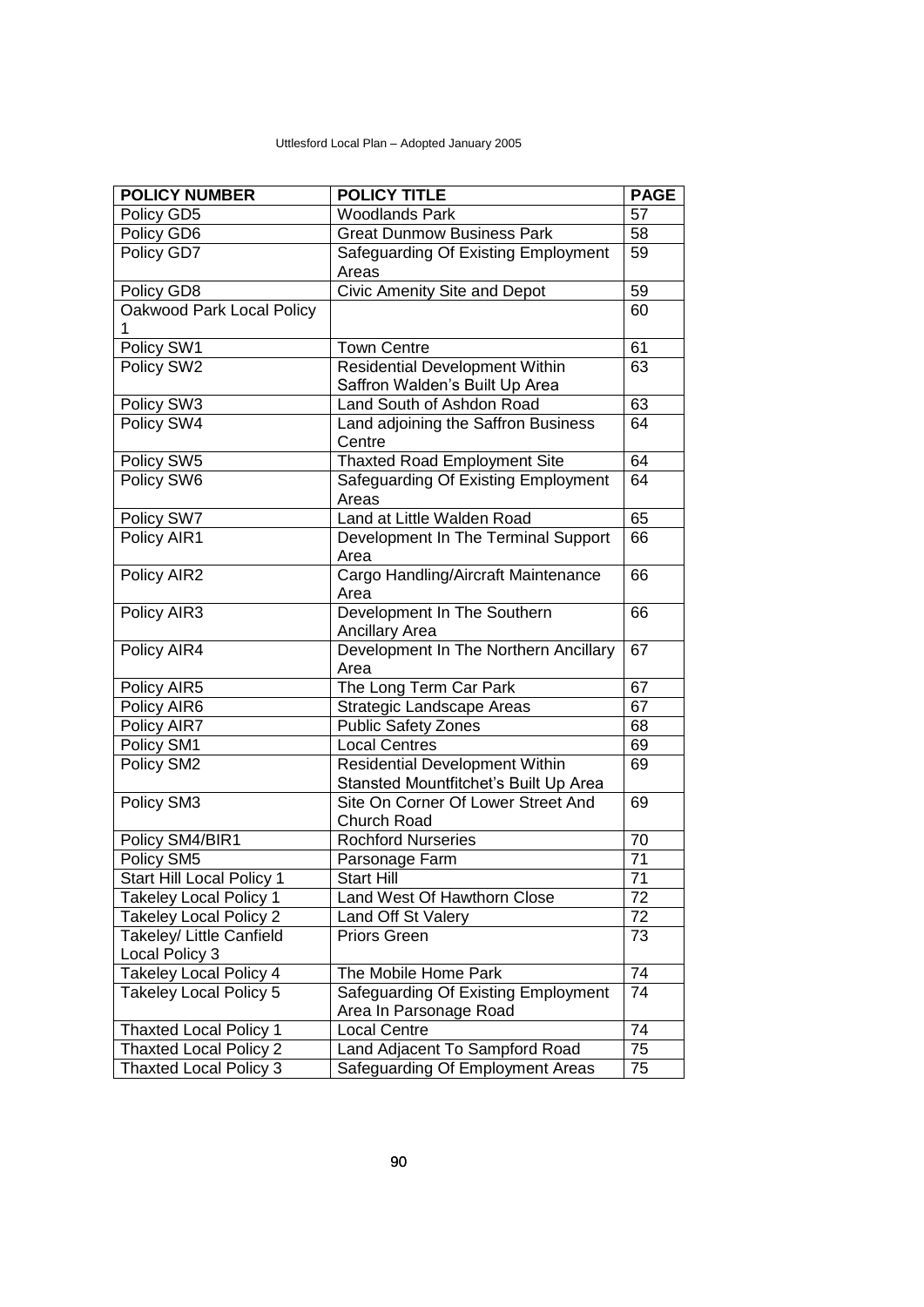| POLICY NUMBER | POLICY TITLE | PAGE |
|---|---|---|
| Policy GD5 | Woodlands Park | 57 |
| Policy GD6 | Great Dunmow Business Park | 58 |
| Policy GD7 | Safeguarding Of Existing Employment Areas | 59 |
| Policy GD8 | Civic Amenity Site and Depot | 59 |
| Oakwood Park Local Policy 1 | | 60 |
| Policy SW1 | Town Centre | 61 |
| Policy SW2 | Residential Development Within Saffron Walden's Built Up Area | 63 |
| Policy SW3 | Land South of Ashdon Road | 63 |
| Policy SW4 | Land adjoining the Saffron Business Centre | 64 |
| Policy SW5 | Thaxted Road Employment Site | 64 |
| Policy SW6 | Safeguarding Of Existing Employment Areas | 64 |
| Policy SW7 | Land at Little Walden Road | 65 |
| Policy AIR1 | Development In The Terminal Support Area | 66 |
| Policy AIR2 | Cargo Handling/Aircraft Maintenance Area | 66 |
| Policy AIR3 | Development In The Southern Ancillary Area | 66 |
| Policy AIR4 | Development In The Northern Ancillary Area | 67 |
| Policy AIR5 | The Long Term Car Park | 67 |
| Policy AIR6 | Strategic Landscape Areas | 67 |
| Policy AIR7 | Public Safety Zones | 68 |
| Policy SM1 | Local Centres | 69 |
| Policy SM2 | Residential Development Within Stansted Mountfitchet's Built Up Area | 69 |
| Policy SM3 | Site On Corner Of Lower Street And Church Road | 69 |
| Policy SM4/BIR1 | Rochford Nurseries | 70 |
| Policy SM5 | Parsonage Farm | 71 |
| Start Hill Local Policy 1 | Start Hill | 71 |
| Takeley Local Policy 1 | Land West Of Hawthorn Close | 72 |
| Takeley Local Policy 2 | Land Off St Valery | 72 |
| Takeley/ Little Canfield Local Policy 3 | Priors Green | 73 |
| Takeley Local Policy 4 | The Mobile Home Park | 74 |
| Takeley Local Policy 5 | Safeguarding Of Existing Employment Area In Parsonage Road | 74 |
| Thaxted Local Policy 1 | Local Centre | 74 |
| Thaxted Local Policy 2 | Land Adjacent To Sampford Road | 75 |
| Thaxted Local Policy 3 | Safeguarding Of Employment Areas | 75 |